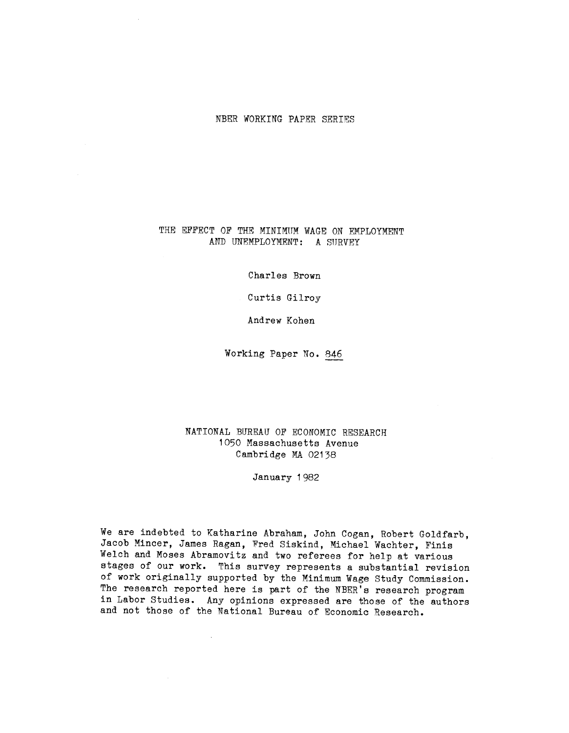NBER WORKING PAPER SERIES

# THE EFFECT OF THE MINIMUM WAGE ON EMPLOYMENT AND UNEMPLOYMENT: A SURVEY

Charles Brown

Curtis Gilroy

Andrew Kohen

Working Paper No. 846

NATIONAL BUREAU OF ECONOMIC RESEARCH
1050 Massachusetts Avenue
Cambridge MA 02138

January 1982

We are indebted to Katharine Abraham, John Cogan, Robert Goldfarb, Jacob Mincer, James Ragan, Fred Siskind, Michael Wachter, Finis Welch and Moses Abramovitz and two referees for help at various stages of our work. This survey represents a substantial revision of work originally supported by the Minimum Wage Study Commission. The research reported here is part of the NBER's research program in Labor Studies. Any opinions expressed are those of the authors and not those of the National Bureau of Economic Research.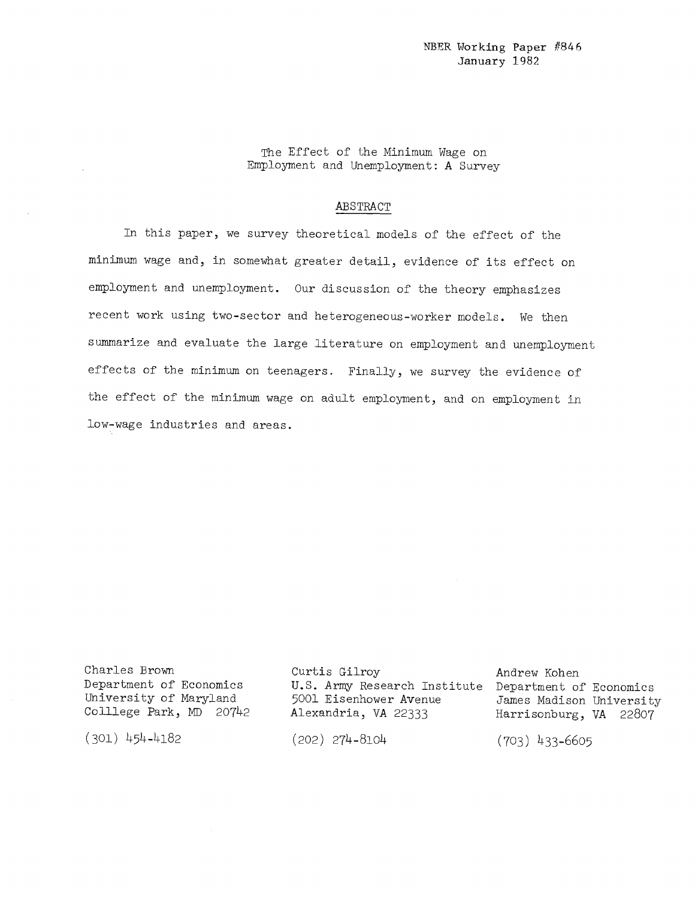NBER Working Paper #846
January 1982

# The Effect of the Minimum Wage on Employment and Unemployment: A Survey

## ABSTRACT

In this paper, we survey theoretical models of the effect of the minimum wage and, in somewhat greater detail, evidence of its effect on employment and unemployment. Our discussion of the theory emphasizes recent work using two-sector and heterogeneous-worker models. We then summarize and evaluate the large literature on employment and unemployment effects of the minimum on teenagers. Finally, we survey the evidence of the effect of the minimum wage on adult employment, and on employment in low-wage industries and areas.

Charles Brown
Department of Economics
University of Maryland
Colllege Park, MD 20742

(301) 454-4182

Curtis Gilroy
U.S. Army Research Institute
5001 Eisenhower Avenue
Alexandria, VA 22333

(202) 274-8104

Andrew Kohen
Department of Economics
James Madison University
Harrisonburg, VA 22807

(703) 433-6605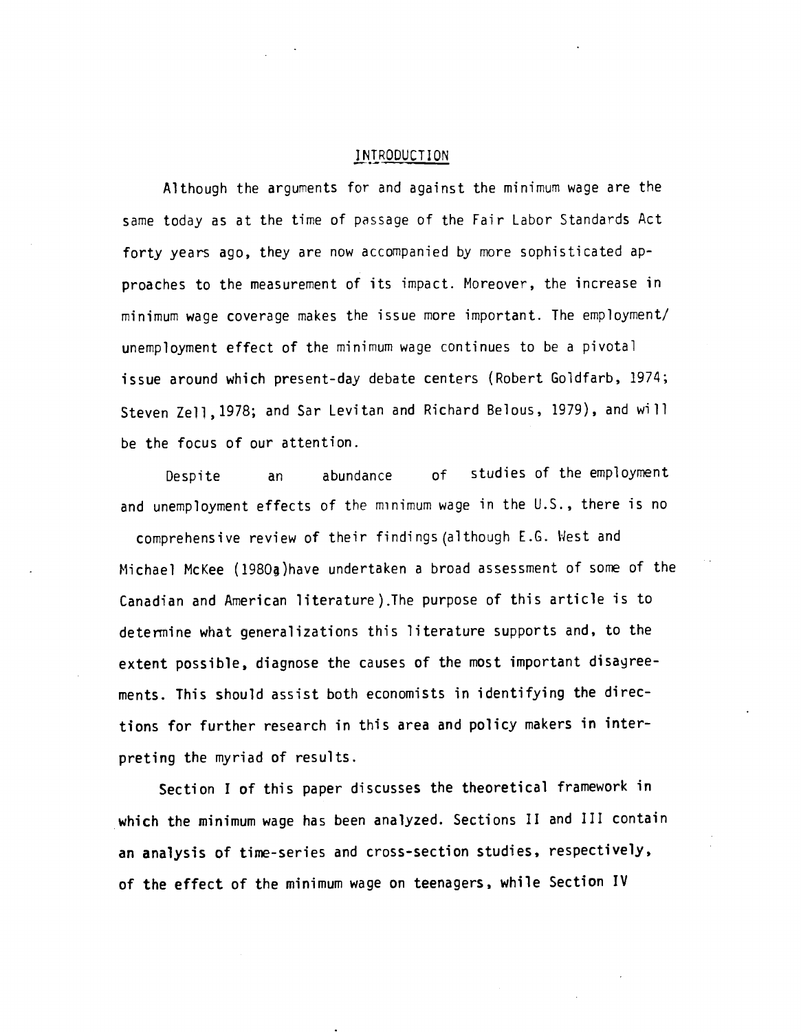# INTRODUCTION

Although the arguments for and against the minimum wage are the same today as at the time of passage of the Fair Labor Standards Act forty years ago, they are now accompanied by more sophisticated approaches to the measurement of its impact. Moreover, the increase in minimum wage coverage makes the issue more important. The employment/unemployment effect of the minimum wage continues to be a pivotal issue around which present-day debate centers (Robert Goldfarb, 1974; Steven Zell, 1978; and Sar Levitan and Richard Belous, 1979), and will be the focus of our attention.

Despite an abundance of studies of the employment and unemployment effects of the minimum wage in the U.S., there is no comprehensive review of their findings (although E.G. West and Michael McKee (1980a) have undertaken a broad assessment of some of the Canadian and American literature). The purpose of this article is to determine what generalizations this literature supports and, to the extent possible, diagnose the causes of the most important disagreements. This should assist both economists in identifying the directions for further research in this area and policy makers in interpreting the myriad of results.

Section I of this paper discusses the theoretical framework in which the minimum wage has been analyzed. Sections II and III contain an analysis of time-series and cross-section studies, respectively, of the effect of the minimum wage on teenagers, while Section IV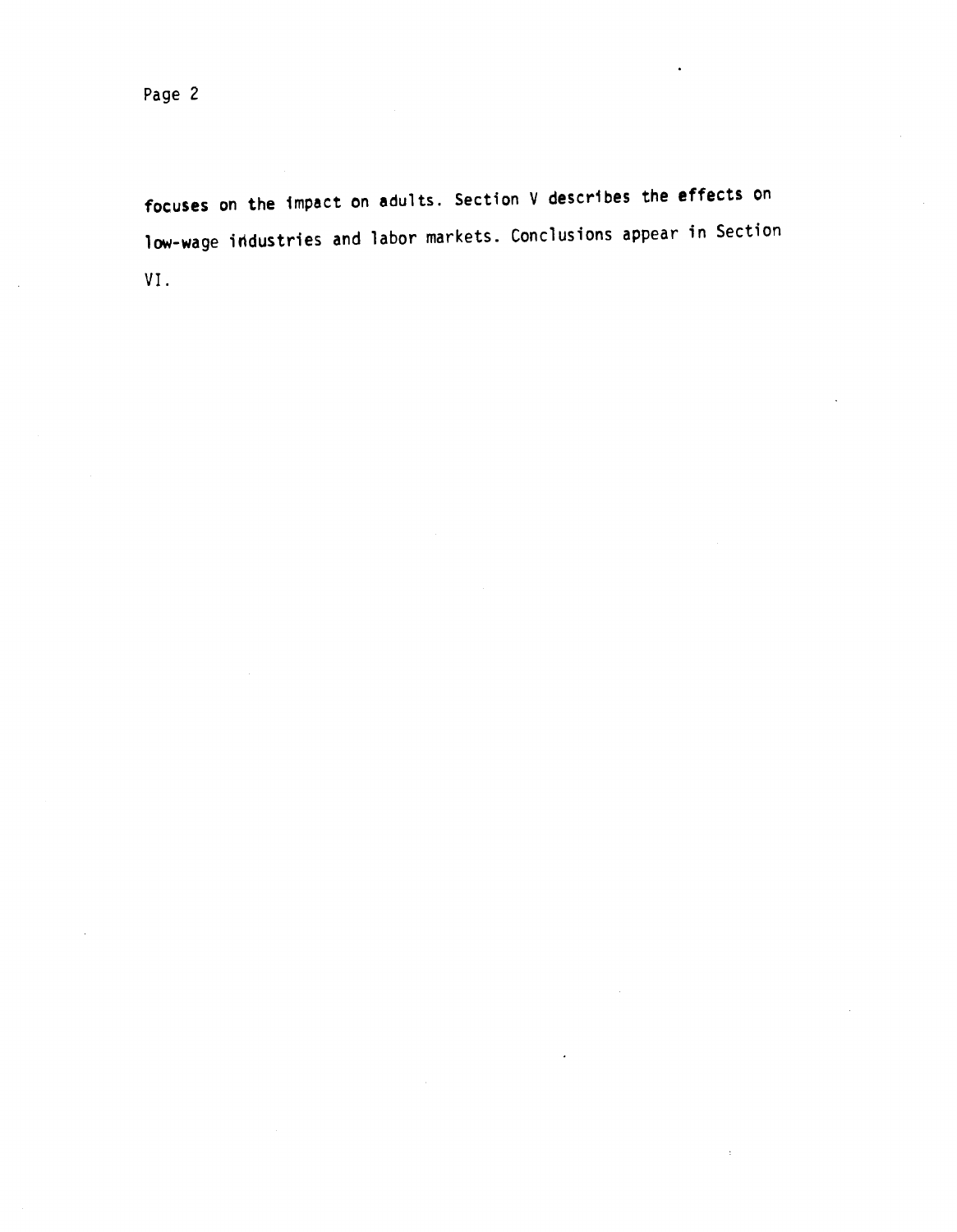focuses on the impact on adults. Section V describes the effects on low-wage industries and labor markets. Conclusions appear in Section VI.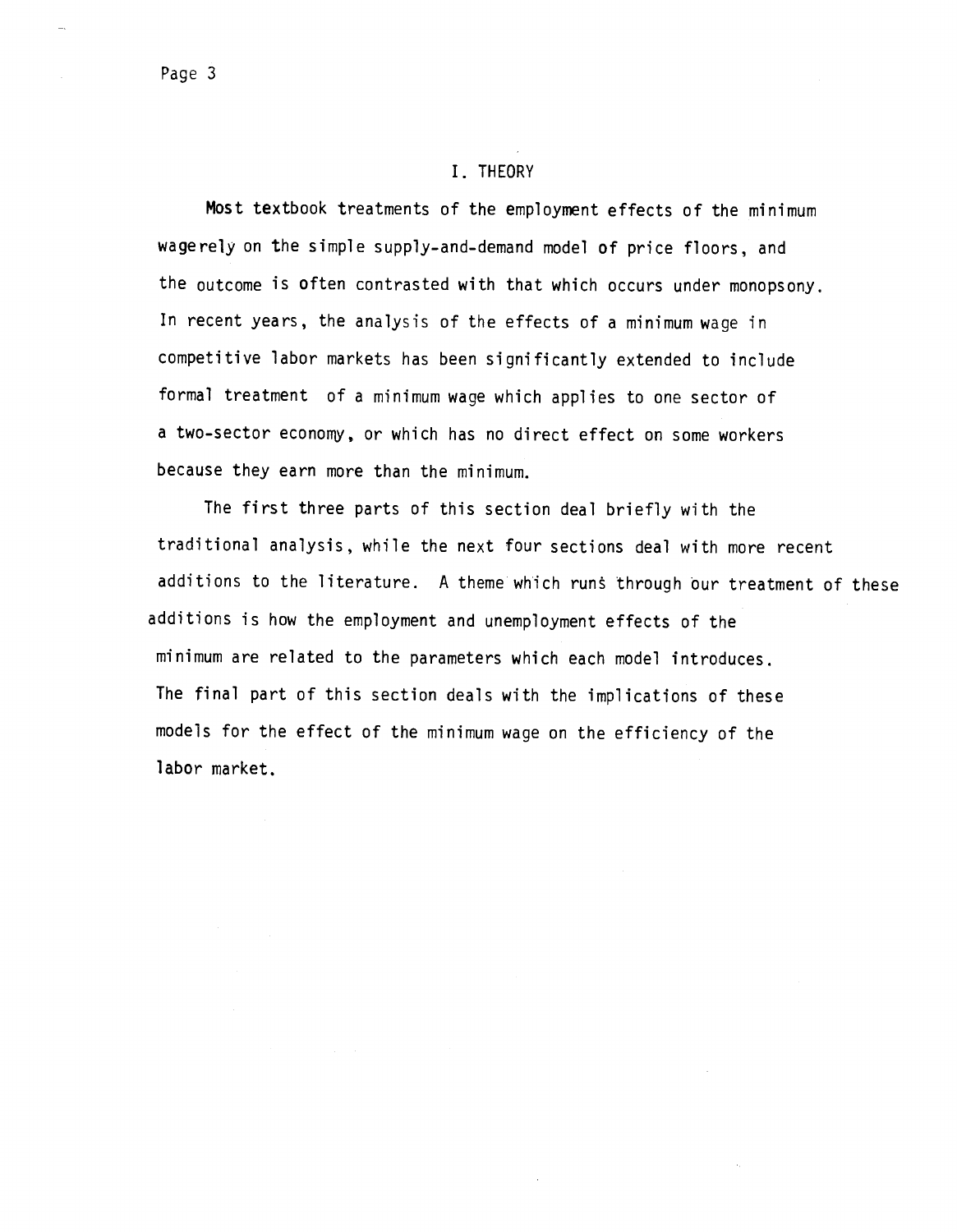# I. THEORY

Most textbook treatments of the employment effects of the minimum wagerely on the simple supply-and-demand model of price floors, and the outcome is often contrasted with that which occurs under monopsony. In recent years, the analysis of the effects of a minimum wage in competitive labor markets has been significantly extended to include formal treatment of a minimum wage which applies to one sector of a two-sector economy, or which has no direct effect on some workers because they earn more than the minimum.

The first three parts of this section deal briefly with the traditional analysis, while the next four sections deal with more recent additions to the literature. A theme which runs through our treatment of these additions is how the employment and unemployment effects of the minimum are related to the parameters which each model introduces. The final part of this section deals with the implications of these models for the effect of the minimum wage on the efficiency of the labor market.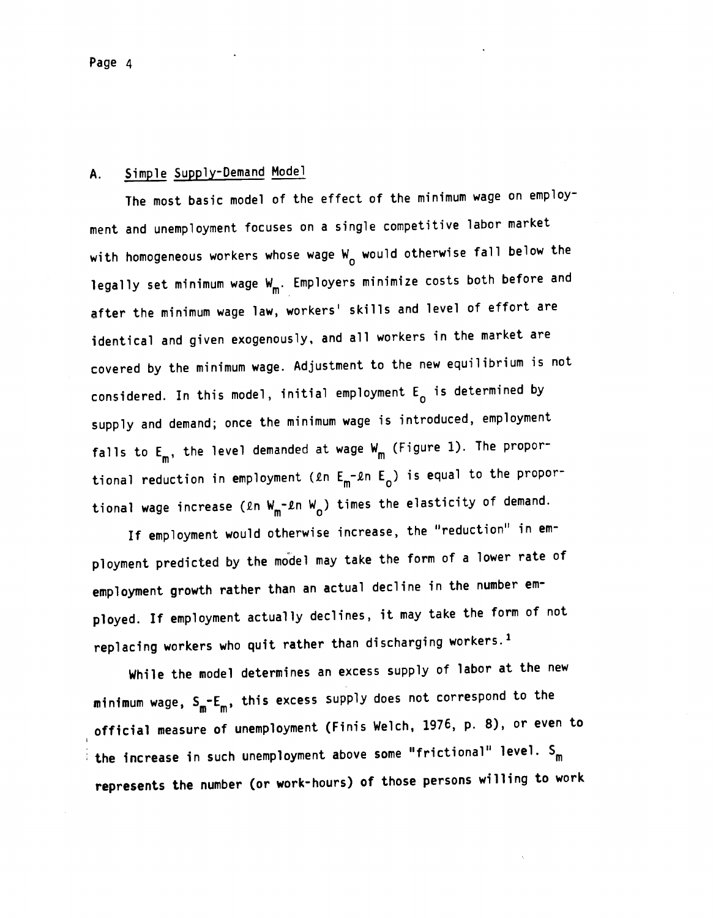## A. Simple Supply-Demand Model

The most basic model of the effect of the minimum wage on employment and unemployment focuses on a single competitive labor market with homogeneous workers whose wage $W_0$ would otherwise fall below the legally set minimum wage $W_m$. Employers minimize costs both before and after the minimum wage law, workers' skills and level of effort are identical and given exogenously, and all workers in the market are covered by the minimum wage. Adjustment to the new equilibrium is not considered. In this model, initial employment $E_0$ is determined by supply and demand; once the minimum wage is introduced, employment falls to $E_m$, the level demanded at wage $W_m$ (Figure 1). The proportional reduction in employment ($\ell n\ E_m - \ell n\ E_0$) is equal to the proportional wage increase ($\ell n\ W_m - \ell n\ W_0$) times the elasticity of demand.

If employment would otherwise increase, the "reduction" in employment predicted by the model may take the form of a lower rate of employment growth rather than an actual decline in the number employed. If employment actually declines, it may take the form of not replacing workers who quit rather than discharging workers.[1]

While the model determines an excess supply of labor at the new minimum wage, $S_m - E_m$, this excess supply does not correspond to the official measure of unemployment (Finis Welch, 1976, p. 8), or even to the increase in such unemployment above some "frictional" level. $S_m$ represents the number (or work-hours) of those persons willing to work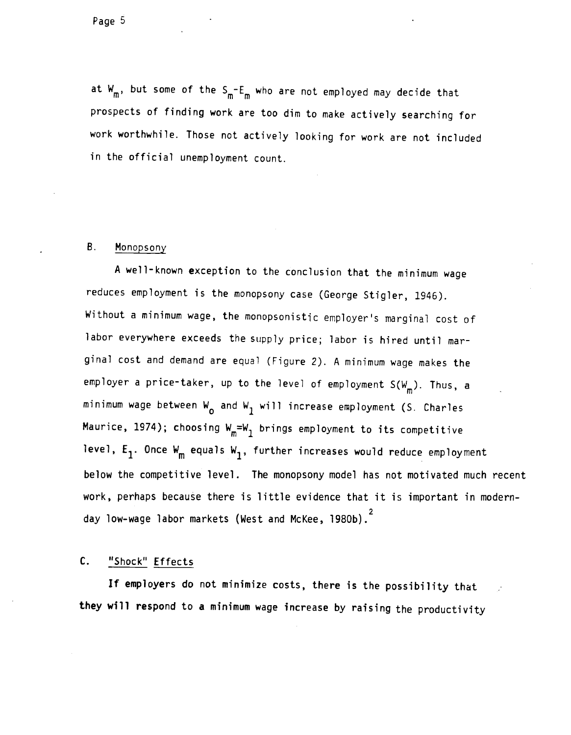at $W_m$, but some of the $S_m$-$E_m$ who are not employed may decide that prospects of finding work are too dim to make actively searching for work worthwhile. Those not actively looking for work are not included in the official unemployment count.

## B. Monopsony

A well-known exception to the conclusion that the minimum wage reduces employment is the monopsony case (George Stigler, 1946). Without a minimum wage, the monopsonistic employer's marginal cost of labor everywhere exceeds the supply price; labor is hired until marginal cost and demand are equal (Figure 2). A minimum wage makes the employer a price-taker, up to the level of employment $S(W_m)$. Thus, a minimum wage between $W_0$ and $W_1$ will increase employment (S. Charles Maurice, 1974); choosing $W_m$=$W_1$ brings employment to its competitive level, $E_1$. Once $W_m$ equals $W_1$, further increases would reduce employment below the competitive level. The monopsony model has not motivated much recent work, perhaps because there is little evidence that it is important in modern-day low-wage labor markets (West and McKee, 1980b).[2]

## C. "Shock" Effects

If employers do not minimize costs, there is the possibility that they will respond to a minimum wage increase by raising the productivity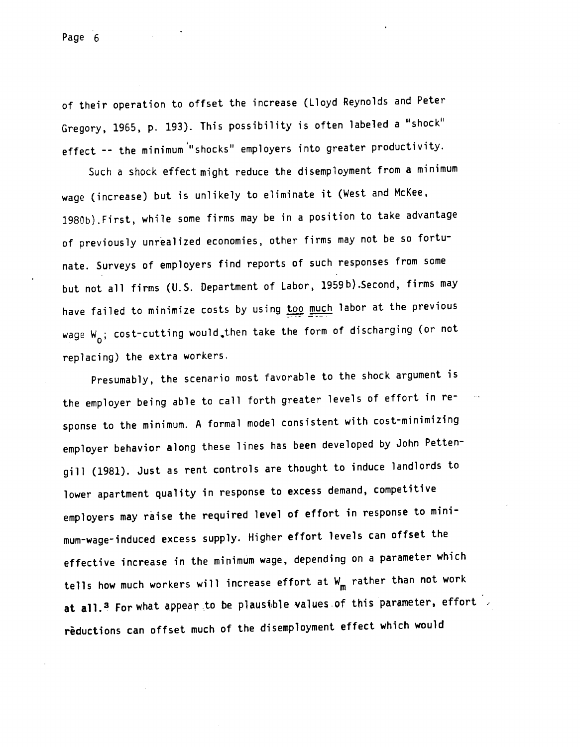of their operation to offset the increase (Lloyd Reynolds and Peter Gregory, 1965, p. 193). This possibility is often labeled a "shock" effect -- the minimum "shocks" employers into greater productivity.

Such a shock effect might reduce the disemployment from a minimum wage (increase) but is unlikely to eliminate it (West and McKee, 1980b). First, while some firms may be in a position to take advantage of previously unrealized economies, other firms may not be so fortunate. Surveys of employers find reports of such responses from some but not all firms (U.S. Department of Labor, 1959b). Second, firms may have failed to minimize costs by using <u>too much</u> labor at the previous wage $W_0$; cost-cutting would then take the form of discharging (or not replacing) the extra workers.

Presumably, the scenario most favorable to the shock argument is the employer being able to call forth greater levels of effort in response to the minimum. A formal model consistent with cost-minimizing employer behavior along these lines has been developed by John Pettengill (1981). Just as rent controls are thought to induce landlords to lower apartment quality in response to excess demand, competitive employers may raise the required level of effort in response to minimum-wage-induced excess supply. Higher effort levels can offset the effective increase in the minimum wage, depending on a parameter which tells how much workers will increase effort at $W_m$ rather than not work at all.[3] For what appear to be plausible values of this parameter, effort reductions can offset much of the disemployment effect which would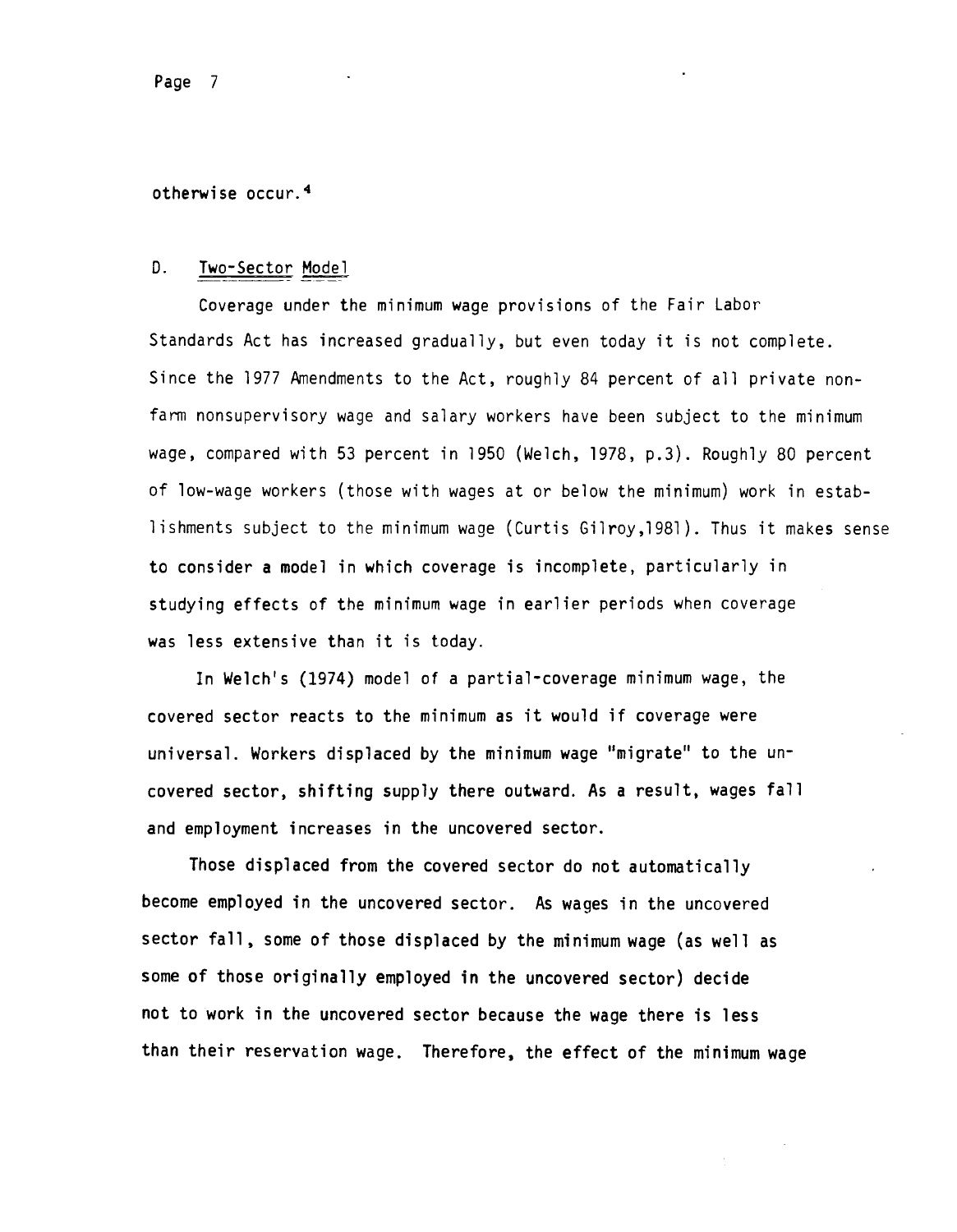otherwise occur.[4]

## D. Two-Sector Model

Coverage under the minimum wage provisions of the Fair Labor Standards Act has increased gradually, but even today it is not complete. Since the 1977 Amendments to the Act, roughly 84 percent of all private nonfarm nonsupervisory wage and salary workers have been subject to the minimum wage, compared with 53 percent in 1950 (Welch, 1978, p.3). Roughly 80 percent of low-wage workers (those with wages at or below the minimum) work in establishments subject to the minimum wage (Curtis Gilroy,1981). Thus it makes sense to consider a model in which coverage is incomplete, particularly in studying effects of the minimum wage in earlier periods when coverage was less extensive than it is today.

In Welch's (1974) model of a partial-coverage minimum wage, the covered sector reacts to the minimum as it would if coverage were universal. Workers displaced by the minimum wage "migrate" to the uncovered sector, shifting supply there outward. As a result, wages fall and employment increases in the uncovered sector.

Those displaced from the covered sector do not automatically become employed in the uncovered sector. As wages in the uncovered sector fall, some of those displaced by the minimum wage (as well as some of those originally employed in the uncovered sector) decide not to work in the uncovered sector because the wage there is less than their reservation wage. Therefore, the effect of the minimum wage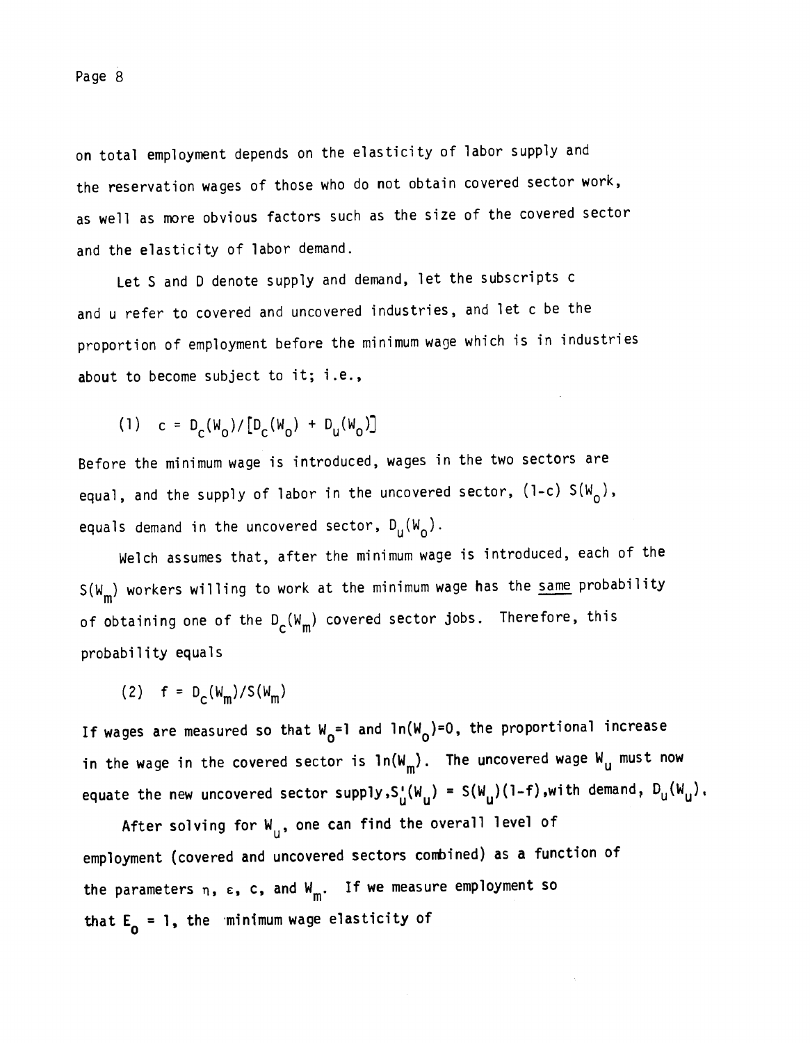on total employment depends on the elasticity of labor supply and the reservation wages of those who do not obtain covered sector work, as well as more obvious factors such as the size of the covered sector and the elasticity of labor demand.

Let S and D denote supply and demand, let the subscripts c and u refer to covered and uncovered industries, and let c be the proportion of employment before the minimum wage which is in industries about to become subject to it; i.e.,

$$(1) \quad c = D_c(W_o)/[D_c(W_o) + D_u(W_o)]$$

Before the minimum wage is introduced, wages in the two sectors are equal, and the supply of labor in the uncovered sector, $(1-c)\ S(W_o)$, equals demand in the uncovered sector, $D_u(W_o)$.

Welch assumes that, after the minimum wage is introduced, each of the $S(W_m)$ workers willing to work at the minimum wage has the <u>same</u> probability of obtaining one of the $D_c(W_m)$ covered sector jobs. Therefore, this probability equals

$$(2) \quad f = D_c(W_m)/S(W_m)$$

If wages are measured so that $W_o=1$ and $\ln(W_o)=0$, the proportional increase in the wage in the covered sector is $\ln(W_m)$. The uncovered wage $W_u$ must now equate the new uncovered sector supply, $S_u'(W_u) = S(W_u)(1-f)$, with demand, $D_u(W_u)$.

After solving for $W_u$, one can find the overall level of employment (covered and uncovered sectors combined) as a function of the parameters $\eta$, $\varepsilon$, $c$, and $W_m$. If we measure employment so that $E_o = 1$, the minimum wage elasticity of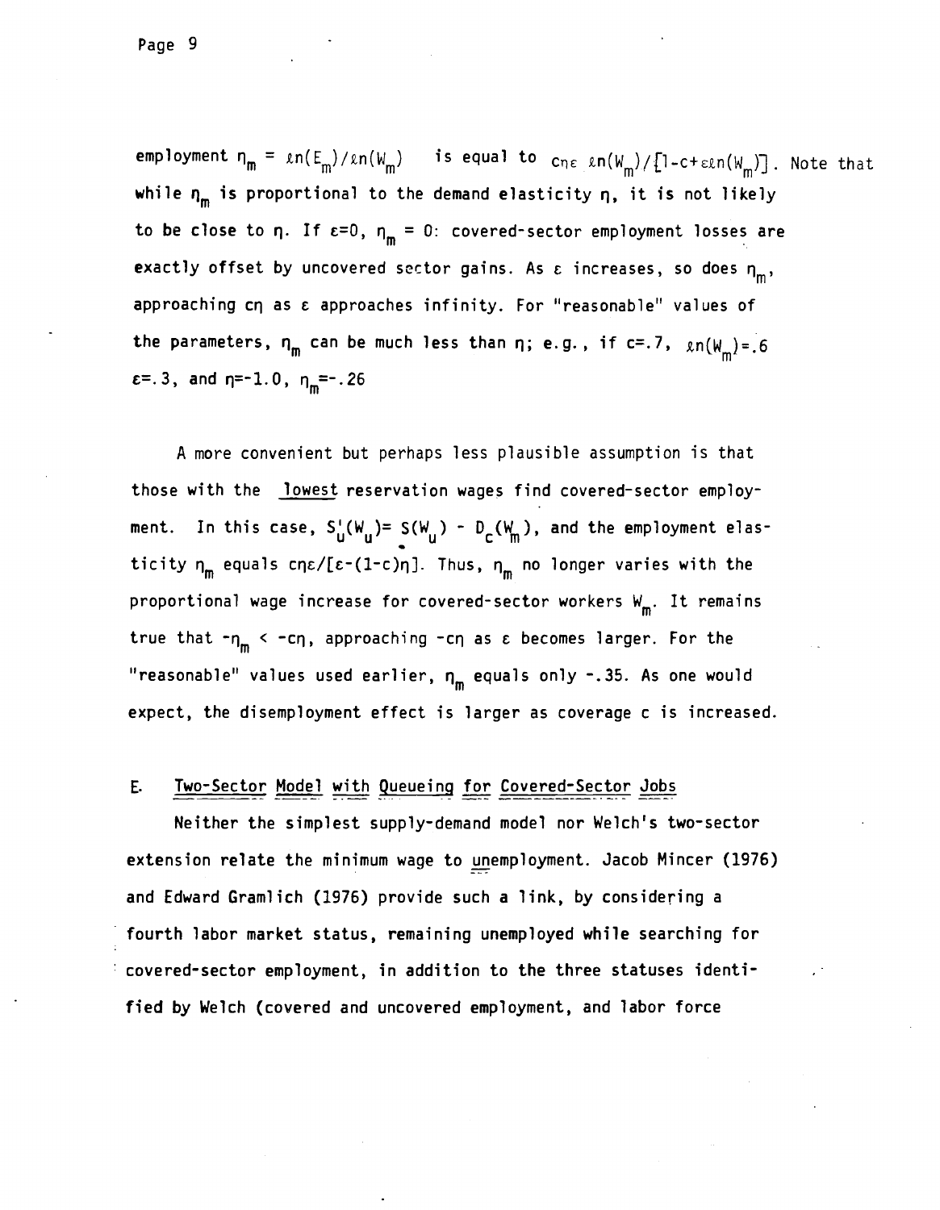employment $\eta_m = \ell n(E_m)/\ell n(W_m)$ is equal to $c\eta\varepsilon \ \ell n(W_m)/[1-c+\varepsilon \ell n(W_m)]$. Note that while $\eta_m$ is proportional to the demand elasticity $\eta$, it is not likely to be close to $\eta$. If $\varepsilon=0$, $\eta_m = 0$: covered-sector employment losses are exactly offset by uncovered sector gains. As $\varepsilon$ increases, so does $\eta_m$, approaching $c\eta$ as $\varepsilon$ approaches infinity. For "reasonable" values of the parameters, $\eta_m$ can be much less than $\eta$; e.g., if $c=.7$, $\ell n(W_m)=.6$ $\varepsilon=.3$, and $\eta=-1.0$, $\eta_m=-.26$

A more convenient but perhaps less plausible assumption is that those with the lowest reservation wages find covered-sector employment. In this case, $S_u'(W_u)= S(W_u) - D_c(W_m)$, and the employment elasticity $\eta_m$ equals $c\eta\varepsilon/[\varepsilon-(1-c)\eta]$. Thus, $\eta_m$ no longer varies with the proportional wage increase for covered-sector workers $W_m$. It remains true that $-\eta_m < -c\eta$, approaching $-c\eta$ as $\varepsilon$ becomes larger. For the "reasonable" values used earlier, $\eta_m$ equals only -.35. As one would expect, the disemployment effect is larger as coverage c is increased.

### E. Two-Sector Model with Queueing for Covered-Sector Jobs

Neither the simplest supply-demand model nor Welch's two-sector extension relate the minimum wage to unemployment. Jacob Mincer (1976) and Edward Gramlich (1976) provide such a link, by considering a fourth labor market status, remaining unemployed while searching for covered-sector employment, in addition to the three statuses identified by Welch (covered and uncovered employment, and labor force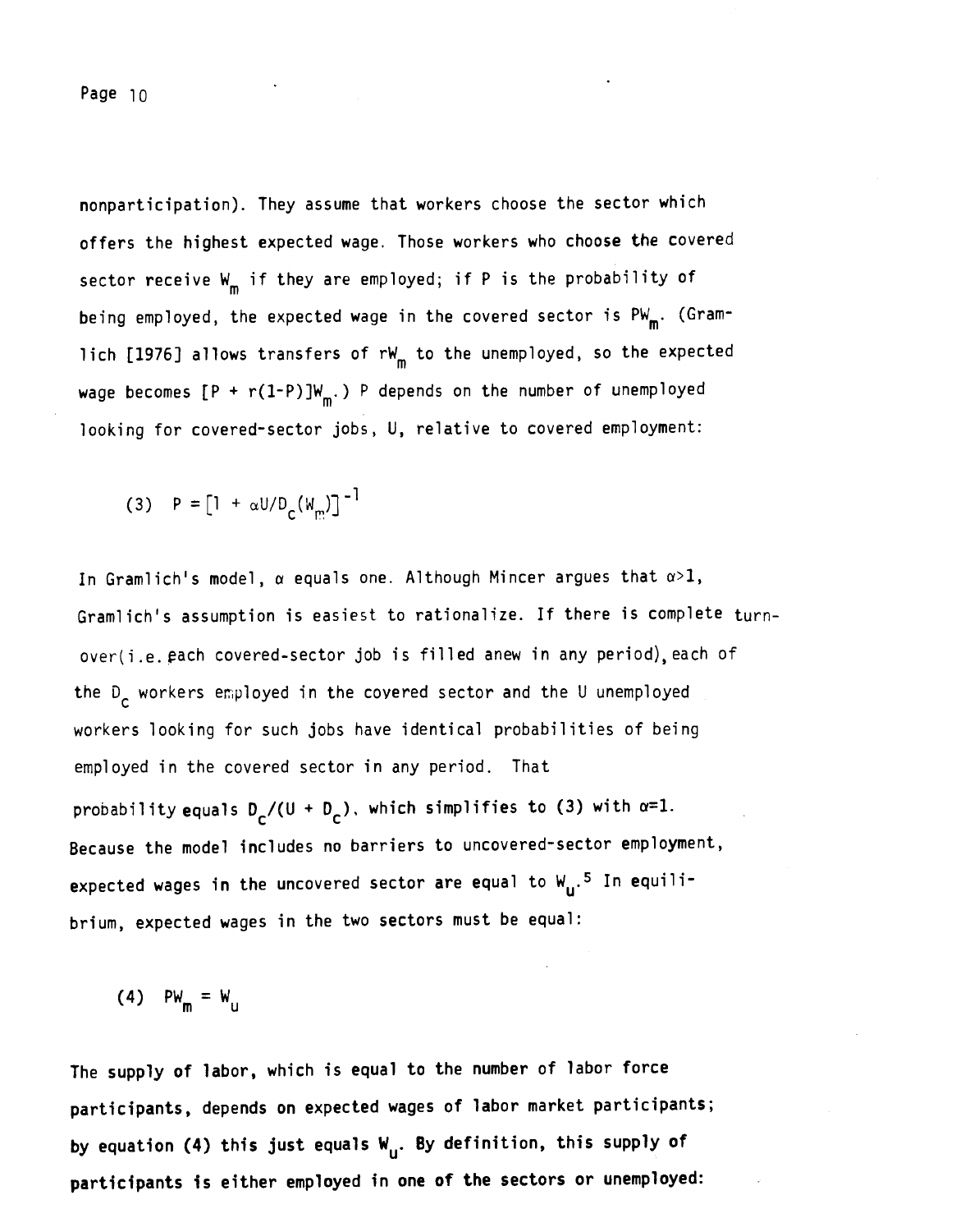nonparticipation). They assume that workers choose the sector which offers the highest expected wage. Those workers who choose the covered sector receive $W_m$ if they are employed; if P is the probability of being employed, the expected wage in the covered sector is $PW_m$. (Gramlich [1976] allows transfers of $rW_m$ to the unemployed, so the expected wage becomes $[P + r(1-P)]W_m$.) P depends on the number of unemployed looking for covered-sector jobs, U, relative to covered employment:

$$(3) \quad P = \left[1 + \alpha U/D_c(W_m)\right]^{-1}$$

In Gramlich's model, $\alpha$ equals one. Although Mincer argues that $\alpha > 1$, Gramlich's assumption is easiest to rationalize. If there is complete turnover (i.e. each covered-sector job is filled anew in any period), each of the $D_c$ workers employed in the covered sector and the U unemployed workers looking for such jobs have identical probabilities of being employed in the covered sector in any period. That probability equals $D_c/(U + D_c)$, which simplifies to (3) with $\alpha=1$. Because the model includes no barriers to uncovered-sector employment, expected wages in the uncovered sector are equal to $W_u$.[5] In equilibrium, expected wages in the two sectors must be equal:

$$(4) \quad PW_m = W_u$$

The supply of labor, which is equal to the number of labor force participants, depends on expected wages of labor market participants; by equation (4) this just equals $W_u$. By definition, this supply of participants is either employed in one of the sectors or unemployed: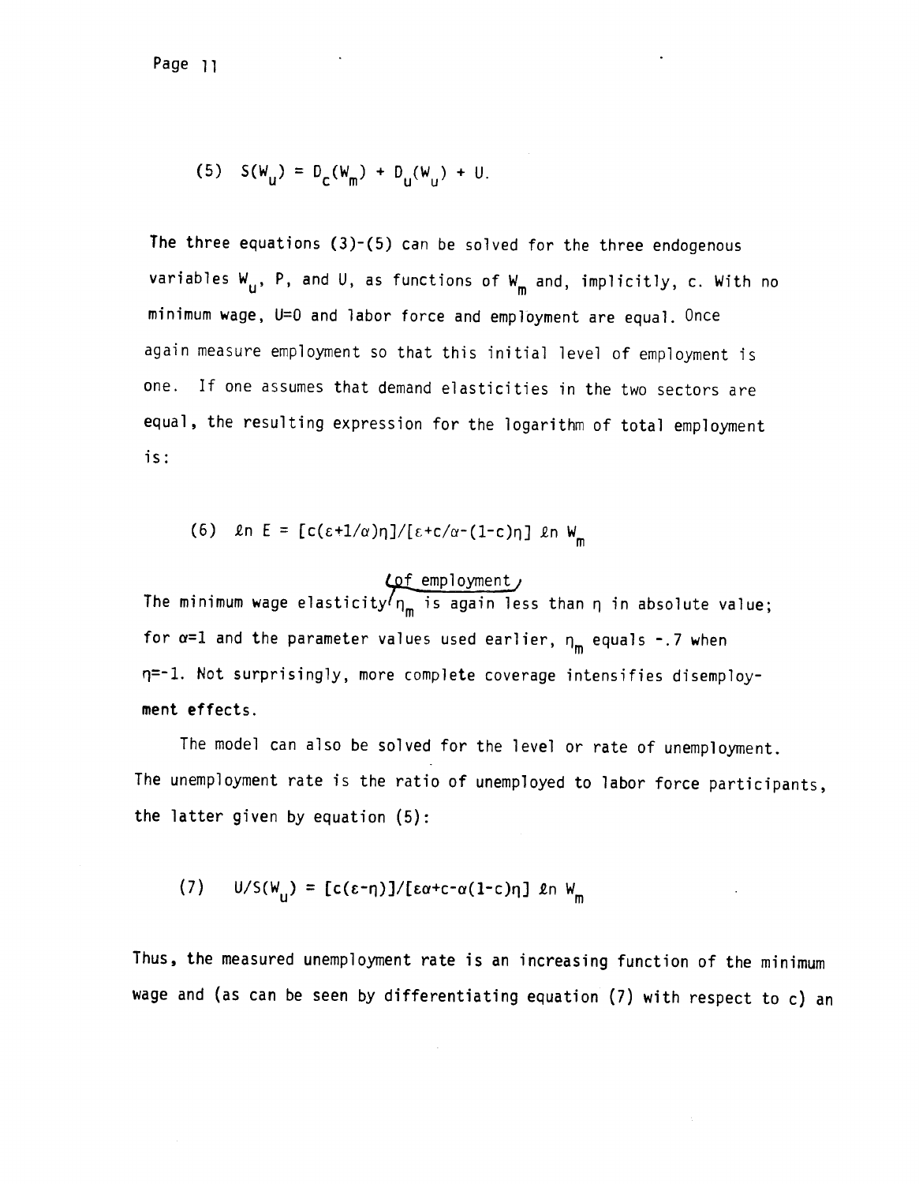$$(5)\quad S(W_u) = D_c(W_m) + D_u(W_u) + U.$$

The three equations (3)-(5) can be solved for the three endogenous variables $W_u$, P, and U, as functions of $W_m$ and, implicitly, c. With no minimum wage, U=0 and labor force and employment are equal. Once again measure employment so that this initial level of employment is one. If one assumes that demand elasticities in the two sectors are equal, the resulting expression for the logarithm of total employment is:

$$(6)\quad \ln E = [c(\varepsilon+1/\alpha)\eta]/[\varepsilon+c/\alpha-(1-c)\eta]\ \ln W_m$$

The minimum wage elasticity (of employment) $\eta_m$ is again less than $\eta$ in absolute value; for $\alpha=1$ and the parameter values used earlier, $\eta_m$ equals -.7 when $\eta=-1$. Not surprisingly, more complete coverage intensifies disemployment effects.

The model can also be solved for the level or rate of unemployment. The unemployment rate is the ratio of unemployed to labor force participants, the latter given by equation (5):

$$(7)\quad U/S(W_u) = [c(\varepsilon-\eta)]/[\varepsilon\alpha+c-\alpha(1-c)\eta]\ \ln W_m$$

Thus, the measured unemployment rate is an increasing function of the minimum wage and (as can be seen by differentiating equation (7) with respect to c) an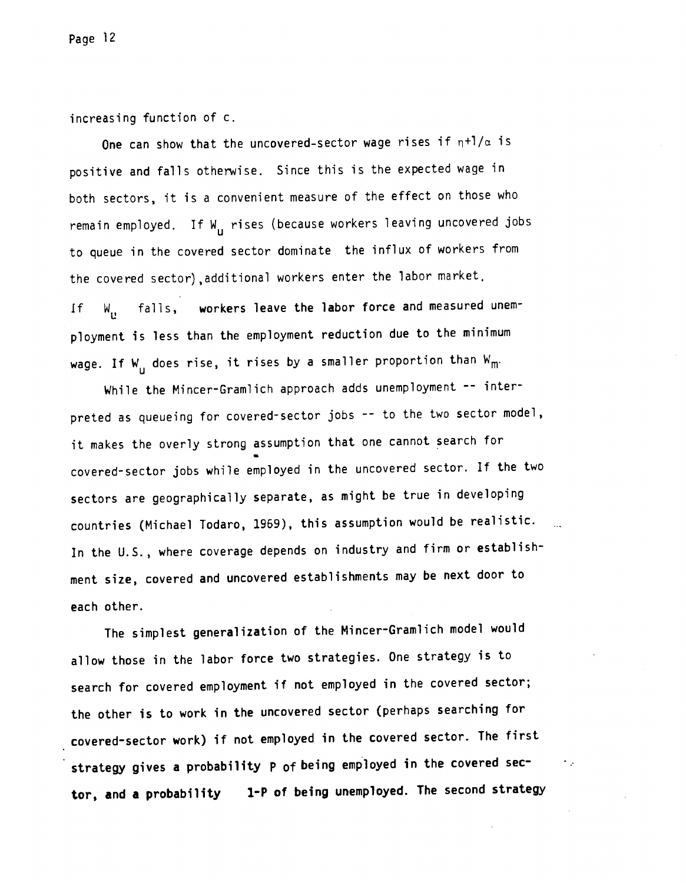increasing function of c.

One can show that the uncovered-sector wage rises if $\eta+1/\alpha$ is positive and falls otherwise. Since this is the expected wage in both sectors, it is a convenient measure of the effect on those who remain employed. If $W_u$ rises (because workers leaving uncovered jobs to queue in the covered sector dominate the influx of workers from the covered sector), additional workers enter the labor market. If $W_u$ falls, workers leave the labor force and measured unemployment is less than the employment reduction due to the minimum wage. If $W_u$ does rise, it rises by a smaller proportion than $W_m$.

While the Mincer-Gramlich approach adds unemployment -- interpreted as queueing for covered-sector jobs -- to the two sector model, it makes the overly strong assumption that one cannot search for covered-sector jobs while employed in the uncovered sector. If the two sectors are geographically separate, as might be true in developing countries (Michael Todaro, 1969), this assumption would be realistic. In the U.S., where coverage depends on industry and firm or establishment size, covered and uncovered establishments may be next door to each other.

The simplest generalization of the Mincer-Gramlich model would allow those in the labor force two strategies. One strategy is to search for covered employment if not employed in the covered sector; the other is to work in the uncovered sector (perhaps searching for covered-sector work) if not employed in the covered sector. The first strategy gives a probability P of being employed in the covered sector, and a probability 1-P of being unemployed. The second strategy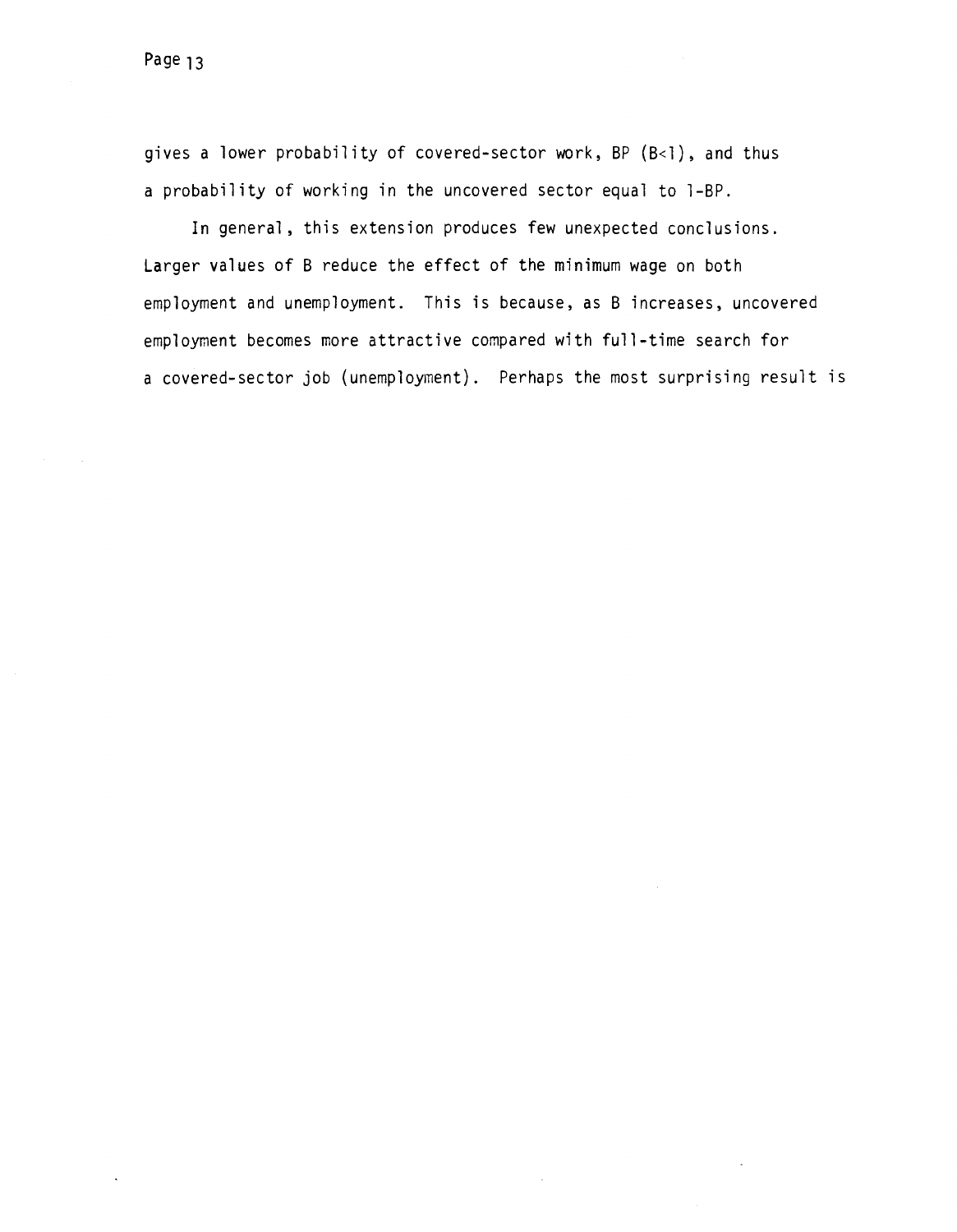gives a lower probability of covered-sector work, $BP$ ($B<1$), and thus a probability of working in the uncovered sector equal to $1-BP$.

In general, this extension produces few unexpected conclusions. Larger values of $B$ reduce the effect of the minimum wage on both employment and unemployment. This is because, as $B$ increases, uncovered employment becomes more attractive compared with full-time search for a covered-sector job (unemployment). Perhaps the most surprising result is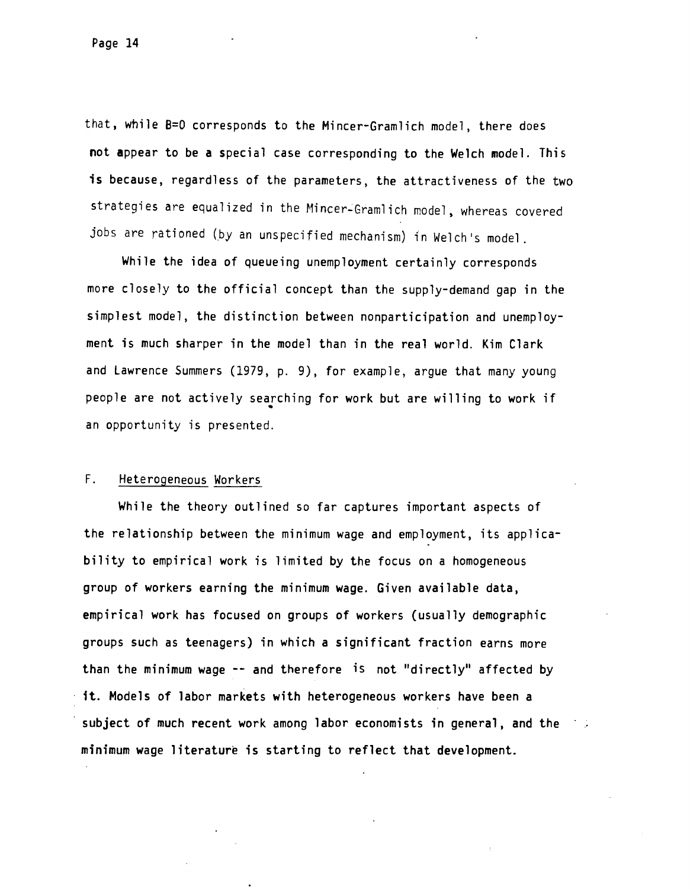that, while $B=0$ corresponds to the Mincer-Gramlich model, there does not appear to be a special case corresponding to the Welch model. This is because, regardless of the parameters, the attractiveness of the two strategies are equalized in the Mincer-Gramlich model, whereas covered jobs are rationed (by an unspecified mechanism) in Welch's model.

While the idea of queueing unemployment certainly corresponds more closely to the official concept than the supply-demand gap in the simplest model, the distinction between nonparticipation and unemployment is much sharper in the model than in the real world. Kim Clark and Lawrence Summers (1979, p. 9), for example, argue that many young people are not actively searching for work but are willing to work if an opportunity is presented.

## F. Heterogeneous Workers

While the theory outlined so far captures important aspects of the relationship between the minimum wage and employment, its applicability to empirical work is limited by the focus on a homogeneous group of workers earning the minimum wage. Given available data, empirical work has focused on groups of workers (usually demographic groups such as teenagers) in which a significant fraction earns more than the minimum wage -- and therefore is not "directly" affected by it. Models of labor markets with heterogeneous workers have been a subject of much recent work among labor economists in general, and the minimum wage literature is starting to reflect that development.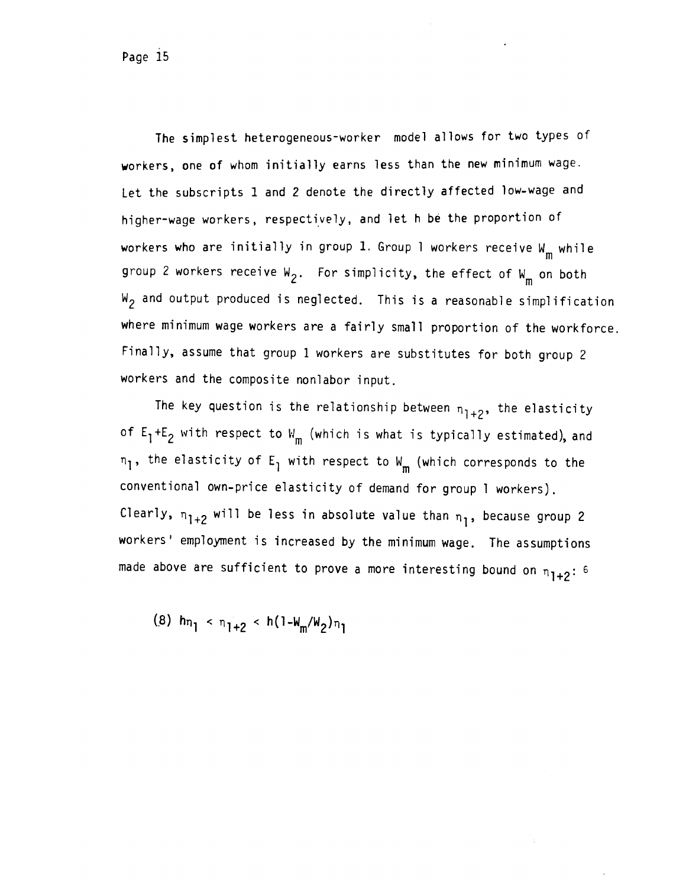The simplest heterogeneous-worker model allows for two types of workers, one of whom initially earns less than the new minimum wage. Let the subscripts 1 and 2 denote the directly affected low-wage and higher-wage workers, respectively, and let h be the proportion of workers who are initially in group 1. Group 1 workers receive $W_m$ while group 2 workers receive $W_2$. For simplicity, the effect of $W_m$ on both $W_2$ and output produced is neglected. This is a reasonable simplification where minimum wage workers are a fairly small proportion of the workforce. Finally, assume that group 1 workers are substitutes for both group 2 workers and the composite nonlabor input.

The key question is the relationship between $\eta_{1+2}$, the elasticity of $E_1+E_2$ with respect to $W_m$ (which is what is typically estimated), and $\eta_1$, the elasticity of $E_1$ with respect to $W_m$ (which corresponds to the conventional own-price elasticity of demand for group 1 workers). Clearly, $\eta_{1+2}$ will be less in absolute value than $\eta_1$, because group 2 workers' employment is increased by the minimum wage. The assumptions made above are sufficient to prove a more interesting bound on $\eta_{1+2}$: [6]

$$(8)\ h\eta_1 < \eta_{1+2} < h(1-W_m/W_2)\eta_1$$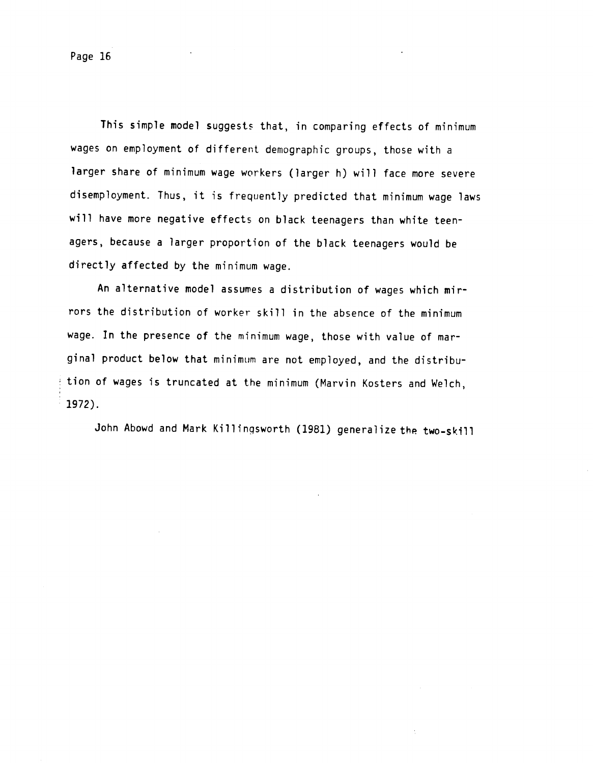This simple model suggests that, in comparing effects of minimum wages on employment of different demographic groups, those with a larger share of minimum wage workers (larger h) will face more severe disemployment. Thus, it is frequently predicted that minimum wage laws will have more negative effects on black teenagers than white teenagers, because a larger proportion of the black teenagers would be directly affected by the minimum wage.

An alternative model assumes a distribution of wages which mirrors the distribution of worker skill in the absence of the minimum wage. In the presence of the minimum wage, those with value of marginal product below that minimum are not employed, and the distribution of wages is truncated at the minimum (Marvin Kosters and Welch, 1972).

John Abowd and Mark Killingsworth (1981) generalize the two-skill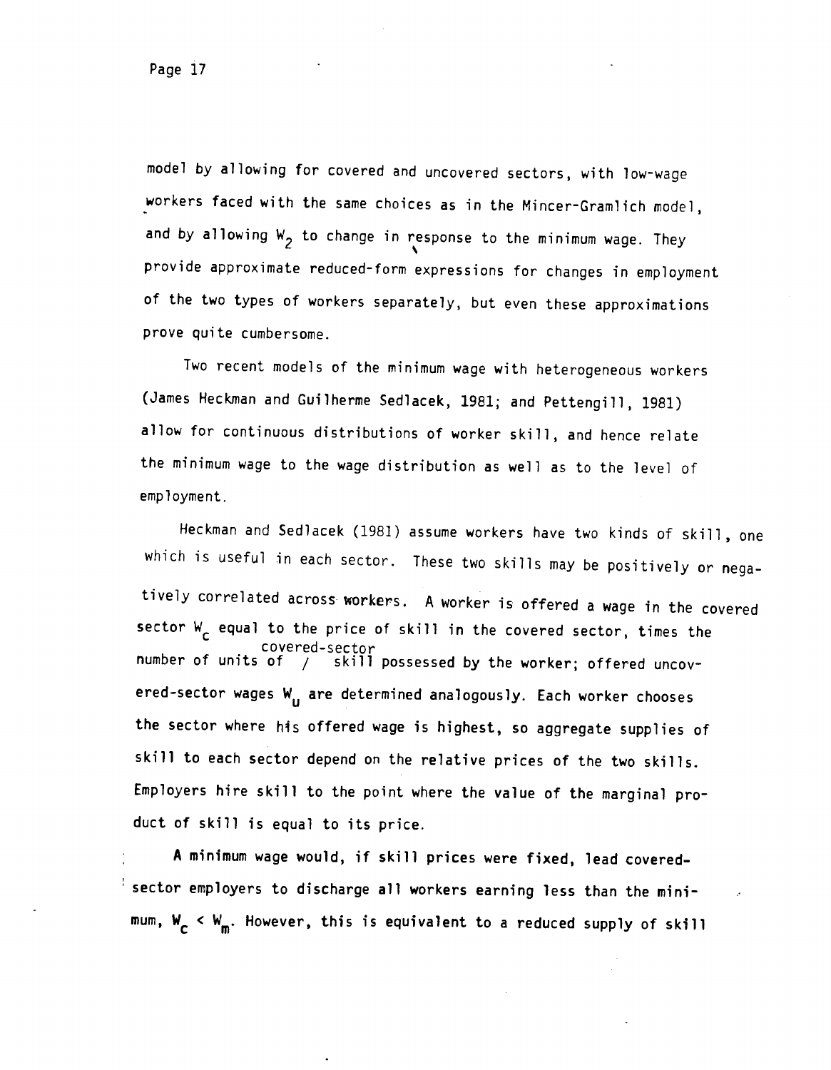model by allowing for covered and uncovered sectors, with low-wage workers faced with the same choices as in the Mincer-Gramlich model, and by allowing $W_2$ to change in response to the minimum wage. They provide approximate reduced-form expressions for changes in employment of the two types of workers separately, but even these approximations prove quite cumbersome.

Two recent models of the minimum wage with heterogeneous workers (James Heckman and Guilherme Sedlacek, 1981; and Pettengill, 1981) allow for continuous distributions of worker skill, and hence relate the minimum wage to the wage distribution as well as to the level of employment.

Heckman and Sedlacek (1981) assume workers have two kinds of skill, one which is useful in each sector. These two skills may be positively or negatively correlated across workers. A worker is offered a wage in the covered sector $W_c$ equal to the price of skill in the covered sector, times the number of units of covered-sector skill possessed by the worker; offered uncovered-sector wages $W_u$ are determined analogously. Each worker chooses the sector where his offered wage is highest, so aggregate supplies of skill to each sector depend on the relative prices of the two skills. Employers hire skill to the point where the value of the marginal product of skill is equal to its price.

A minimum wage would, if skill prices were fixed, lead covered-sector employers to discharge all workers earning less than the minimum, $W_c < W_m$. However, this is equivalent to a reduced supply of skill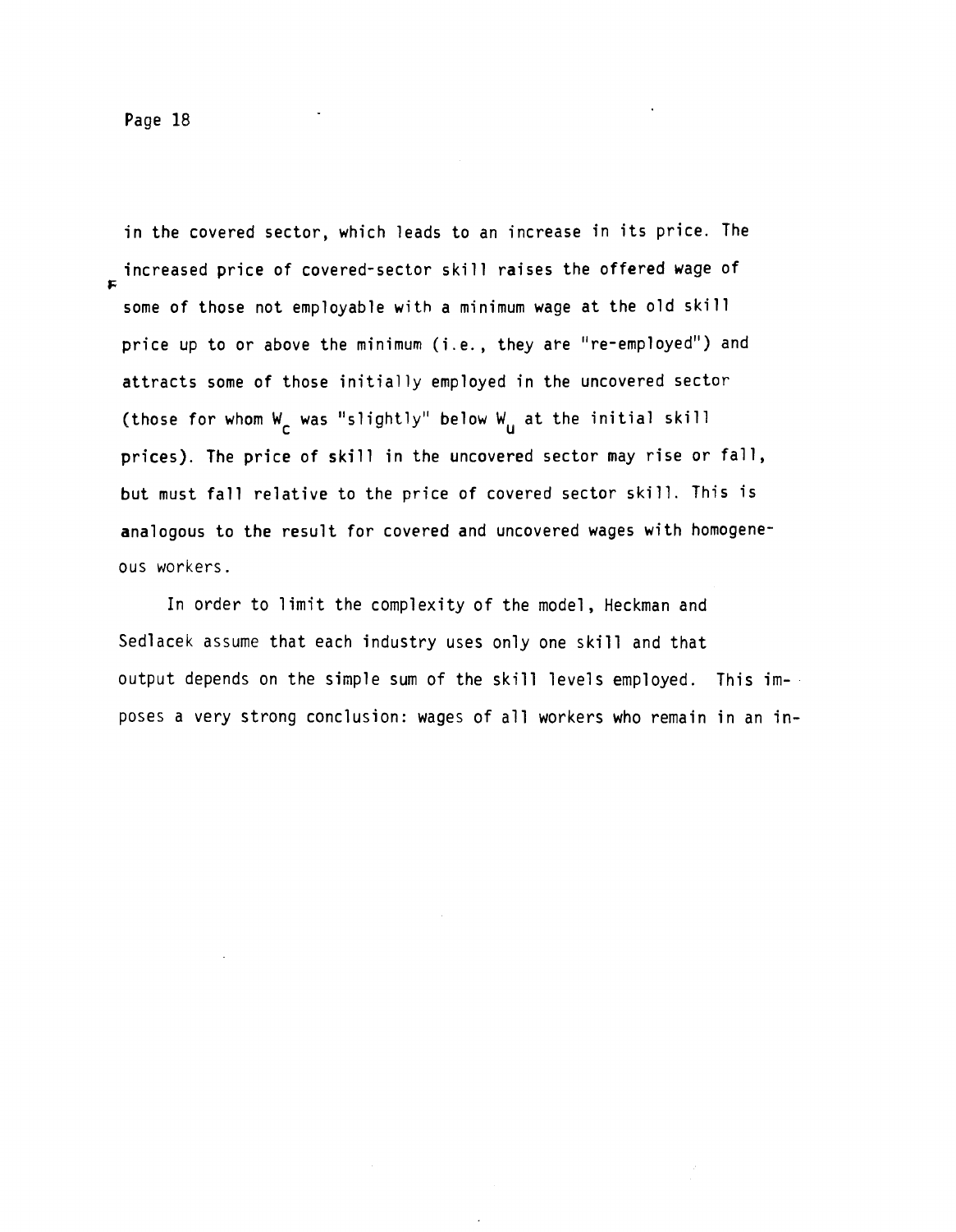in the covered sector, which leads to an increase in its price. The increased price of covered-sector skill raises the offered wage of some of those not employable with a minimum wage at the old skill price up to or above the minimum (i.e., they are "re-employed") and attracts some of those initially employed in the uncovered sector (those for whom $W_c$ was "slightly" below $W_u$ at the initial skill prices). The price of skill in the uncovered sector may rise or fall, but must fall relative to the price of covered sector skill. This is analogous to the result for covered and uncovered wages with homogeneous workers.

In order to limit the complexity of the model, Heckman and Sedlacek assume that each industry uses only one skill and that output depends on the simple sum of the skill levels employed. This imposes a very strong conclusion: wages of all workers who remain in an in-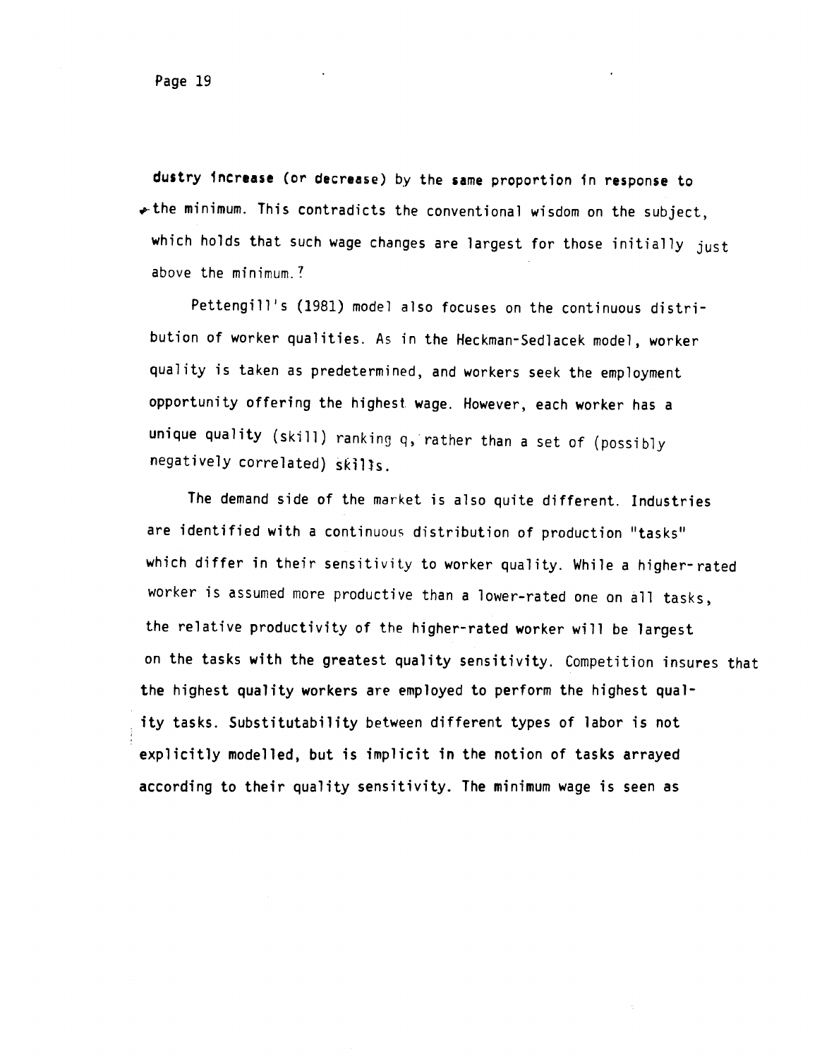dustry increase (or decrease) by the same proportion in response to the minimum. This contradicts the conventional wisdom on the subject, which holds that such wage changes are largest for those initially just above the minimum.[7]

Pettengill's (1981) model also focuses on the continuous distribution of worker qualities. As in the Heckman-Sedlacek model, worker quality is taken as predetermined, and workers seek the employment opportunity offering the highest wage. However, each worker has a unique quality (skill) ranking q, rather than a set of (possibly negatively correlated) skills.

The demand side of the market is also quite different. Industries are identified with a continuous distribution of production "tasks" which differ in their sensitivity to worker quality. While a higher-rated worker is assumed more productive than a lower-rated one on all tasks, the relative productivity of the higher-rated worker will be largest on the tasks with the greatest quality sensitivity. Competition insures that the highest quality workers are employed to perform the highest quality tasks. Substitutability between different types of labor is not explicitly modelled, but is implicit in the notion of tasks arrayed according to their quality sensitivity. The minimum wage is seen as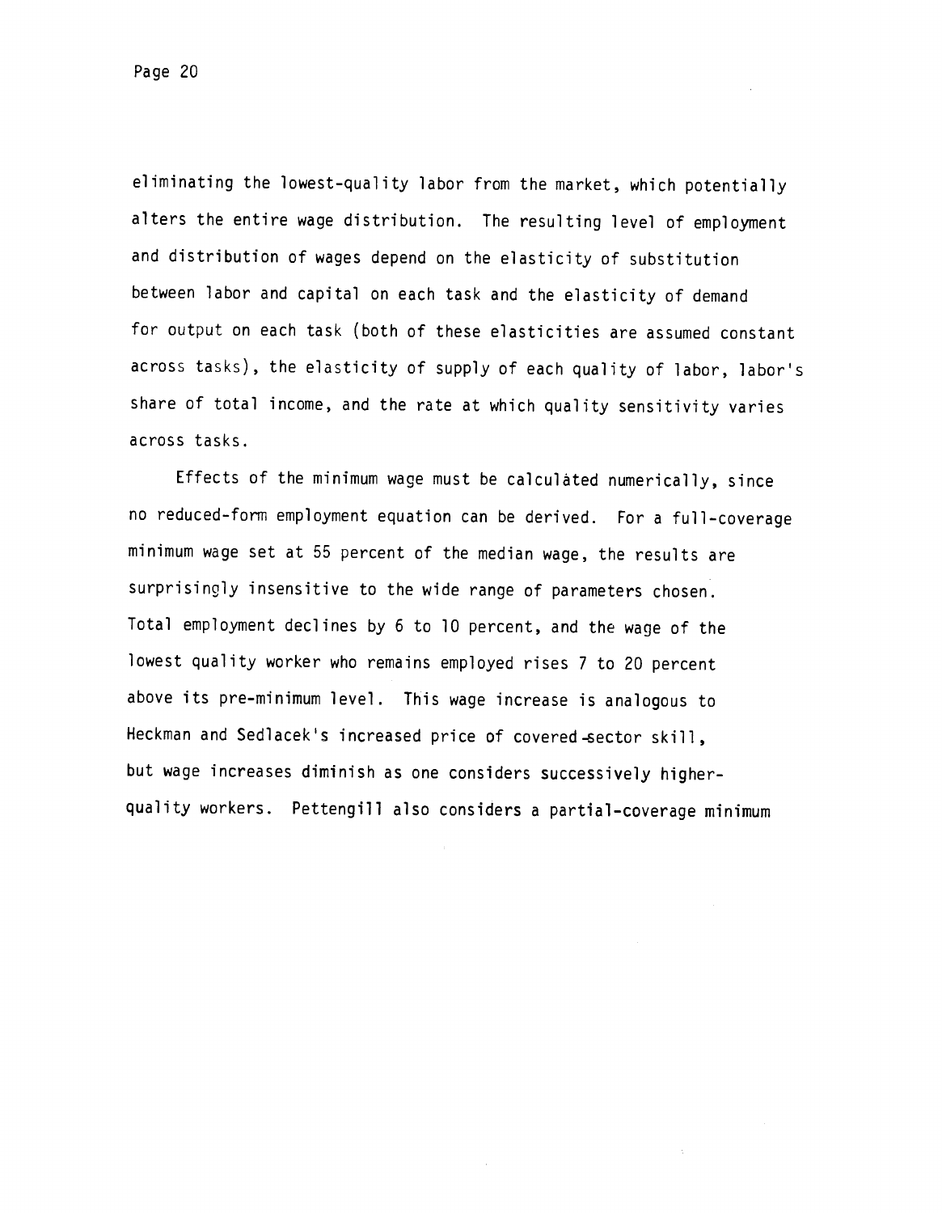eliminating the lowest-quality labor from the market, which potentially alters the entire wage distribution. The resulting level of employment and distribution of wages depend on the elasticity of substitution between labor and capital on each task and the elasticity of demand for output on each task (both of these elasticities are assumed constant across tasks), the elasticity of supply of each quality of labor, labor's share of total income, and the rate at which quality sensitivity varies across tasks.

Effects of the minimum wage must be calculated numerically, since no reduced-form employment equation can be derived. For a full-coverage minimum wage set at 55 percent of the median wage, the results are surprisingly insensitive to the wide range of parameters chosen. Total employment declines by 6 to 10 percent, and the wage of the lowest quality worker who remains employed rises 7 to 20 percent above its pre-minimum level. This wage increase is analogous to Heckman and Sedlacek's increased price of covered-sector skill, but wage increases diminish as one considers successively higher-quality workers. Pettengill also considers a partial-coverage minimum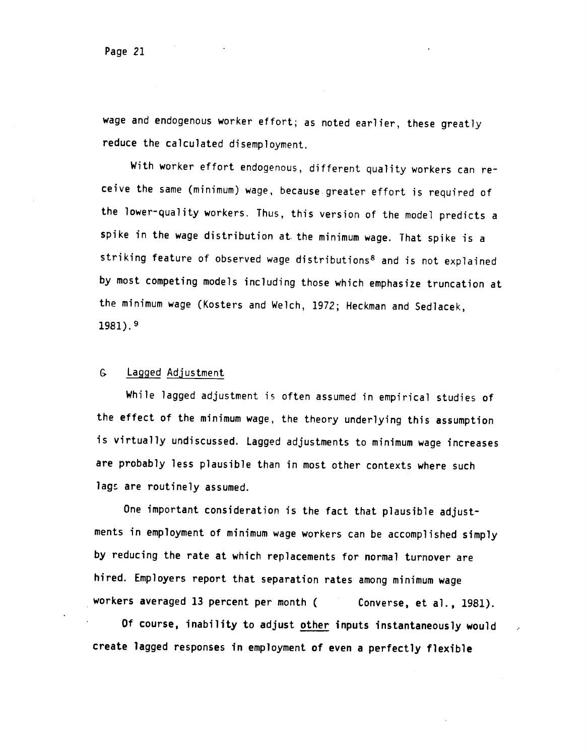wage and endogenous worker effort; as noted earlier, these greatly reduce the calculated disemployment.

With worker effort endogenous, different quality workers can receive the same (minimum) wage, because greater effort is required of the lower-quality workers. Thus, this version of the model predicts a spike in the wage distribution at the minimum wage. That spike is a striking feature of observed wage distributions[8] and is not explained by most competing models including those which emphasize truncation at the minimum wage (Kosters and Welch, 1972; Heckman and Sedlacek, 1981).[9]

### G. Lagged Adjustment

While lagged adjustment is often assumed in empirical studies of the effect of the minimum wage, the theory underlying this assumption is virtually undiscussed. Lagged adjustments to minimum wage increases are probably less plausible than in most other contexts where such lags are routinely assumed.

One important consideration is the fact that plausible adjustments in employment of minimum wage workers can be accomplished simply by reducing the rate at which replacements for normal turnover are hired. Employers report that separation rates among minimum wage workers averaged 13 percent per month ( Converse, et al., 1981).

Of course, inability to adjust other inputs instantaneously would create lagged responses in employment of even a perfectly flexible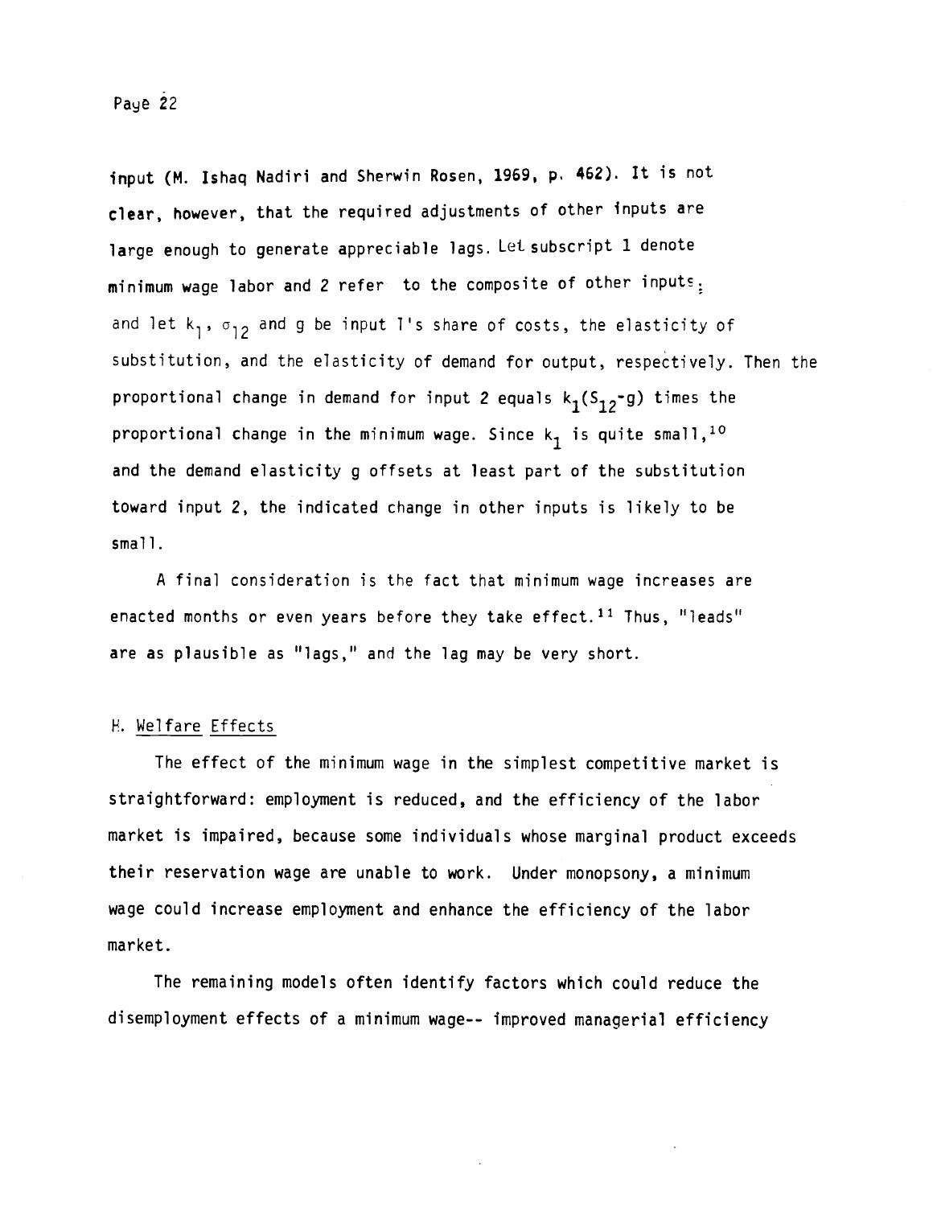input (M. Ishaq Nadiri and Sherwin Rosen, 1969, p. 462). It is not clear, however, that the required adjustments of other inputs are large enough to generate appreciable lags. Let subscript 1 denote minimum wage labor and 2 refer to the composite of other inputs; and let $k_1$, $\sigma_{12}$ and g be input 1's share of costs, the elasticity of substitution, and the elasticity of demand for output, respectively. Then the proportional change in demand for input 2 equals $k_1(S_{12}-g)$ times the proportional change in the minimum wage. Since $k_1$ is quite small,[10] and the demand elasticity g offsets at least part of the substitution toward input 2, the indicated change in other inputs is likely to be small.

A final consideration is the fact that minimum wage increases are enacted months or even years before they take effect.[11] Thus, "leads" are as plausible as "lags," and the lag may be very short.

## H. Welfare Effects

The effect of the minimum wage in the simplest competitive market is straightforward: employment is reduced, and the efficiency of the labor market is impaired, because some individuals whose marginal product exceeds their reservation wage are unable to work. Under monopsony, a minimum wage could increase employment and enhance the efficiency of the labor market.

The remaining models often identify factors which could reduce the disemployment effects of a minimum wage-- improved managerial efficiency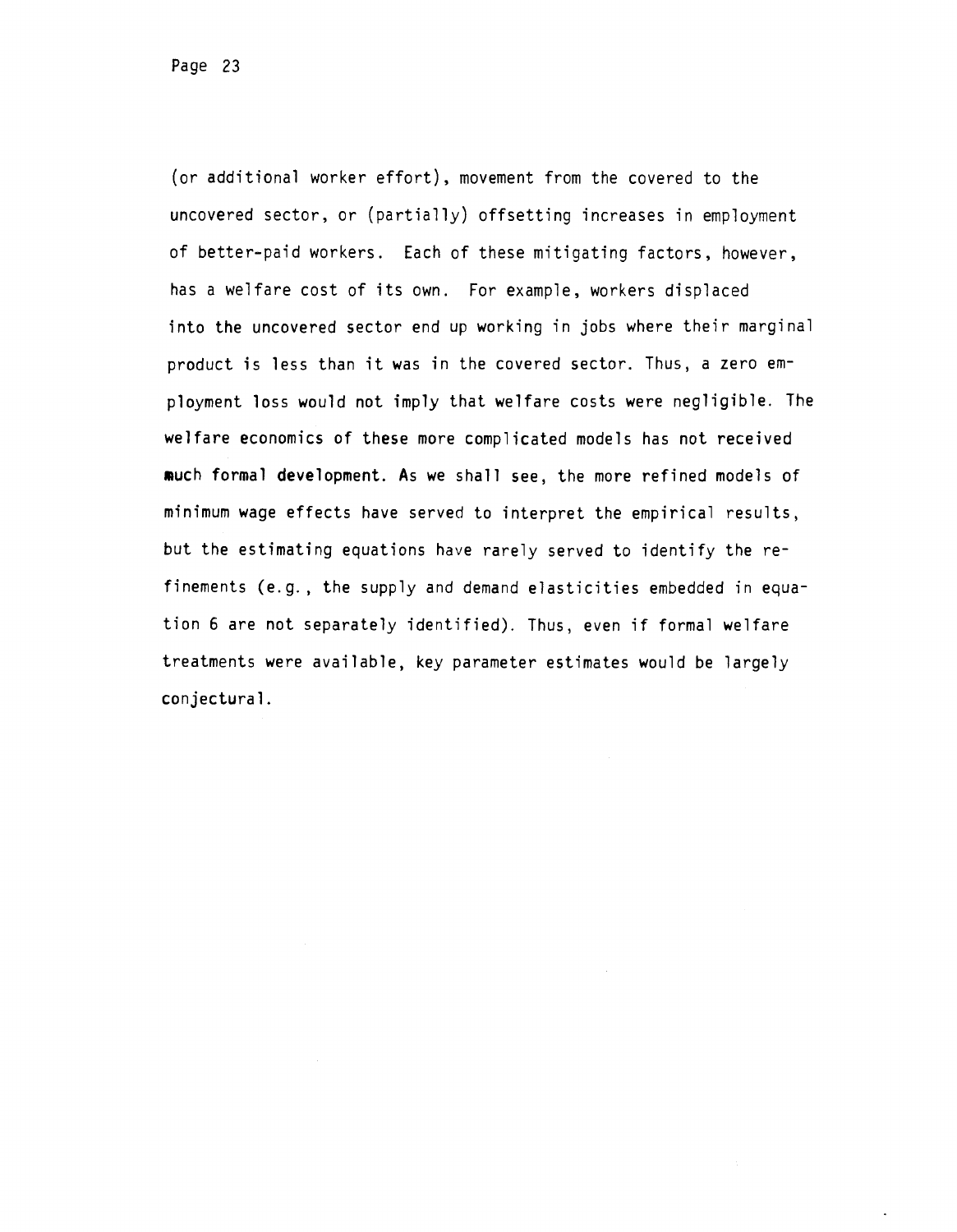(or additional worker effort), movement from the covered to the uncovered sector, or (partially) offsetting increases in employment of better-paid workers. Each of these mitigating factors, however, has a welfare cost of its own. For example, workers displaced into the uncovered sector end up working in jobs where their marginal product is less than it was in the covered sector. Thus, a zero employment loss would not imply that welfare costs were negligible. The welfare economics of these more complicated models has not received much formal development. As we shall see, the more refined models of minimum wage effects have served to interpret the empirical results, but the estimating equations have rarely served to identify the refinements (e.g., the supply and demand elasticities embedded in equation 6 are not separately identified). Thus, even if formal welfare treatments were available, key parameter estimates would be largely conjectural.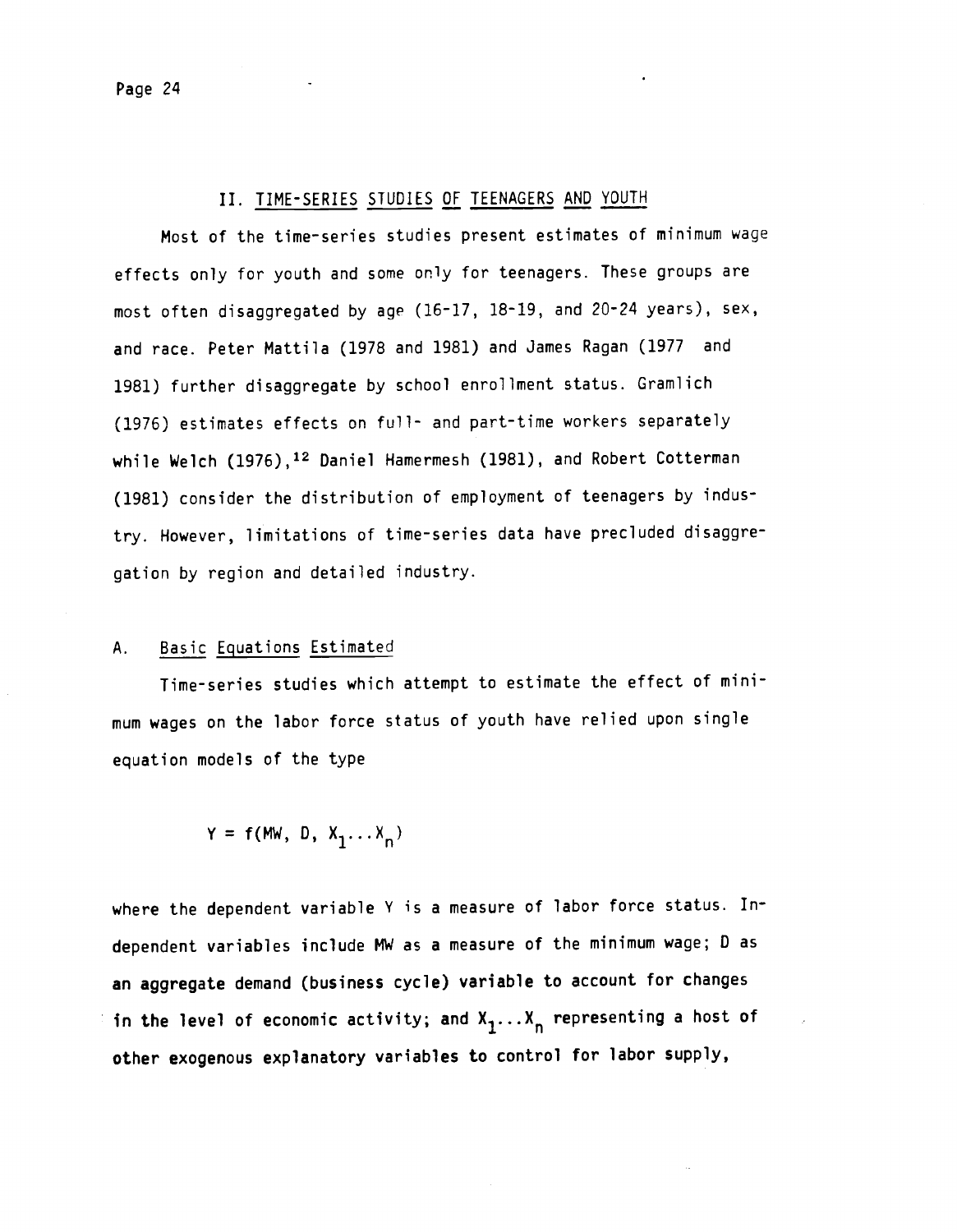## II. TIME-SERIES STUDIES OF TEENAGERS AND YOUTH

Most of the time-series studies present estimates of minimum wage effects only for youth and some only for teenagers. These groups are most often disaggregated by age (16-17, 18-19, and 20-24 years), sex, and race. Peter Mattila (1978 and 1981) and James Ragan (1977 and 1981) further disaggregate by school enrollment status. Gramlich (1976) estimates effects on full- and part-time workers separately while Welch (1976),[12] Daniel Hamermesh (1981), and Robert Cotterman (1981) consider the distribution of employment of teenagers by industry. However, limitations of time-series data have precluded disaggregation by region and detailed industry.

### A. Basic Equations Estimated

Time-series studies which attempt to estimate the effect of minimum wages on the labor force status of youth have relied upon single equation models of the type

$$Y = f(MW, D, X_1 \ldots X_n)$$

where the dependent variable Y is a measure of labor force status. Independent variables include MW as a measure of the minimum wage; D as an aggregate demand (business cycle) variable to account for changes in the level of economic activity; and $X_1 \ldots X_n$ representing a host of other exogenous explanatory variables to control for labor supply,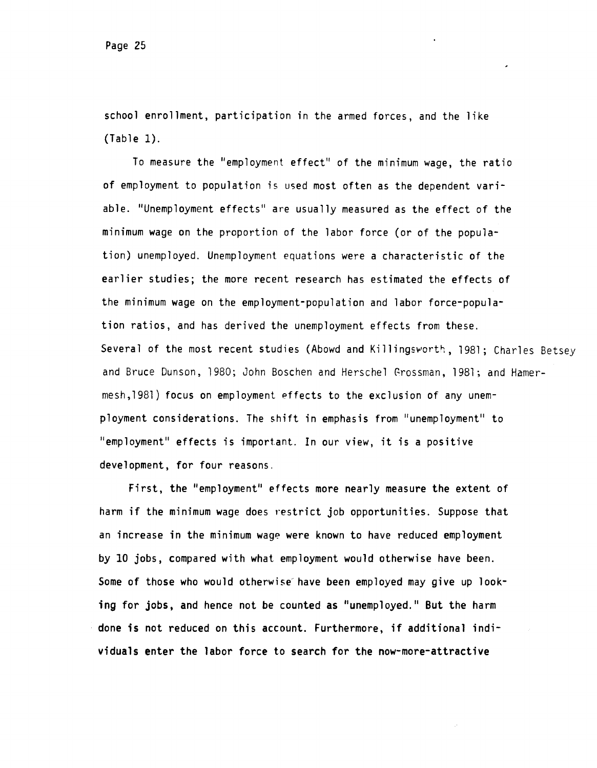school enrollment, participation in the armed forces, and the like (Table 1).

To measure the "employment effect" of the minimum wage, the ratio of employment to population is used most often as the dependent variable. "Unemployment effects" are usually measured as the effect of the minimum wage on the proportion of the labor force (or of the population) unemployed. Unemployment equations were a characteristic of the earlier studies; the more recent research has estimated the effects of the minimum wage on the employment-population and labor force-population ratios, and has derived the unemployment effects from these. Several of the most recent studies (Abowd and Killingsworth, 1981; Charles Betsey and Bruce Dunson, 1980; John Boschen and Herschel Grossman, 1981; and Hamermesh,1981) focus on employment effects to the exclusion of any unemployment considerations. The shift in emphasis from "unemployment" to "employment" effects is important. In our view, it is a positive development, for four reasons.

First, the "employment" effects more nearly measure the extent of harm if the minimum wage does restrict job opportunities. Suppose that an increase in the minimum wage were known to have reduced employment by 10 jobs, compared with what employment would otherwise have been. Some of those who would otherwise have been employed may give up looking for jobs, and hence not be counted as "unemployed." But the harm done is not reduced on this account. Furthermore, if additional individuals enter the labor force to search for the now-more-attractive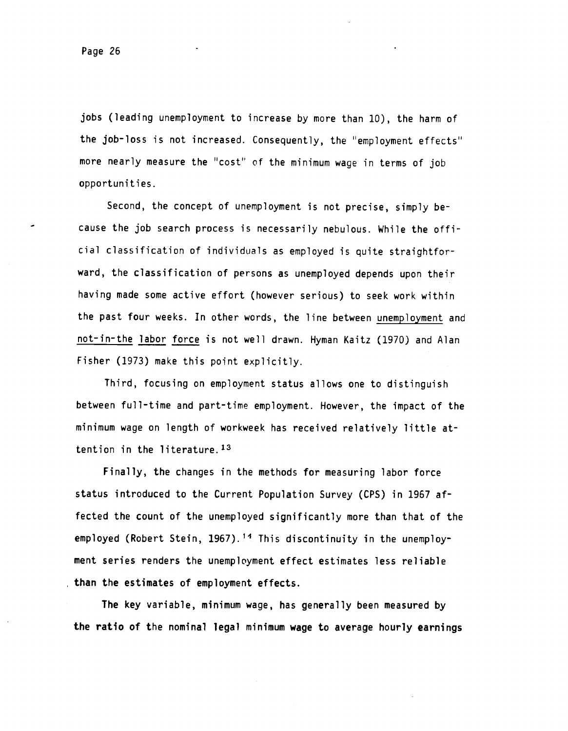jobs (leading unemployment to increase by more than 10), the harm of the job-loss is not increased. Consequently, the "employment effects" more nearly measure the "cost" of the minimum wage in terms of job opportunities.

Second, the concept of unemployment is not precise, simply because the job search process is necessarily nebulous. While the official classification of individuals as employed is quite straightforward, the classification of persons as unemployed depends upon their having made some active effort (however serious) to seek work within the past four weeks. In other words, the line between unemployment and not-in-the labor force is not well drawn. Hyman Kaitz (1970) and Alan Fisher (1973) make this point explicitly.

Third, focusing on employment status allows one to distinguish between full-time and part-time employment. However, the impact of the minimum wage on length of workweek has received relatively little attention in the literature.[13]

Finally, the changes in the methods for measuring labor force status introduced to the Current Population Survey (CPS) in 1967 affected the count of the unemployed significantly more than that of the employed (Robert Stein, 1967).[14] This discontinuity in the unemployment series renders the unemployment effect estimates less reliable than the estimates of employment effects.

The key variable, minimum wage, has generally been measured by the ratio of the nominal legal minimum wage to average hourly earnings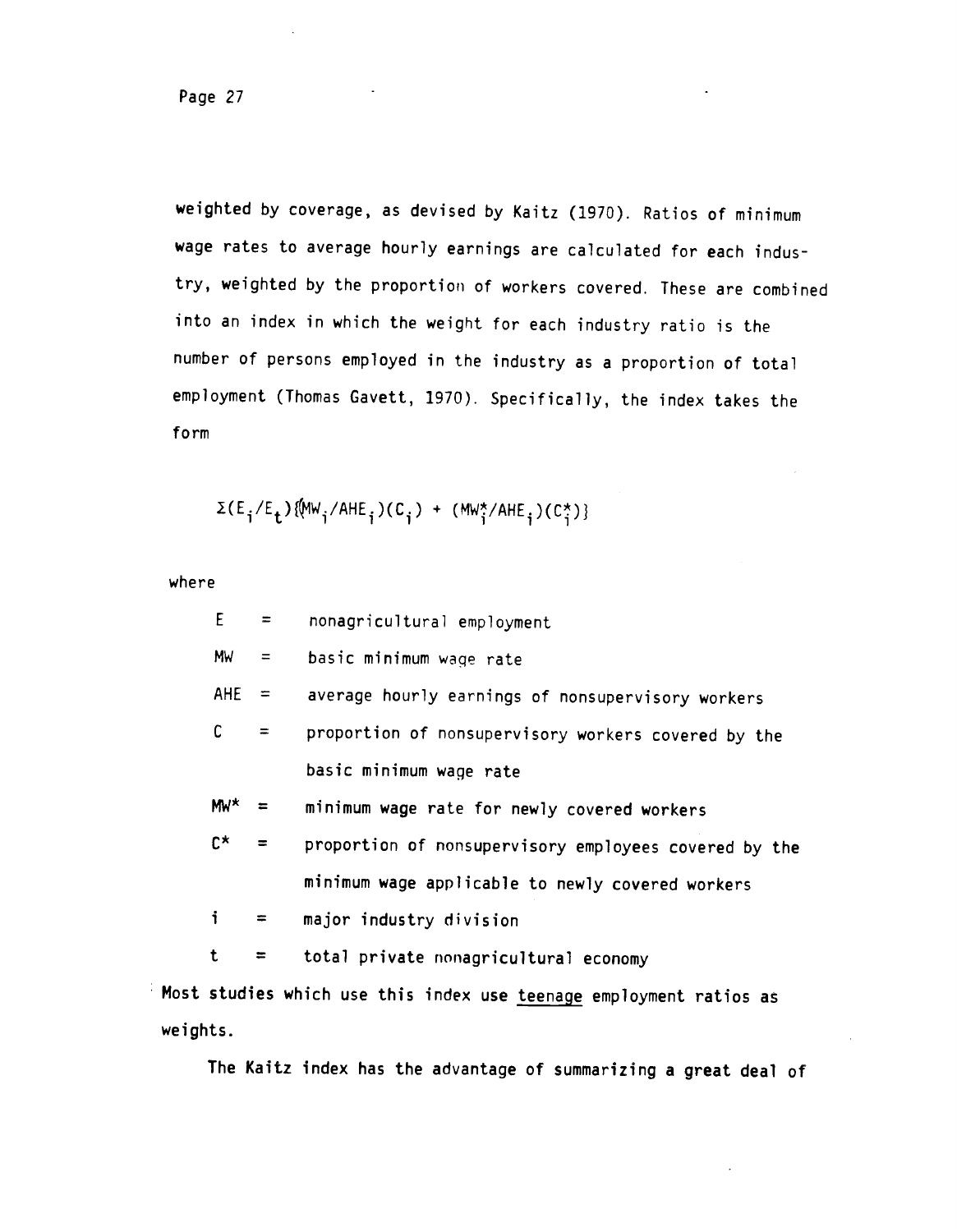weighted by coverage, as devised by Kaitz (1970). Ratios of minimum wage rates to average hourly earnings are calculated for each industry, weighted by the proportion of workers covered. These are combined into an index in which the weight for each industry ratio is the number of persons employed in the industry as a proportion of total employment (Thomas Gavett, 1970). Specifically, the index takes the form

$$\Sigma(E_i/E_t)\{(MW_i/AHE_i)(C_i) + (MW_i^*/AHE_i)(C_i^*)\}$$

where

| | | |
|---|---|---|
| E | = | nonagricultural employment |
| MW | = | basic minimum wage rate |
| AHE | = | average hourly earnings of nonsupervisory workers |
| C | = | proportion of nonsupervisory workers covered by the basic minimum wage rate |
| MW* | = | minimum wage rate for newly covered workers |
| C* | = | proportion of nonsupervisory employees covered by the minimum wage applicable to newly covered workers |
| i | = | major industry division |
| t | = | total private nonagricultural economy |

Most studies which use this index use <u>teenage</u> employment ratios as weights.

The Kaitz index has the advantage of summarizing a great deal of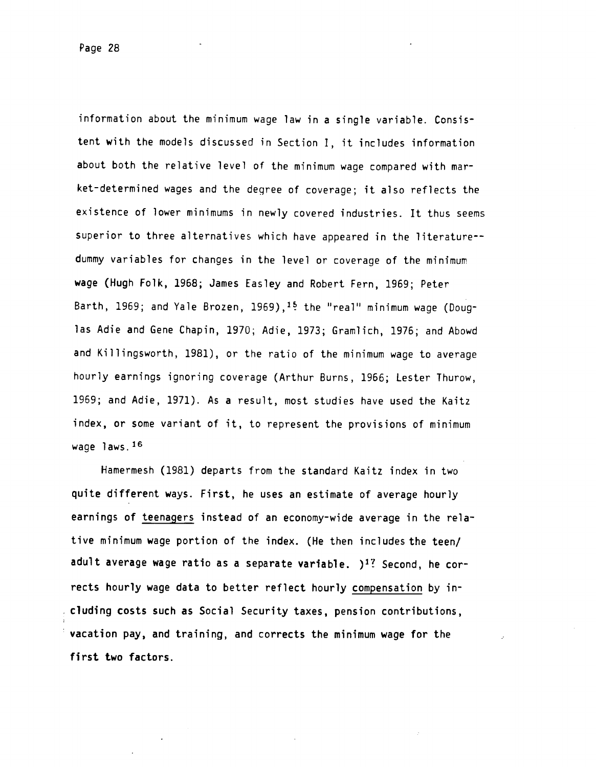information about the minimum wage law in a single variable. Consistent with the models discussed in Section I, it includes information about both the relative level of the minimum wage compared with market-determined wages and the degree of coverage; it also reflects the existence of lower minimums in newly covered industries. It thus seems superior to three alternatives which have appeared in the literature--dummy variables for changes in the level or coverage of the minimum wage (Hugh Folk, 1968; James Easley and Robert Fern, 1969; Peter Barth, 1969; and Yale Brozen, 1969),[15] the "real" minimum wage (Douglas Adie and Gene Chapin, 1970; Adie, 1973; Gramlich, 1976; and Abowd and Killingsworth, 1981), or the ratio of the minimum wage to average hourly earnings ignoring coverage (Arthur Burns, 1966; Lester Thurow, 1969; and Adie, 1971). As a result, most studies have used the Kaitz index, or some variant of it, to represent the provisions of minimum wage laws.[16]

Hamermesh (1981) departs from the standard Kaitz index in two quite different ways. First, he uses an estimate of average hourly earnings of teenagers instead of an economy-wide average in the relative minimum wage portion of the index. (He then includes the teen/adult average wage ratio as a separate variable. )[17] Second, he corrects hourly wage data to better reflect hourly compensation by including costs such as Social Security taxes, pension contributions, vacation pay, and training, and corrects the minimum wage for the first two factors.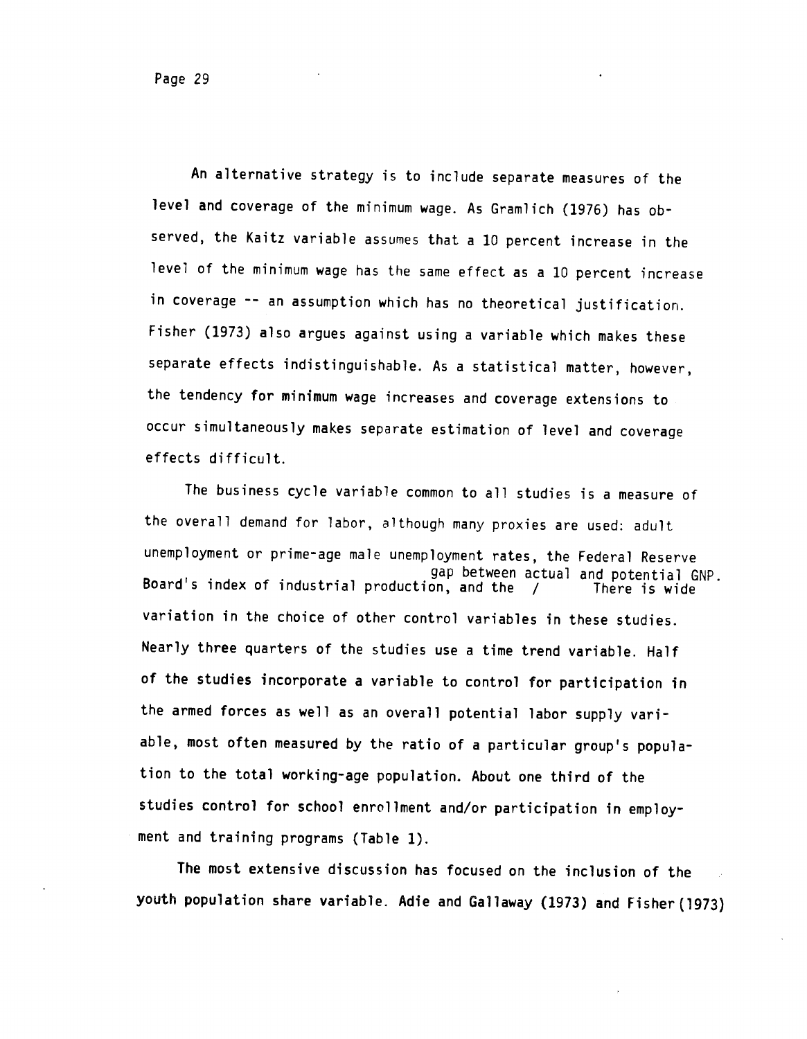An alternative strategy is to include separate measures of the level and coverage of the minimum wage. As Gramlich (1976) has observed, the Kaitz variable assumes that a 10 percent increase in the level of the minimum wage has the same effect as a 10 percent increase in coverage -- an assumption which has no theoretical justification. Fisher (1973) also argues against using a variable which makes these separate effects indistinguishable. As a statistical matter, however, the tendency for minimum wage increases and coverage extensions to occur simultaneously makes separate estimation of level and coverage effects difficult.

The business cycle variable common to all studies is a measure of the overall demand for labor, although many proxies are used: adult unemployment or prime-age male unemployment rates, the Federal Reserve Board's index of industrial production, and the gap between actual and potential GNP. There is wide variation in the choice of other control variables in these studies. Nearly three quarters of the studies use a time trend variable. Half of the studies incorporate a variable to control for participation in the armed forces as well as an overall potential labor supply variable, most often measured by the ratio of a particular group's population to the total working-age population. About one third of the studies control for school enrollment and/or participation in employment and training programs (Table 1).

The most extensive discussion has focused on the inclusion of the youth population share variable. Adie and Gallaway (1973) and Fisher (1973)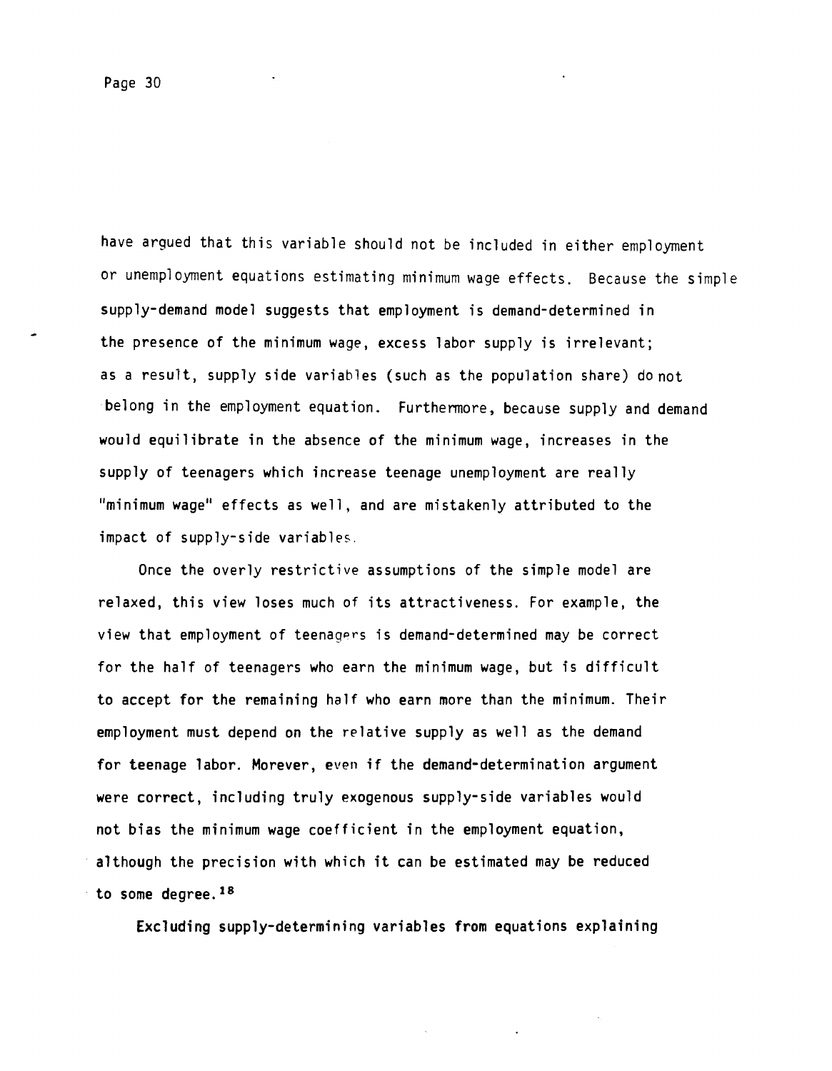have argued that this variable should not be included in either employment or unemployment equations estimating minimum wage effects. Because the simple supply-demand model suggests that employment is demand-determined in the presence of the minimum wage, excess labor supply is irrelevant; as a result, supply side variables (such as the population share) do not belong in the employment equation. Furthermore, because supply and demand would equilibrate in the absence of the minimum wage, increases in the supply of teenagers which increase teenage unemployment are really "minimum wage" effects as well, and are mistakenly attributed to the impact of supply-side variables.

Once the overly restrictive assumptions of the simple model are relaxed, this view loses much of its attractiveness. For example, the view that employment of teenagers is demand-determined may be correct for the half of teenagers who earn the minimum wage, but is difficult to accept for the remaining half who earn more than the minimum. Their employment must depend on the relative supply as well as the demand for teenage labor. Morever, even if the demand-determination argument were correct, including truly exogenous supply-side variables would not bias the minimum wage coefficient in the employment equation, although the precision with which it can be estimated may be reduced to some degree.[18]

Excluding supply-determining variables from equations explaining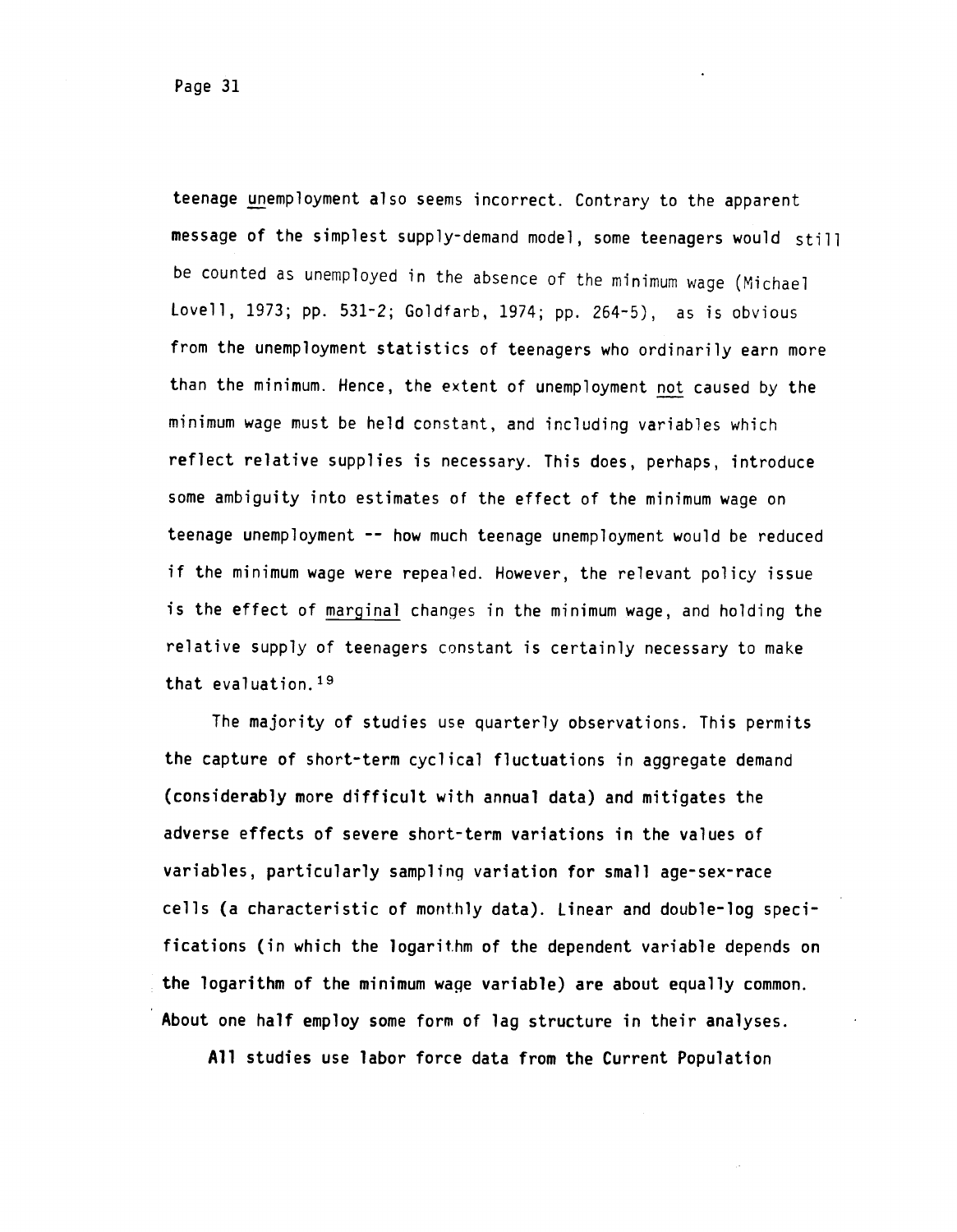teenage unemployment also seems incorrect. Contrary to the apparent message of the simplest supply-demand model, some teenagers would still be counted as unemployed in the absence of the minimum wage (Michael Lovell, 1973; pp. 531-2; Goldfarb, 1974; pp. 264-5), as is obvious from the unemployment statistics of teenagers who ordinarily earn more than the minimum. Hence, the extent of unemployment not caused by the minimum wage must be held constant, and including variables which reflect relative supplies is necessary. This does, perhaps, introduce some ambiguity into estimates of the effect of the minimum wage on teenage unemployment -- how much teenage unemployment would be reduced if the minimum wage were repealed. However, the relevant policy issue is the effect of marginal changes in the minimum wage, and holding the relative supply of teenagers constant is certainly necessary to make that evaluation.[19]

The majority of studies use quarterly observations. This permits the capture of short-term cyclical fluctuations in aggregate demand (considerably more difficult with annual data) and mitigates the adverse effects of severe short-term variations in the values of variables, particularly sampling variation for small age-sex-race cells (a characteristic of monthly data). Linear and double-log specifications (in which the logarithm of the dependent variable depends on the logarithm of the minimum wage variable) are about equally common. About one half employ some form of lag structure in their analyses.

All studies use labor force data from the Current Population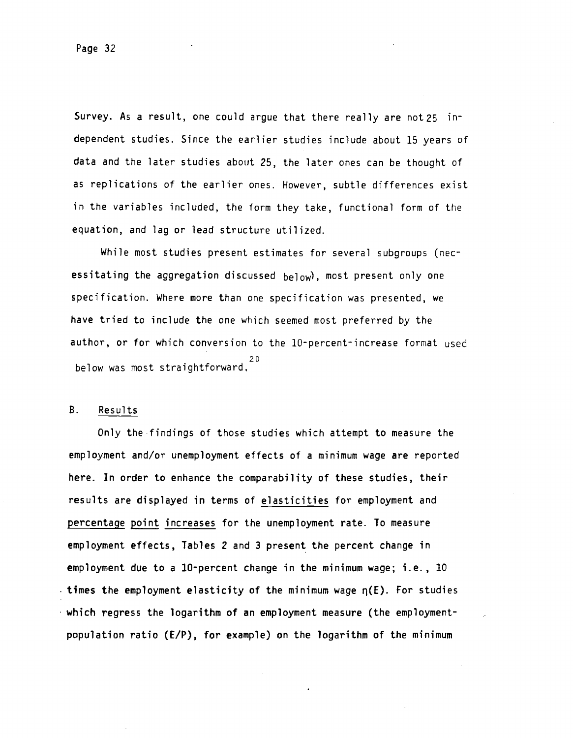Survey. As a result, one could argue that there really are not 25 independent studies. Since the earlier studies include about 15 years of data and the later studies about 25, the later ones can be thought of as replications of the earlier ones. However, subtle differences exist in the variables included, the form they take, functional form of the equation, and lag or lead structure utilized.

While most studies present estimates for several subgroups (necessitating the aggregation discussed below), most present only one specification. Where more than one specification was presented, we have tried to include the one which seemed most preferred by the author, or for which conversion to the 10-percent-increase format used below was most straightforward.[20]

## B. Results

Only the findings of those studies which attempt to measure the employment and/or unemployment effects of a minimum wage are reported here. In order to enhance the comparability of these studies, their results are displayed in terms of <u>elasticities</u> for employment and <u>percentage point increases</u> for the unemployment rate. To measure employment effects, Tables 2 and 3 present the percent change in employment due to a 10-percent change in the minimum wage; i.e., 10 times the employment elasticity of the minimum wage $\eta(E)$. For studies which regress the logarithm of an employment measure (the employment-population ratio (E/P), for example) on the logarithm of the minimum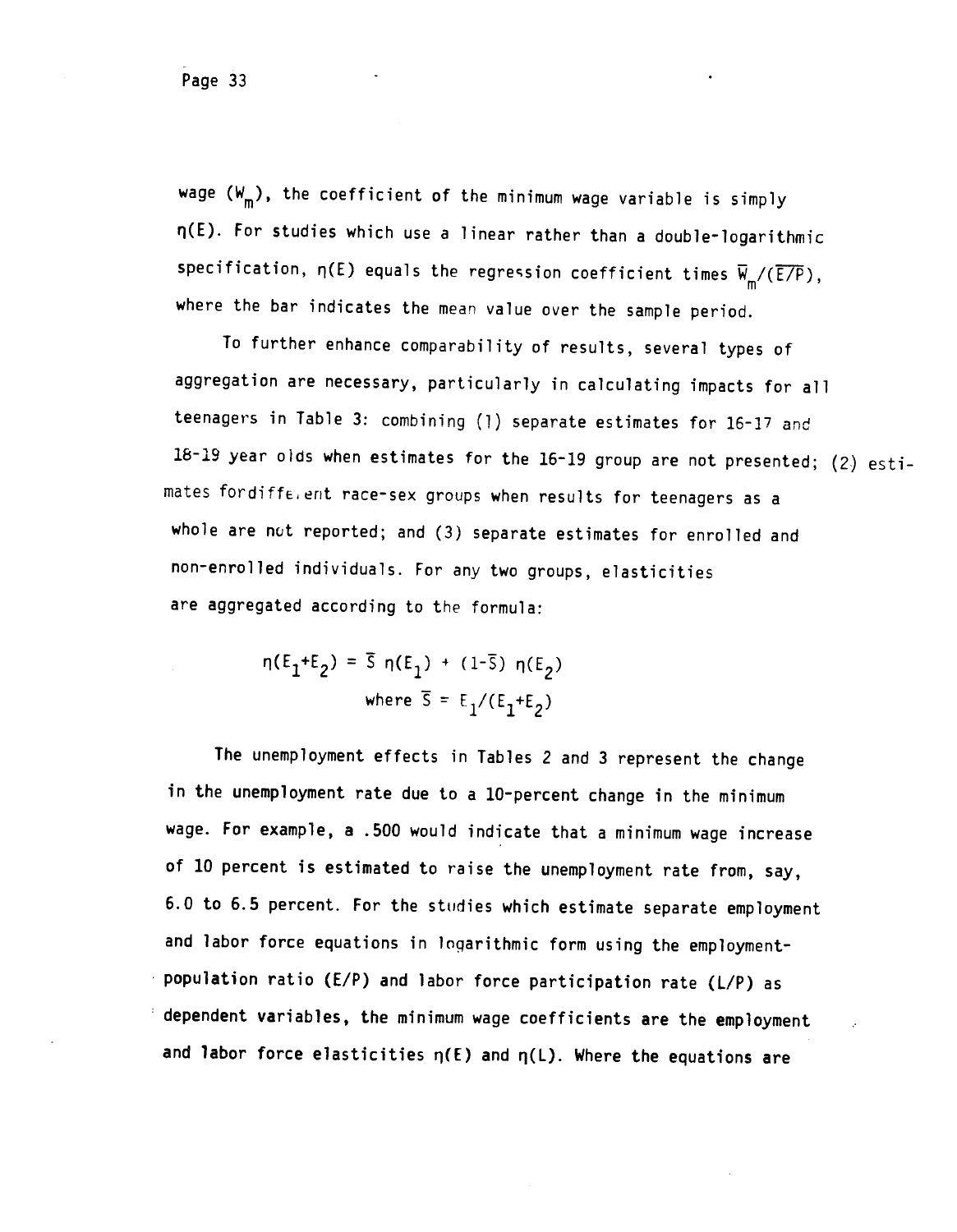wage ($W_m$), the coefficient of the minimum wage variable is simply $\eta(E)$. For studies which use a linear rather than a double-logarithmic specification, $\eta(E)$ equals the regression coefficient times $\overline{W}_m/(\overline{E/P})$, where the bar indicates the mean value over the sample period.

To further enhance comparability of results, several types of aggregation are necessary, particularly in calculating impacts for all teenagers in Table 3: combining (1) separate estimates for 16-17 and 18-19 year olds when estimates for the 16-19 group are not presented; (2) estimates for different race-sex groups when results for teenagers as a whole are not reported; and (3) separate estimates for enrolled and non-enrolled individuals. For any two groups, elasticities are aggregated according to the formula:

$$\eta(E_1+E_2) = \overline{S}\ \eta(E_1) + (1-\overline{S})\ \eta(E_2)$$

$$\text{where } \overline{S} = E_1/(E_1+E_2)$$

The unemployment effects in Tables 2 and 3 represent the change in the unemployment rate due to a 10-percent change in the minimum wage. For example, a .500 would indicate that a minimum wage increase of 10 percent is estimated to raise the unemployment rate from, say, 6.0 to 6.5 percent. For the studies which estimate separate employment and labor force equations in logarithmic form using the employment-population ratio (E/P) and labor force participation rate (L/P) as dependent variables, the minimum wage coefficients are the employment and labor force elasticities $\eta(E)$ and $\eta(L)$. Where the equations are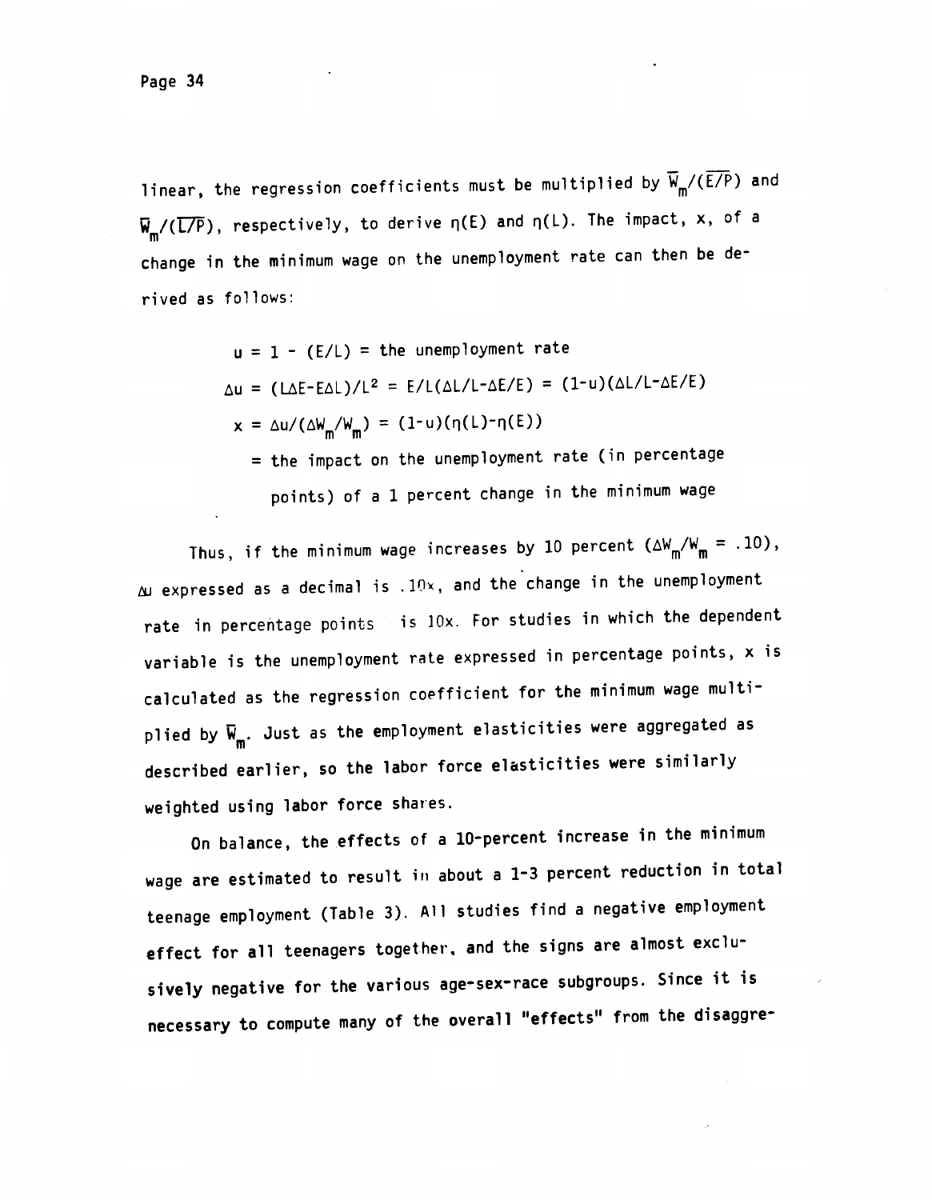linear, the regression coefficients must be multiplied by $\overline{W}_m/(\overline{E/P})$ and $\overline{W}_m/(\overline{L/P})$, respectively, to derive $\eta(E)$ and $\eta(L)$. The impact, x, of a change in the minimum wage on the unemployment rate can then be derived as follows:

$$u = 1 - (E/L) = \text{the unemployment rate}$$

$$\Delta u = (L\Delta E - E\Delta L)/L^2 = E/L(\Delta L/L - \Delta E/E) = (1-u)(\Delta L/L - \Delta E/E)$$

$$x = \Delta u/(\Delta W_m/W_m) = (1-u)(\eta(L) - \eta(E))$$

= the impact on the unemployment rate (in percentage points) of a 1 percent change in the minimum wage

Thus, if the minimum wage increases by 10 percent ($\Delta W_m/W_m = .10$), $\Delta u$ expressed as a decimal is $.10x$, and the change in the unemployment rate in percentage points is $10x$. For studies in which the dependent variable is the unemployment rate expressed in percentage points, x is calculated as the regression coefficient for the minimum wage multiplied by $\overline{W}_m$. Just as the employment elasticities were aggregated as described earlier, so the labor force elasticities were similarly weighted using labor force shares.

On balance, the effects of a 10-percent increase in the minimum wage are estimated to result in about a 1-3 percent reduction in total teenage employment (Table 3). All studies find a negative employment effect for all teenagers together, and the signs are almost exclusively negative for the various age-sex-race subgroups. Since it is necessary to compute many of the overall "effects" from the disaggre-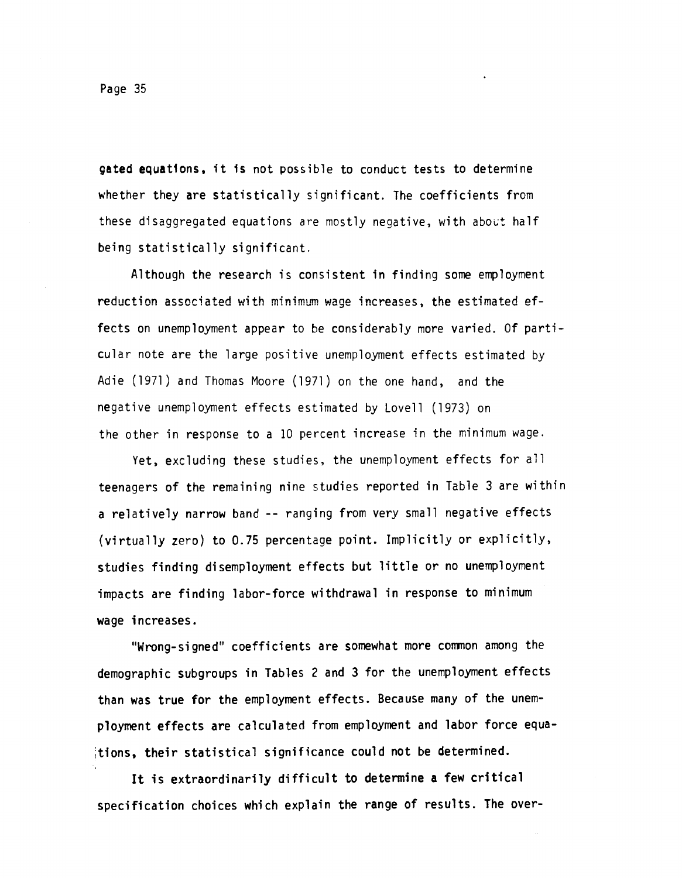gated equations, it is not possible to conduct tests to determine whether they are statistically significant. The coefficients from these disaggregated equations are mostly negative, with about half being statistically significant.

Although the research is consistent in finding some employment reduction associated with minimum wage increases, the estimated effects on unemployment appear to be considerably more varied. Of particular note are the large positive unemployment effects estimated by Adie (1971) and Thomas Moore (1971) on the one hand, and the negative unemployment effects estimated by Lovell (1973) on the other in response to a 10 percent increase in the minimum wage.

Yet, excluding these studies, the unemployment effects for all teenagers of the remaining nine studies reported in Table 3 are within a relatively narrow band -- ranging from very small negative effects (virtually zero) to 0.75 percentage point. Implicitly or explicitly, studies finding disemployment effects but little or no unemployment impacts are finding labor-force withdrawal in response to minimum wage increases.

"Wrong-signed" coefficients are somewhat more common among the demographic subgroups in Tables 2 and 3 for the unemployment effects than was true for the employment effects. Because many of the unemployment effects are calculated from employment and labor force equations, their statistical significance could not be determined.

It is extraordinarily difficult to determine a few critical specification choices which explain the range of results. The over-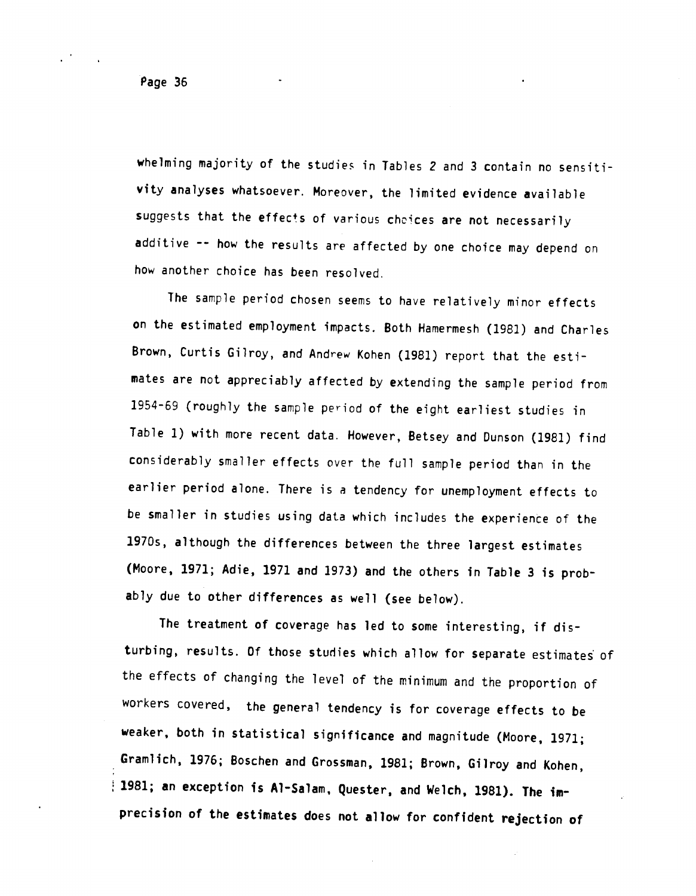whelming majority of the studies in Tables 2 and 3 contain no sensitivity analyses whatsoever. Moreover, the limited evidence available suggests that the effects of various choices are not necessarily additive -- how the results are affected by one choice may depend on how another choice has been resolved.

The sample period chosen seems to have relatively minor effects on the estimated employment impacts. Both Hamermesh (1981) and Charles Brown, Curtis Gilroy, and Andrew Kohen (1981) report that the estimates are not appreciably affected by extending the sample period from 1954-69 (roughly the sample period of the eight earliest studies in Table 1) with more recent data. However, Betsey and Dunson (1981) find considerably smaller effects over the full sample period than in the earlier period alone. There is a tendency for unemployment effects to be smaller in studies using data which includes the experience of the 1970s, although the differences between the three largest estimates (Moore, 1971; Adie, 1971 and 1973) and the others in Table 3 is probably due to other differences as well (see below).

The treatment of coverage has led to some interesting, if disturbing, results. Of those studies which allow for separate estimates of the effects of changing the level of the minimum and the proportion of workers covered, the general tendency is for coverage effects to be weaker, both in statistical significance and magnitude (Moore, 1971; Gramlich, 1976; Boschen and Grossman, 1981; Brown, Gilroy and Kohen, 1981; an exception is Al-Salam, Quester, and Welch, 1981). The imprecision of the estimates does not allow for confident rejection of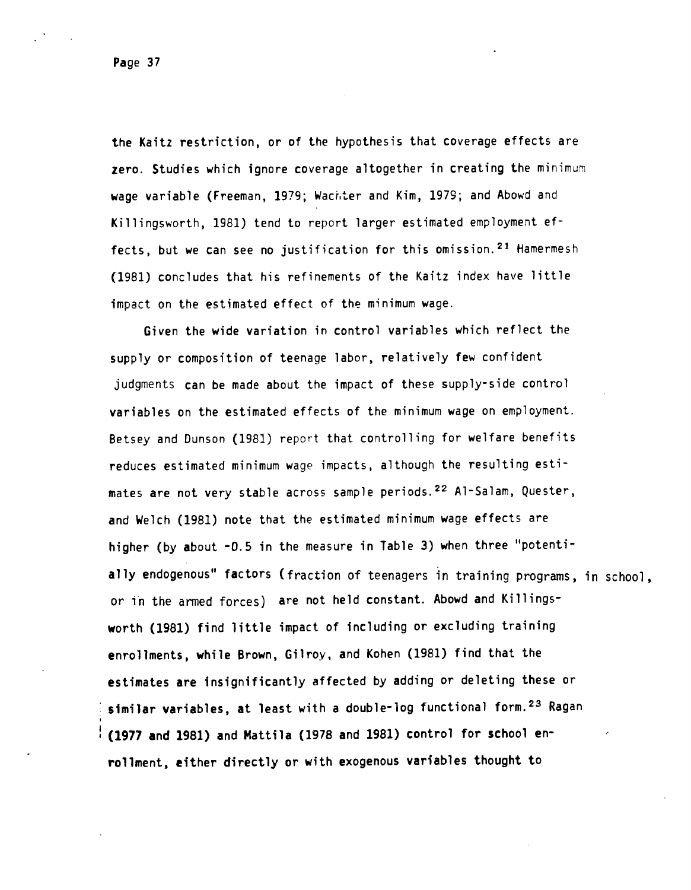the Kaitz restriction, or of the hypothesis that coverage effects are zero. Studies which ignore coverage altogether in creating the minimum wage variable (Freeman, 1979; Wachter and Kim, 1979; and Abowd and Killingsworth, 1981) tend to report larger estimated employment effects, but we can see no justification for this omission.[21] Hamermesh (1981) concludes that his refinements of the Kaitz index have little impact on the estimated effect of the minimum wage.

Given the wide variation in control variables which reflect the supply or composition of teenage labor, relatively few confident judgments can be made about the impact of these supply-side control variables on the estimated effects of the minimum wage on employment. Betsey and Dunson (1981) report that controlling for welfare benefits reduces estimated minimum wage impacts, although the resulting estimates are not very stable across sample periods.[22] Al-Salam, Quester, and Welch (1981) note that the estimated minimum wage effects are higher (by about -0.5 in the measure in Table 3) when three "potentially endogenous" factors (fraction of teenagers in training programs, in school, or in the armed forces) are not held constant. Abowd and Killingsworth (1981) find little impact of including or excluding training enrollments, while Brown, Gilroy, and Kohen (1981) find that the estimates are insignificantly affected by adding or deleting these or similar variables, at least with a double-log functional form.[23] Ragan (1977 and 1981) and Mattila (1978 and 1981) control for school enrollment, either directly or with exogenous variables thought to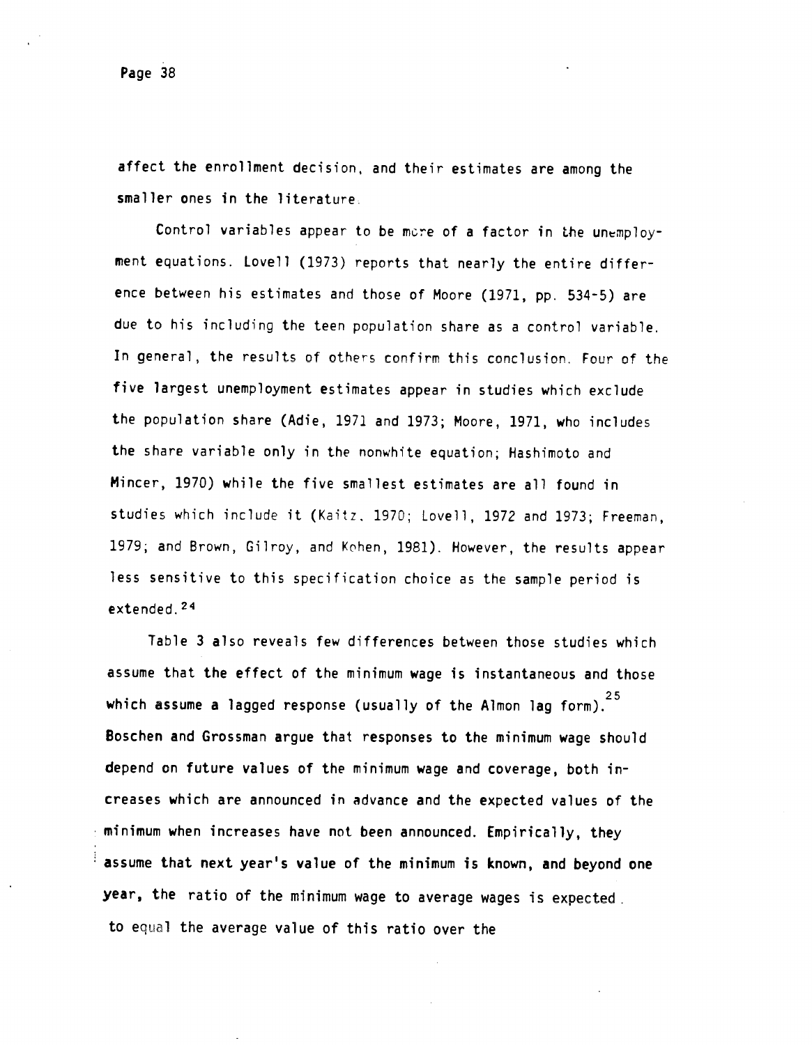affect the enrollment decision, and their estimates are among the smaller ones in the literature.

Control variables appear to be more of a factor in the unemployment equations. Lovell (1973) reports that nearly the entire difference between his estimates and those of Moore (1971, pp. 534-5) are due to his including the teen population share as a control variable. In general, the results of others confirm this conclusion. Four of the five largest unemployment estimates appear in studies which exclude the population share (Adie, 1971 and 1973; Moore, 1971, who includes the share variable only in the nonwhite equation; Hashimoto and Mincer, 1970) while the five smallest estimates are all found in studies which include it (Kaitz, 1970; Lovell, 1972 and 1973; Freeman, 1979; and Brown, Gilroy, and Kohen, 1981). However, the results appear less sensitive to this specification choice as the sample period is extended.[24]

Table 3 also reveals few differences between those studies which assume that the effect of the minimum wage is instantaneous and those which assume a lagged response (usually of the Almon lag form).[25] Boschen and Grossman argue that responses to the minimum wage should depend on future values of the minimum wage and coverage, both increases which are announced in advance and the expected values of the minimum when increases have not been announced. Empirically, they assume that next year's value of the minimum is known, and beyond one year, the ratio of the minimum wage to average wages is expected to equal the average value of this ratio over the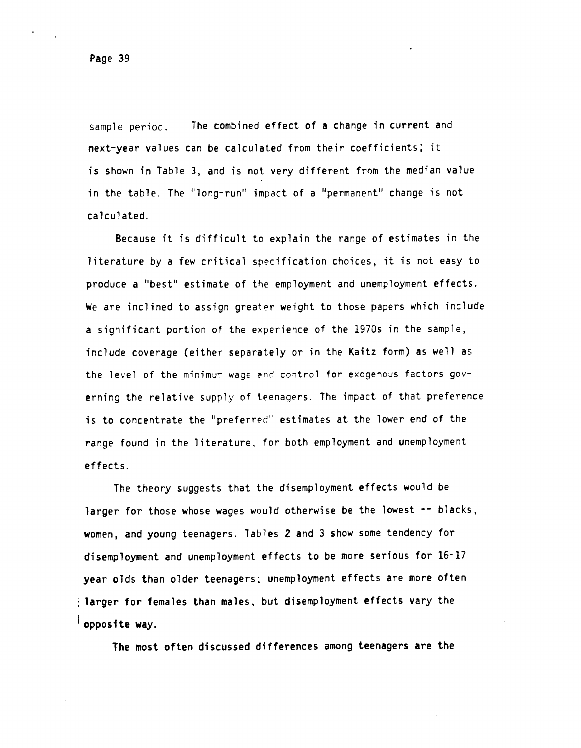sample period. The combined effect of a change in current and next-year values can be calculated from their coefficients; it is shown in Table 3, and is not very different from the median value in the table. The "long-run" impact of a "permanent" change is not calculated.

Because it is difficult to explain the range of estimates in the literature by a few critical specification choices, it is not easy to produce a "best" estimate of the employment and unemployment effects. We are inclined to assign greater weight to those papers which include a significant portion of the experience of the 1970s in the sample, include coverage (either separately or in the Kaitz form) as well as the level of the minimum wage and control for exogenous factors governing the relative supply of teenagers. The impact of that preference is to concentrate the "preferred" estimates at the lower end of the range found in the literature, for both employment and unemployment effects.

The theory suggests that the disemployment effects would be larger for those whose wages would otherwise be the lowest -- blacks, women, and young teenagers. Tables 2 and 3 show some tendency for disemployment and unemployment effects to be more serious for 16-17 year olds than older teenagers; unemployment effects are more often larger for females than males, but disemployment effects vary the opposite way.

The most often discussed differences among teenagers are the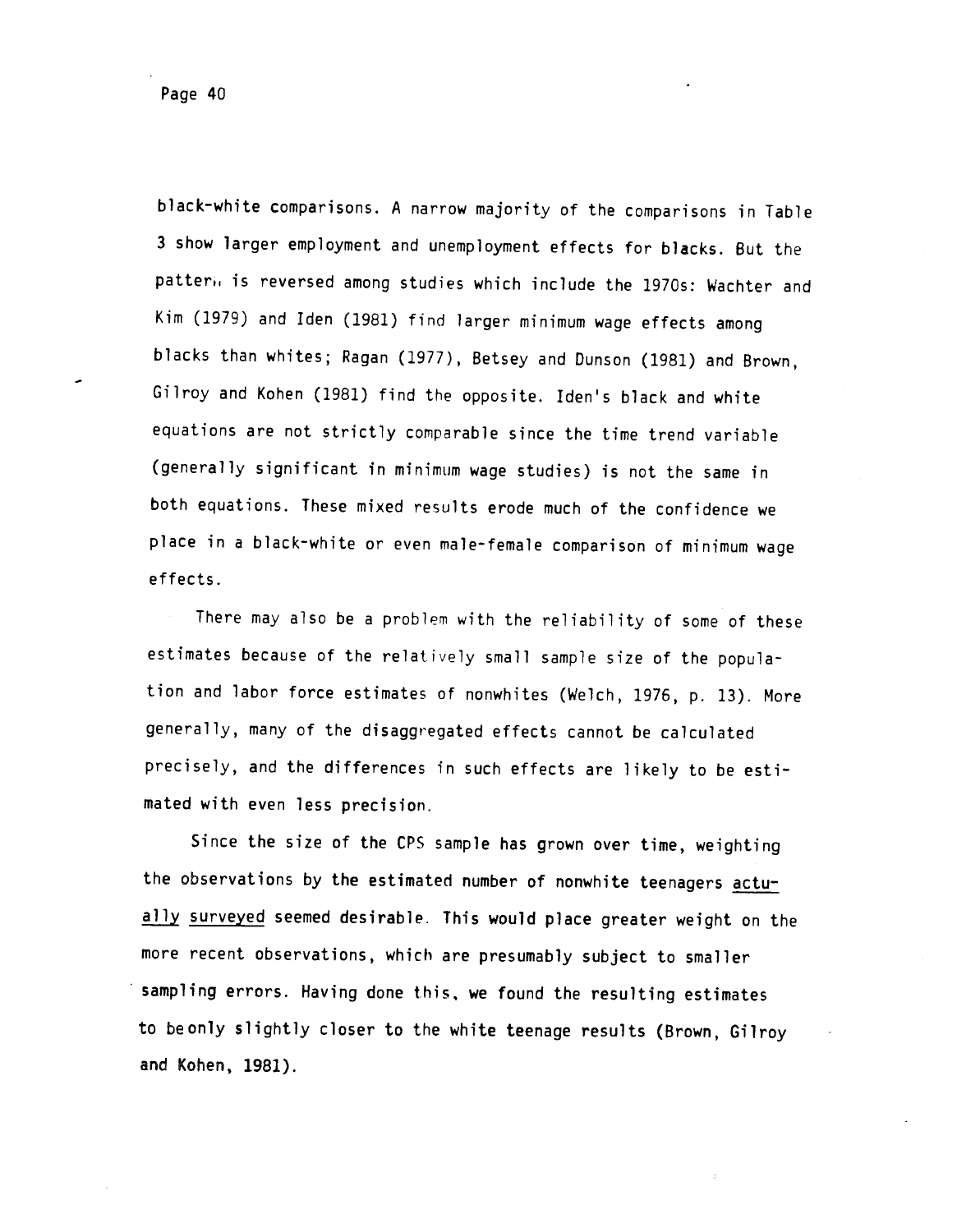black-white comparisons. A narrow majority of the comparisons in Table 3 show larger employment and unemployment effects for blacks. But the pattern is reversed among studies which include the 1970s: Wachter and Kim (1979) and Iden (1981) find larger minimum wage effects among blacks than whites; Ragan (1977), Betsey and Dunson (1981) and Brown, Gilroy and Kohen (1981) find the opposite. Iden's black and white equations are not strictly comparable since the time trend variable (generally significant in minimum wage studies) is not the same in both equations. These mixed results erode much of the confidence we place in a black-white or even male-female comparison of minimum wage effects.

There may also be a problem with the reliability of some of these estimates because of the relatively small sample size of the population and labor force estimates of nonwhites (Welch, 1976, p. 13). More generally, many of the disaggregated effects cannot be calculated precisely, and the differences in such effects are likely to be estimated with even less precision.

Since the size of the CPS sample has grown over time, weighting the observations by the estimated number of nonwhite teenagers <u>actually surveyed</u> seemed desirable. This would place greater weight on the more recent observations, which are presumably subject to smaller sampling errors. Having done this, we found the resulting estimates to be only slightly closer to the white teenage results (Brown, Gilroy and Kohen, 1981).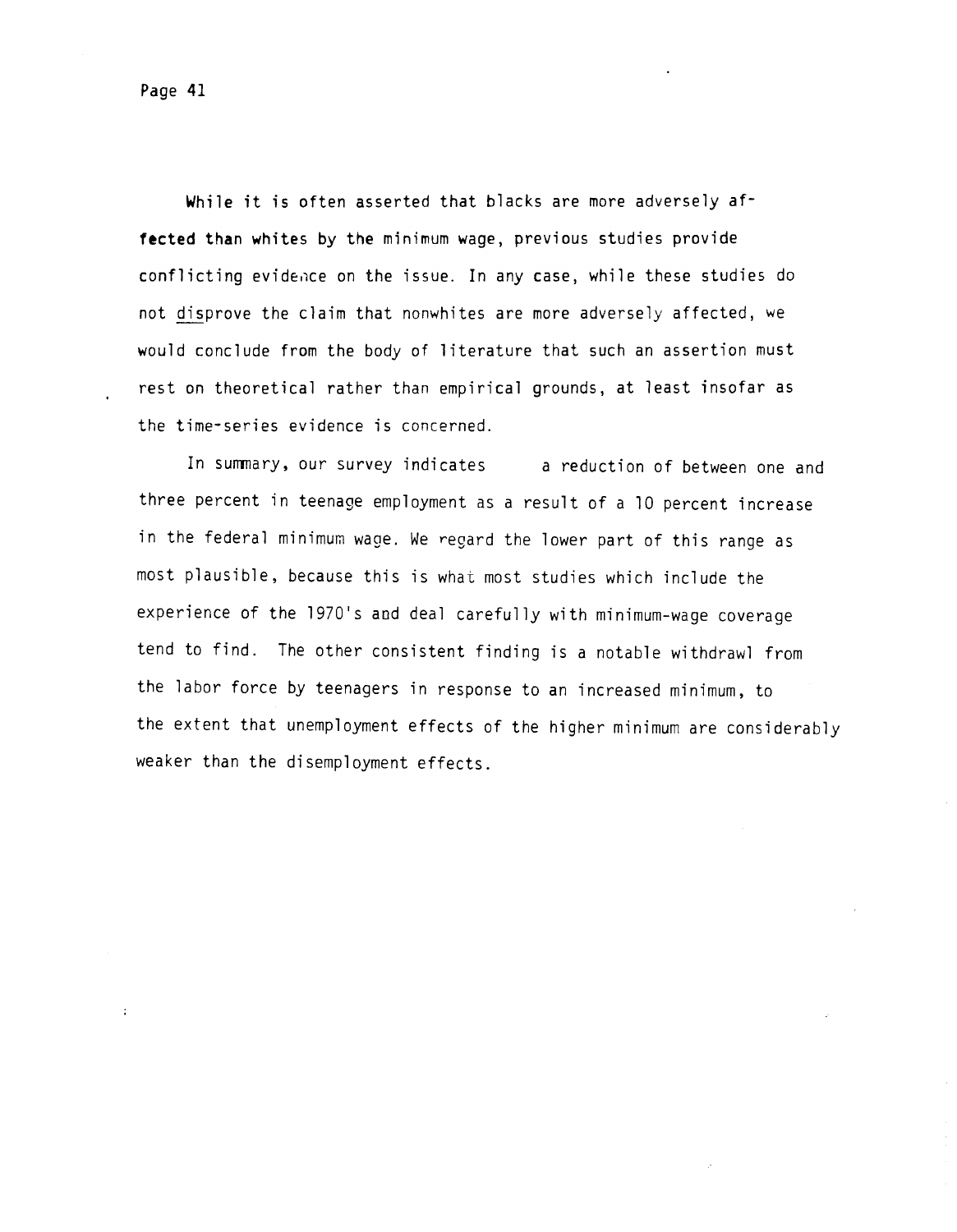While it is often asserted that blacks are more adversely affected than whites by the minimum wage, previous studies provide conflicting evidence on the issue. In any case, while these studies do not <u>dis</u>prove the claim that nonwhites are more adversely affected, we would conclude from the body of literature that such an assertion must rest on theoretical rather than empirical grounds, at least insofar as the time-series evidence is concerned.

In summary, our survey indicates a reduction of between one and three percent in teenage employment as a result of a 10 percent increase in the federal minimum wage. We regard the lower part of this range as most plausible, because this is what most studies which include the experience of the 1970's and deal carefully with minimum-wage coverage tend to find. The other consistent finding is a notable withdrawl from the labor force by teenagers in response to an increased minimum, to the extent that unemployment effects of the higher minimum are considerably weaker than the disemployment effects.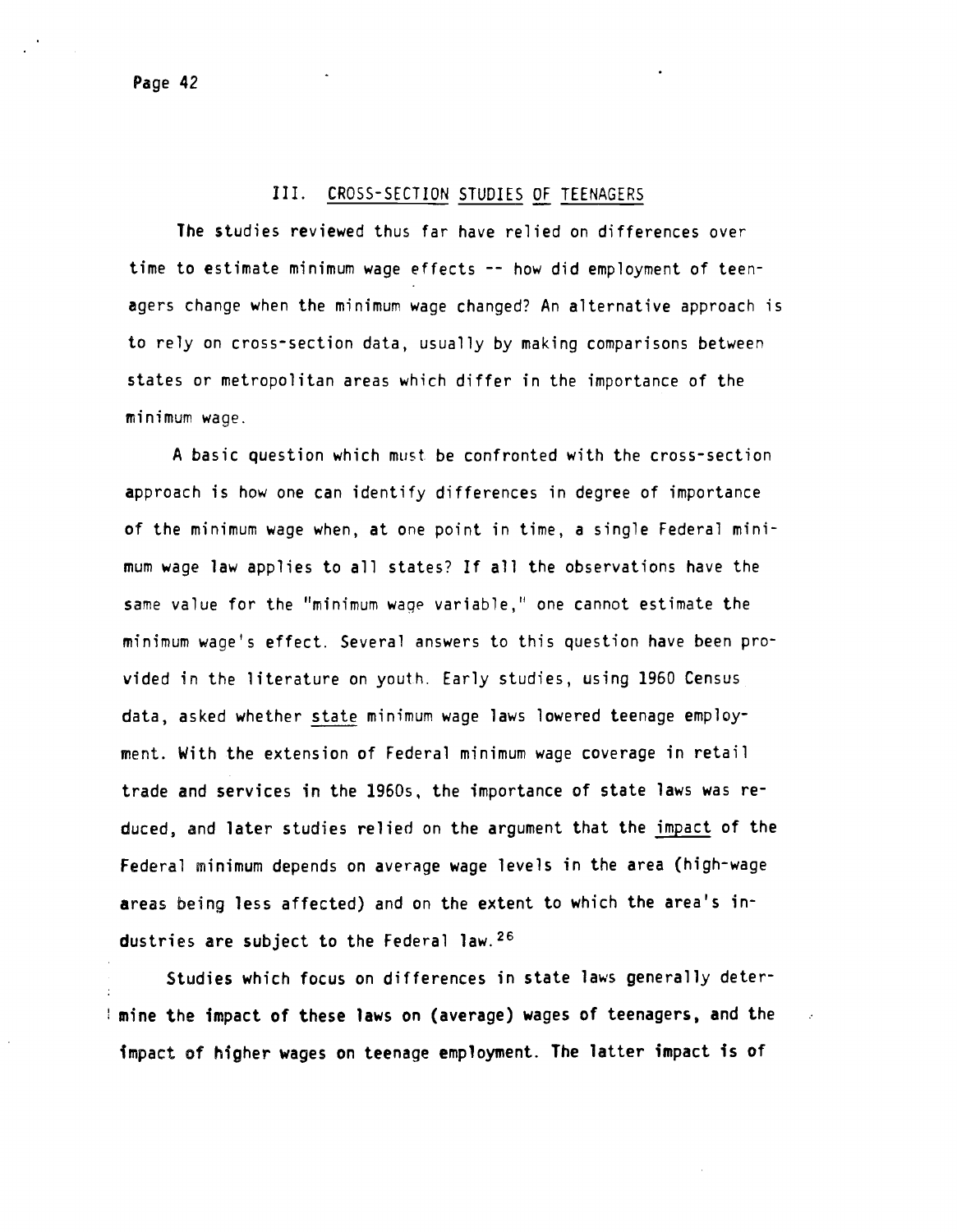## III. CROSS-SECTION STUDIES OF TEENAGERS

The studies reviewed thus far have relied on differences over time to estimate minimum wage effects -- how did employment of teenagers change when the minimum wage changed? An alternative approach is to rely on cross-section data, usually by making comparisons between states or metropolitan areas which differ in the importance of the minimum wage.

A basic question which must be confronted with the cross-section approach is how one can identify differences in degree of importance of the minimum wage when, at one point in time, a single Federal minimum wage law applies to all states? If all the observations have the same value for the "minimum wage variable," one cannot estimate the minimum wage's effect. Several answers to this question have been provided in the literature on youth. Early studies, using 1960 Census data, asked whether state minimum wage laws lowered teenage employment. With the extension of Federal minimum wage coverage in retail trade and services in the 1960s, the importance of state laws was reduced, and later studies relied on the argument that the impact of the Federal minimum depends on average wage levels in the area (high-wage areas being less affected) and on the extent to which the area's industries are subject to the Federal law.[26]

Studies which focus on differences in state laws generally determine the impact of these laws on (average) wages of teenagers, and the impact of higher wages on teenage employment. The latter impact is of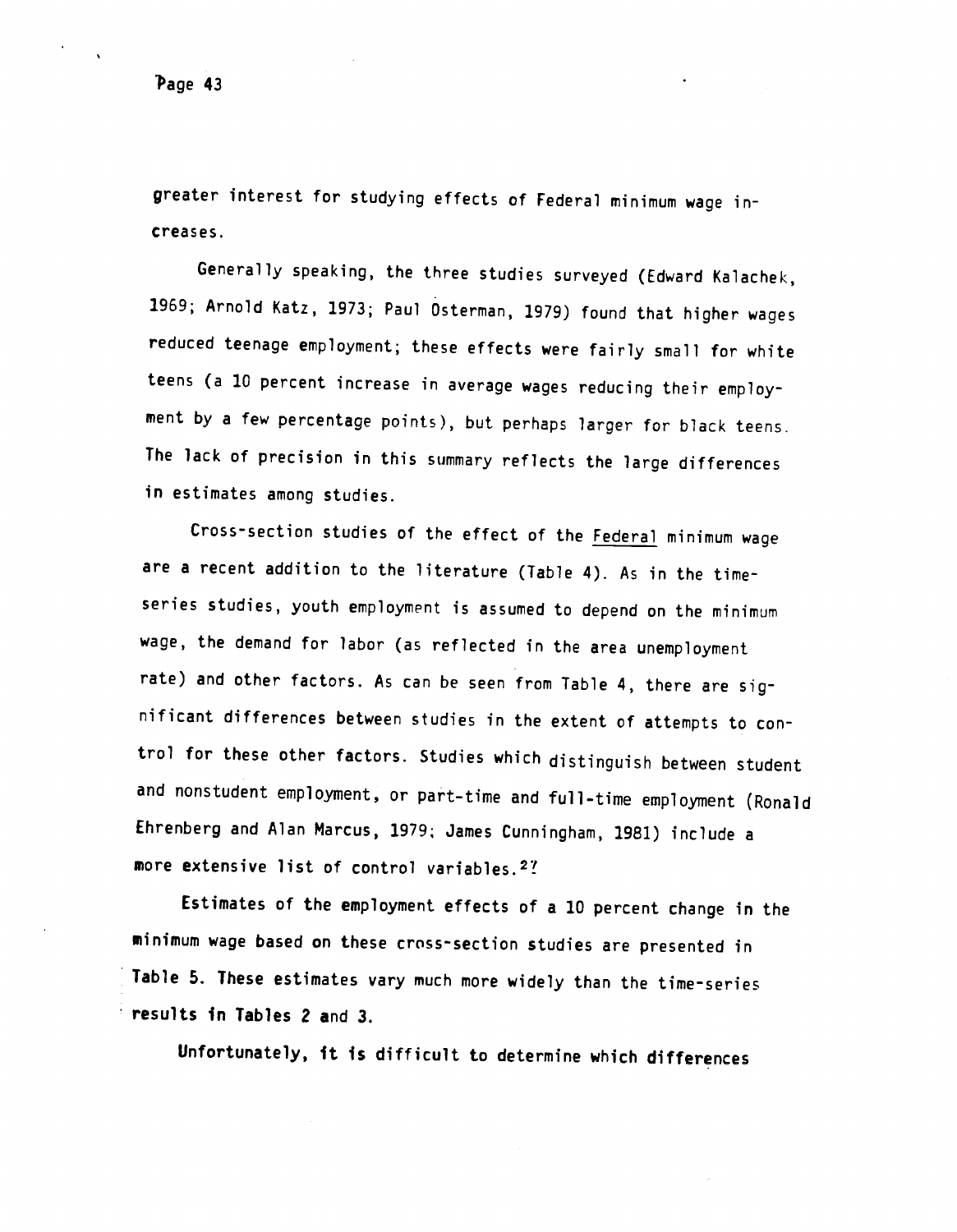greater interest for studying effects of Federal minimum wage increases.

Generally speaking, the three studies surveyed (Edward Kalachek, 1969; Arnold Katz, 1973; Paul Osterman, 1979) found that higher wages reduced teenage employment; these effects were fairly small for white teens (a 10 percent increase in average wages reducing their employment by a few percentage points), but perhaps larger for black teens. The lack of precision in this summary reflects the large differences in estimates among studies.

Cross-section studies of the effect of the Federal minimum wage are a recent addition to the literature (Table 4). As in the time-series studies, youth employment is assumed to depend on the minimum wage, the demand for labor (as reflected in the area unemployment rate) and other factors. As can be seen from Table 4, there are significant differences between studies in the extent of attempts to control for these other factors. Studies which distinguish between student and nonstudent employment, or part-time and full-time employment (Ronald Ehrenberg and Alan Marcus, 1979; James Cunningham, 1981) include a more extensive list of control variables.[27]

Estimates of the employment effects of a 10 percent change in the minimum wage based on these cross-section studies are presented in Table 5. These estimates vary much more widely than the time-series results in Tables 2 and 3.

Unfortunately, it is difficult to determine which differences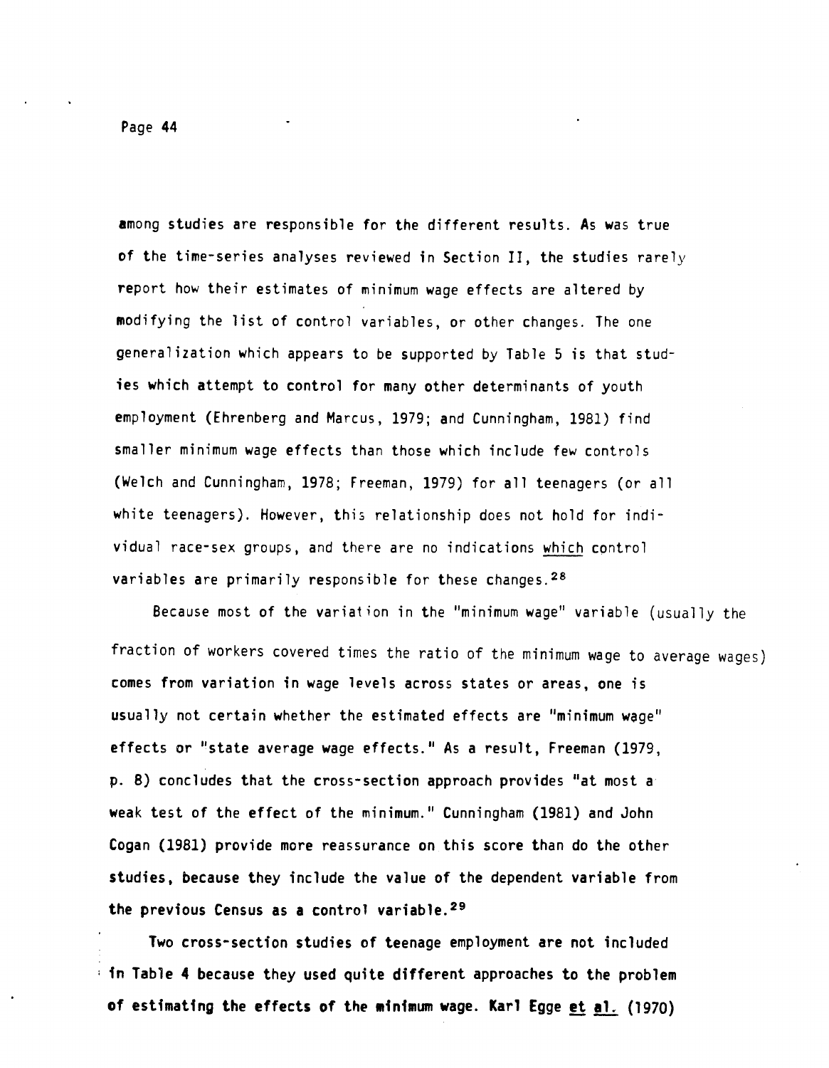among studies are responsible for the different results. As was true of the time-series analyses reviewed in Section II, the studies rarely report how their estimates of minimum wage effects are altered by modifying the list of control variables, or other changes. The one generalization which appears to be supported by Table 5 is that studies which attempt to control for many other determinants of youth employment (Ehrenberg and Marcus, 1979; and Cunningham, 1981) find smaller minimum wage effects than those which include few controls (Welch and Cunningham, 1978; Freeman, 1979) for all teenagers (or all white teenagers). However, this relationship does not hold for individual race-sex groups, and there are no indications <u>which</u> control variables are primarily responsible for these changes.[28]

Because most of the variation in the "minimum wage" variable (usually the fraction of workers covered times the ratio of the minimum wage to average wages) comes from variation in wage levels across states or areas, one is usually not certain whether the estimated effects are "minimum wage" effects or "state average wage effects." As a result, Freeman (1979, p. 8) concludes that the cross-section approach provides "at most a weak test of the effect of the minimum." Cunningham (1981) and John Cogan (1981) provide more reassurance on this score than do the other studies, because they include the value of the dependent variable from the previous Census as a control variable.[29]

Two cross-section studies of teenage employment are not included in Table 4 because they used quite different approaches to the problem of estimating the effects of the minimum wage. Karl Egge <u>et al.</u> (1970)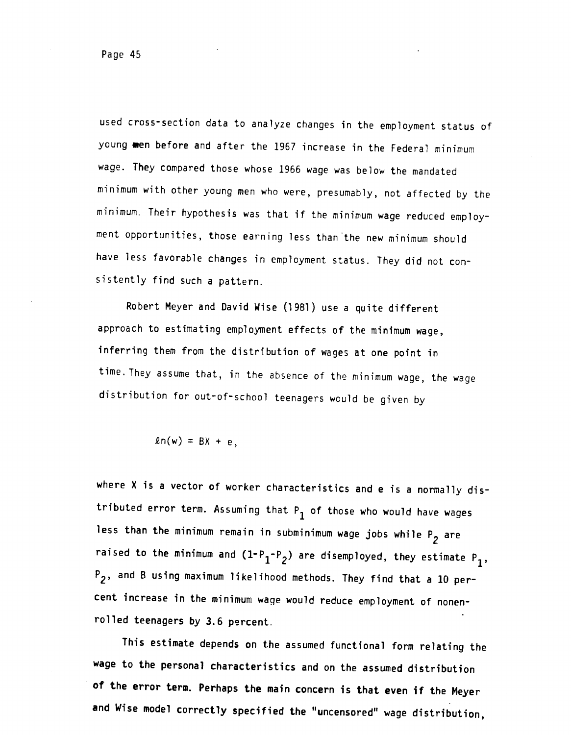used cross-section data to analyze changes in the employment status of young men before and after the 1967 increase in the Federal minimum wage. They compared those whose 1966 wage was below the mandated minimum with other young men who were, presumably, not affected by the minimum. Their hypothesis was that if the minimum wage reduced employment opportunities, those earning less than the new minimum should have less favorable changes in employment status. They did not consistently find such a pattern.

Robert Meyer and David Wise (1981) use a quite different approach to estimating employment effects of the minimum wage, inferring them from the distribution of wages at one point in time. They assume that, in the absence of the minimum wage, the wage distribution for out-of-school teenagers would be given by

$$\ln(w) = BX + e,$$

where X is a vector of worker characteristics and e is a normally distributed error term. Assuming that $P_1$ of those who would have wages less than the minimum remain in subminimum wage jobs while $P_2$ are raised to the minimum and $(1-P_1-P_2)$ are disemployed, they estimate $P_1$, $P_2$, and B using maximum likelihood methods. They find that a 10 percent increase in the minimum wage would reduce employment of nonenrolled teenagers by 3.6 percent.

This estimate depends on the assumed functional form relating the wage to the personal characteristics and on the assumed distribution of the error term. Perhaps the main concern is that even if the Meyer and Wise model correctly specified the "uncensored" wage distribution,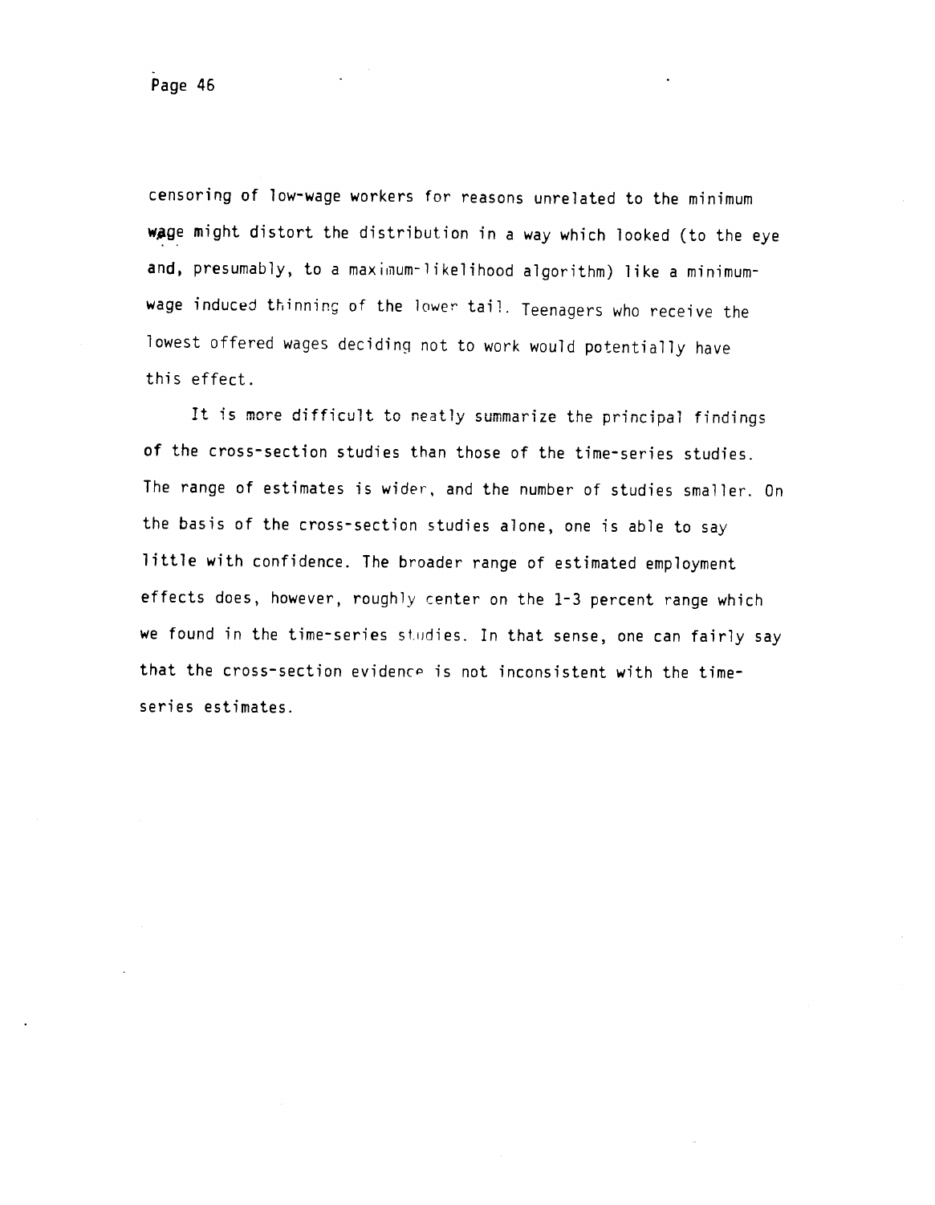censoring of low-wage workers for reasons unrelated to the minimum wage might distort the distribution in a way which looked (to the eye and, presumably, to a maximum-likelihood algorithm) like a minimum-wage induced thinning of the lower tail. Teenagers who receive the lowest offered wages deciding not to work would potentially have this effect.

It is more difficult to neatly summarize the principal findings of the cross-section studies than those of the time-series studies. The range of estimates is wider, and the number of studies smaller. On the basis of the cross-section studies alone, one is able to say little with confidence. The broader range of estimated employment effects does, however, roughly center on the 1-3 percent range which we found in the time-series studies. In that sense, one can fairly say that the cross-section evidence is not inconsistent with the time-series estimates.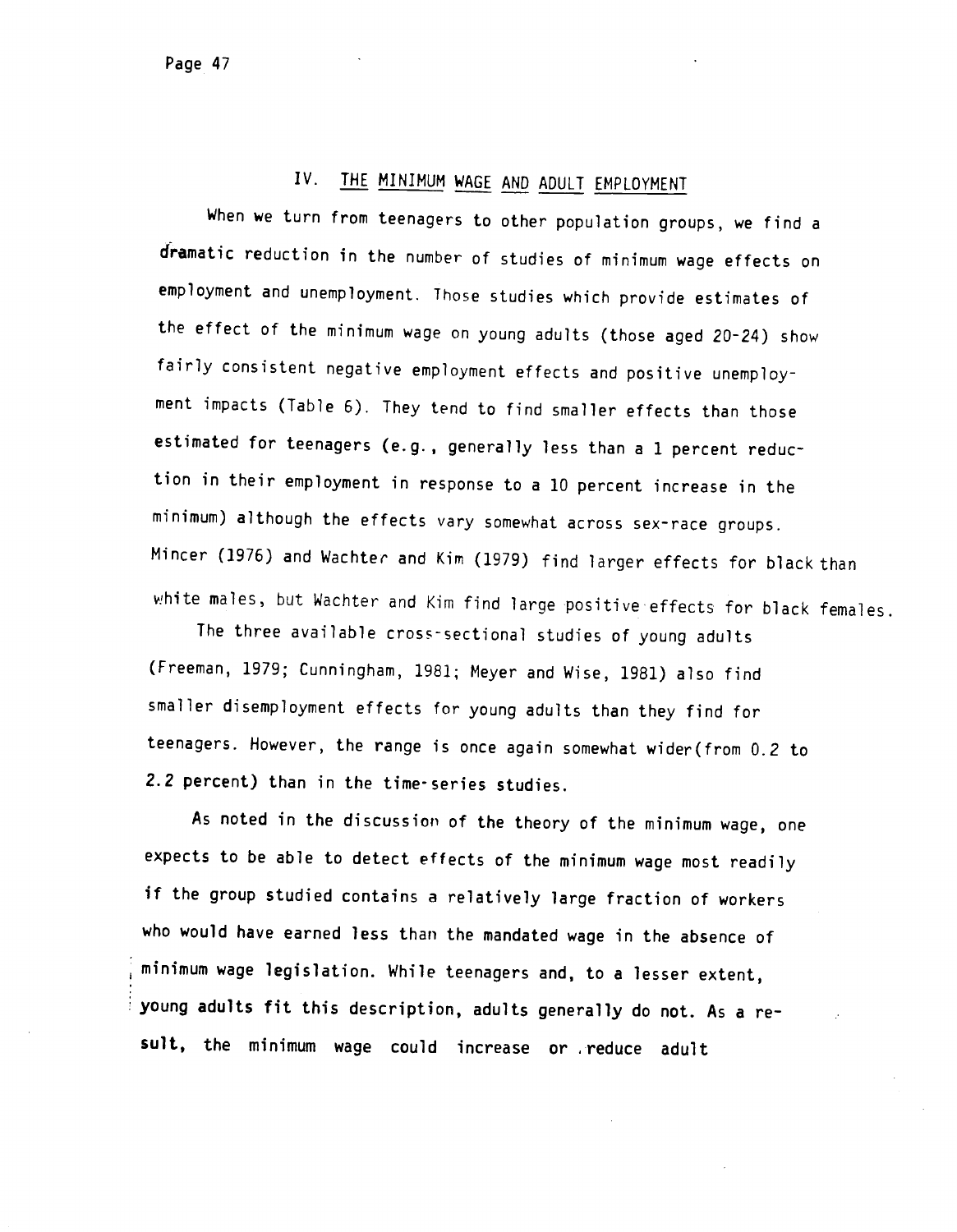## IV. THE MINIMUM WAGE AND ADULT EMPLOYMENT

When we turn from teenagers to other population groups, we find a dramatic reduction in the number of studies of minimum wage effects on employment and unemployment. Those studies which provide estimates of the effect of the minimum wage on young adults (those aged 20-24) show fairly consistent negative employment effects and positive unemployment impacts (Table 6). They tend to find smaller effects than those estimated for teenagers (e.g., generally less than a 1 percent reduction in their employment in response to a 10 percent increase in the minimum) although the effects vary somewhat across sex-race groups. Mincer (1976) and Wachter and Kim (1979) find larger effects for black than white males, but Wachter and Kim find large positive effects for black females.

The three available cross-sectional studies of young adults (Freeman, 1979; Cunningham, 1981; Meyer and Wise, 1981) also find smaller disemployment effects for young adults than they find for teenagers. However, the range is once again somewhat wider (from 0.2 to 2.2 percent) than in the time-series studies.

As noted in the discussion of the theory of the minimum wage, one expects to be able to detect effects of the minimum wage most readily if the group studied contains a relatively large fraction of workers who would have earned less than the mandated wage in the absence of minimum wage legislation. While teenagers and, to a lesser extent, young adults fit this description, adults generally do not. As a result, the minimum wage could increase or reduce adult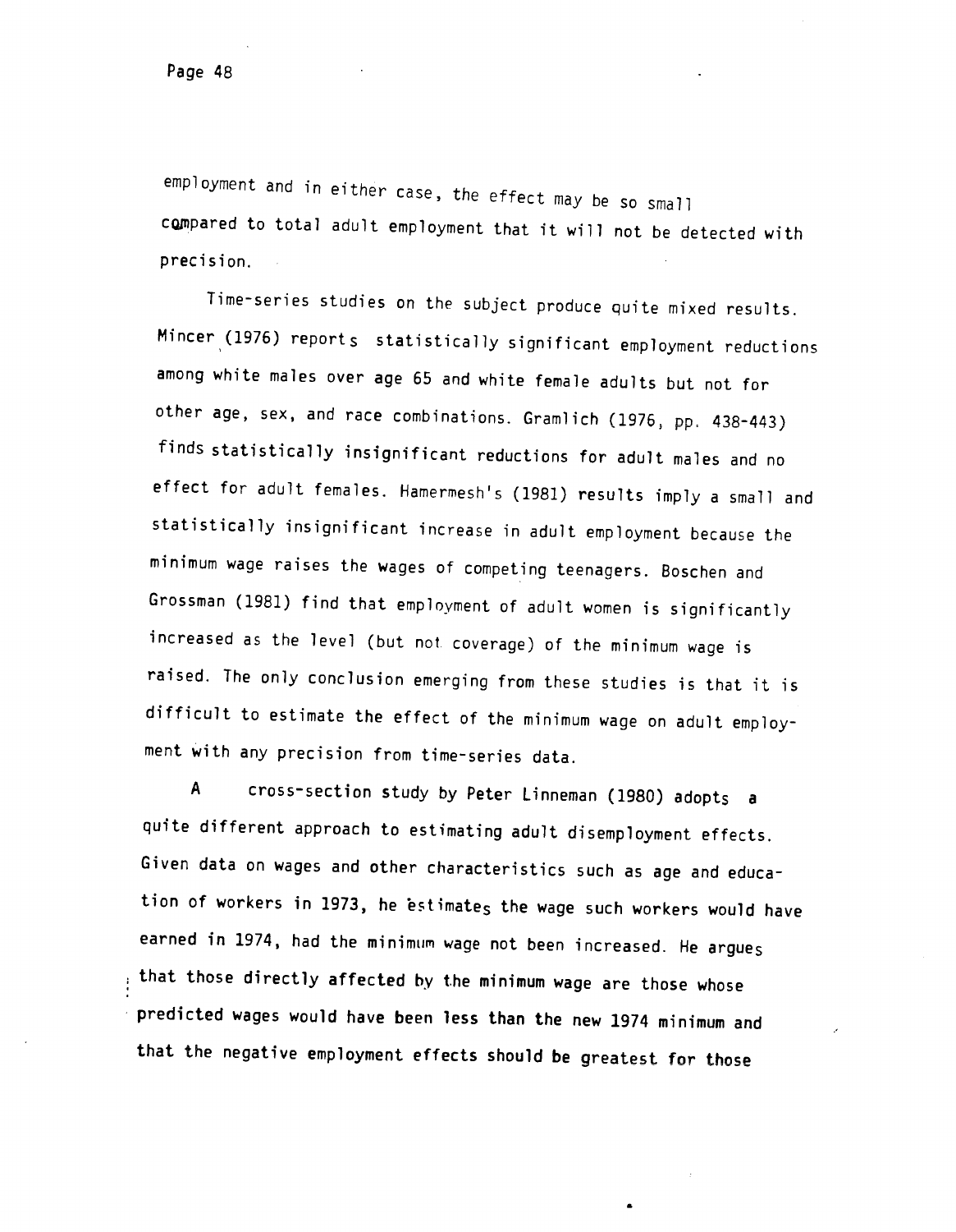employment and in either case, the effect may be so small compared to total adult employment that it will not be detected with precision.

Time-series studies on the subject produce quite mixed results. Mincer (1976) reports statistically significant employment reductions among white males over age 65 and white female adults but not for other age, sex, and race combinations. Gramlich (1976, pp. 438-443) finds statistically insignificant reductions for adult males and no effect for adult females. Hamermesh's (1981) results imply a small and statistically insignificant increase in adult employment because the minimum wage raises the wages of competing teenagers. Boschen and Grossman (1981) find that employment of adult women is significantly increased as the level (but not coverage) of the minimum wage is raised. The only conclusion emerging from these studies is that it is difficult to estimate the effect of the minimum wage on adult employment with any precision from time-series data.

A cross-section study by Peter Linneman (1980) adopts a quite different approach to estimating adult disemployment effects. Given data on wages and other characteristics such as age and education of workers in 1973, he estimates the wage such workers would have earned in 1974, had the minimum wage not been increased. He argues that those directly affected by the minimum wage are those whose predicted wages would have been less than the new 1974 minimum and that the negative employment effects should be greatest for those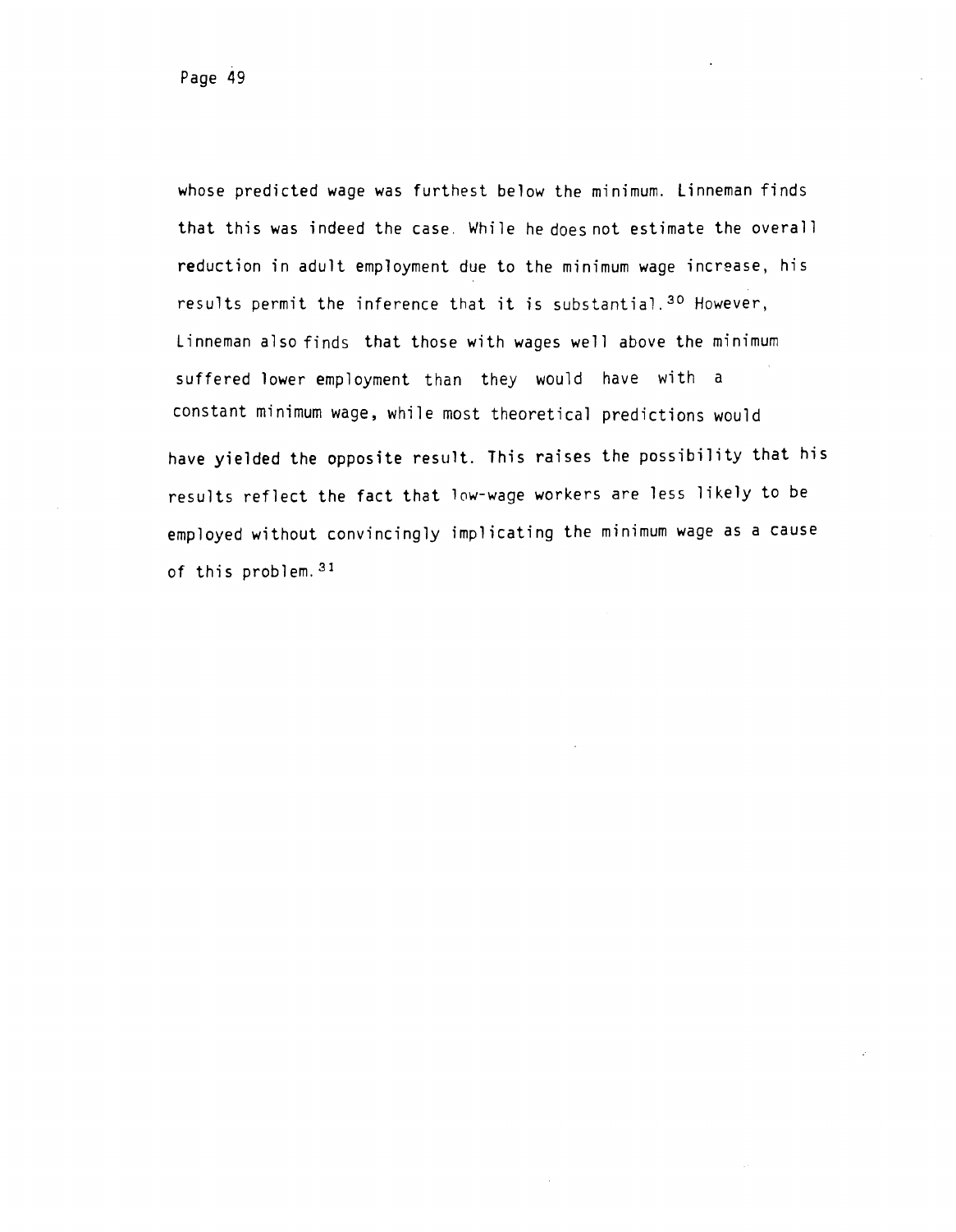whose predicted wage was furthest below the minimum. Linneman finds that this was indeed the case. While he does not estimate the overall reduction in adult employment due to the minimum wage increase, his results permit the inference that it is substantial.[30] However, Linneman also finds that those with wages well above the minimum suffered lower employment than they would have with a constant minimum wage, while most theoretical predictions would have yielded the opposite result. This raises the possibility that his results reflect the fact that low-wage workers are less likely to be employed without convincingly implicating the minimum wage as a cause of this problem.[31]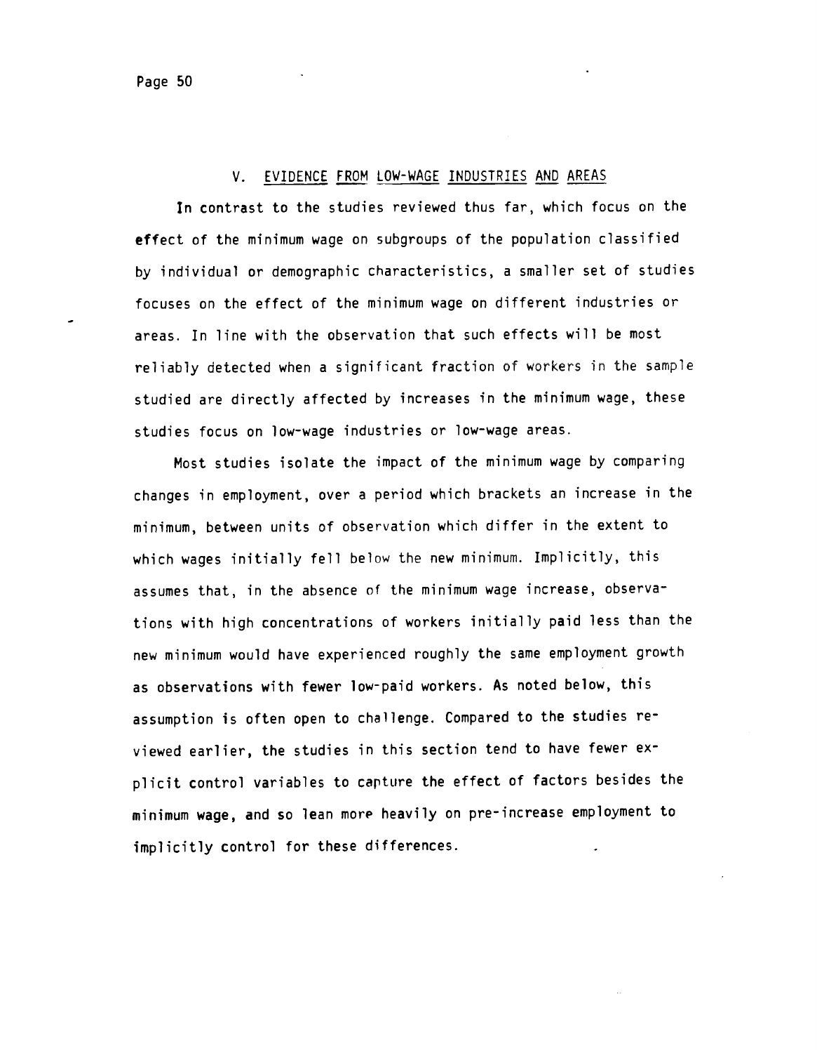## V. EVIDENCE FROM LOW-WAGE INDUSTRIES AND AREAS

In contrast to the studies reviewed thus far, which focus on the effect of the minimum wage on subgroups of the population classified by individual or demographic characteristics, a smaller set of studies focuses on the effect of the minimum wage on different industries or areas. In line with the observation that such effects will be most reliably detected when a significant fraction of workers in the sample studied are directly affected by increases in the minimum wage, these studies focus on low-wage industries or low-wage areas.

Most studies isolate the impact of the minimum wage by comparing changes in employment, over a period which brackets an increase in the minimum, between units of observation which differ in the extent to which wages initially fell below the new minimum. Implicitly, this assumes that, in the absence of the minimum wage increase, observations with high concentrations of workers initially paid less than the new minimum would have experienced roughly the same employment growth as observations with fewer low-paid workers. As noted below, this assumption is often open to challenge. Compared to the studies reviewed earlier, the studies in this section tend to have fewer explicit control variables to capture the effect of factors besides the minimum wage, and so lean more heavily on pre-increase employment to implicitly control for these differences.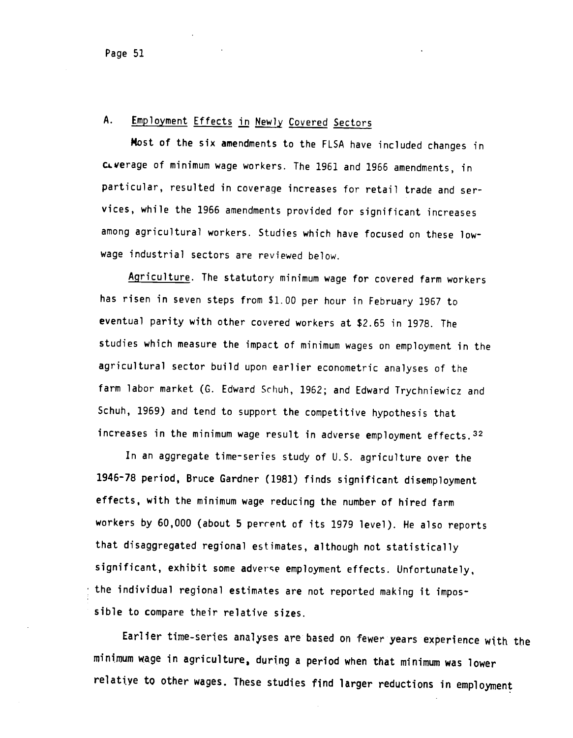### A. Employment Effects in Newly Covered Sectors

Most of the six amendments to the FLSA have included changes in coverage of minimum wage workers. The 1961 and 1966 amendments, in particular, resulted in coverage increases for retail trade and services, while the 1966 amendments provided for significant increases among agricultural workers. Studies which have focused on these low-wage industrial sectors are reviewed below.

Agriculture. The statutory minimum wage for covered farm workers has risen in seven steps from $1.00 per hour in February 1967 to eventual parity with other covered workers at $2.65 in 1978. The studies which measure the impact of minimum wages on employment in the agricultural sector build upon earlier econometric analyses of the farm labor market (G. Edward Schuh, 1962; and Edward Trychniewicz and Schuh, 1969) and tend to support the competitive hypothesis that increases in the minimum wage result in adverse employment effects.[32]

In an aggregate time-series study of U.S. agriculture over the 1946-78 period, Bruce Gardner (1981) finds significant disemployment effects, with the minimum wage reducing the number of hired farm workers by 60,000 (about 5 percent of its 1979 level). He also reports that disaggregated regional estimates, although not statistically significant, exhibit some adverse employment effects. Unfortunately, the individual regional estimates are not reported making it impossible to compare their relative sizes.

Earlier time-series analyses are based on fewer years experience with the minimum wage in agriculture, during a period when that minimum was lower relative to other wages. These studies find larger reductions in employment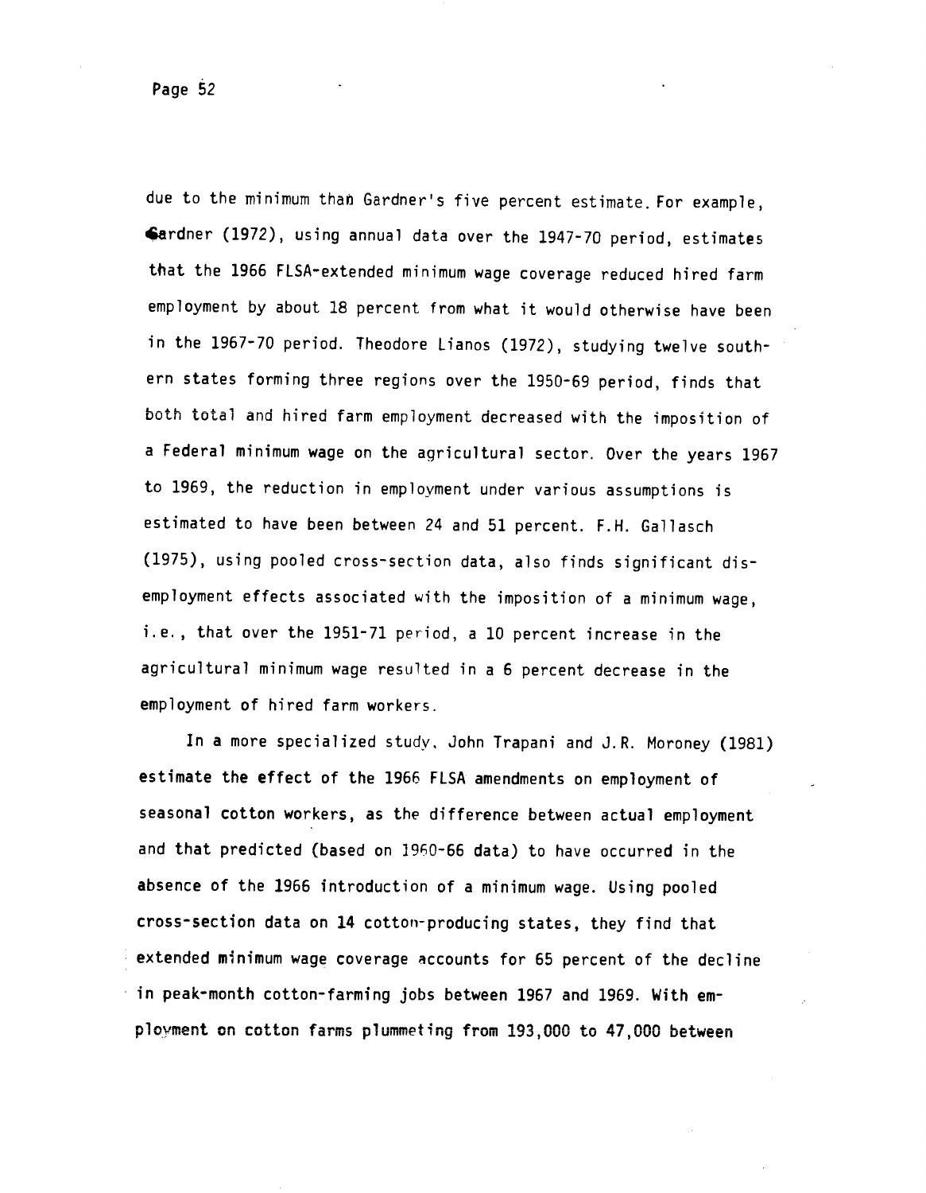due to the minimum than Gardner's five percent estimate. For example, Gardner (1972), using annual data over the 1947-70 period, estimates that the 1966 FLSA-extended minimum wage coverage reduced hired farm employment by about 18 percent from what it would otherwise have been in the 1967-70 period. Theodore Lianos (1972), studying twelve southern states forming three regions over the 1950-69 period, finds that both total and hired farm employment decreased with the imposition of a Federal minimum wage on the agricultural sector. Over the years 1967 to 1969, the reduction in employment under various assumptions is estimated to have been between 24 and 51 percent. F.H. Gallasch (1975), using pooled cross-section data, also finds significant disemployment effects associated with the imposition of a minimum wage, i.e., that over the 1951-71 period, a 10 percent increase in the agricultural minimum wage resulted in a 6 percent decrease in the employment of hired farm workers.

In a more specialized study, John Trapani and J.R. Moroney (1981) estimate the effect of the 1966 FLSA amendments on employment of seasonal cotton workers, as the difference between actual employment and that predicted (based on 1960-66 data) to have occurred in the absence of the 1966 introduction of a minimum wage. Using pooled cross-section data on 14 cotton-producing states, they find that extended minimum wage coverage accounts for 65 percent of the decline in peak-month cotton-farming jobs between 1967 and 1969. With employment on cotton farms plummeting from 193,000 to 47,000 between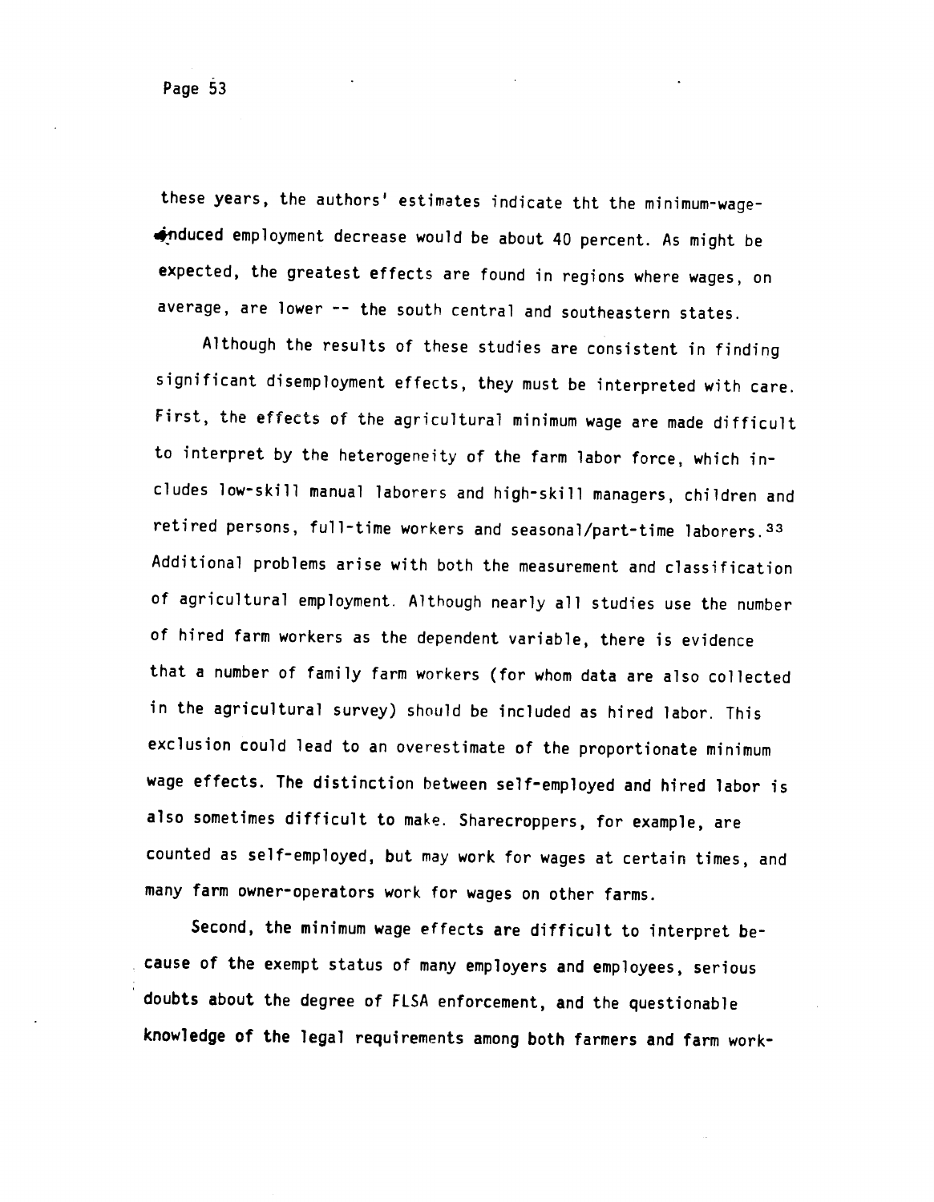these years, the authors' estimates indicate tht the minimum-wage-induced employment decrease would be about 40 percent. As might be expected, the greatest effects are found in regions where wages, on average, are lower -- the south central and southeastern states.

Although the results of these studies are consistent in finding significant disemployment effects, they must be interpreted with care. First, the effects of the agricultural minimum wage are made difficult to interpret by the heterogeneity of the farm labor force, which includes low-skill manual laborers and high-skill managers, children and retired persons, full-time workers and seasonal/part-time laborers.[33] Additional problems arise with both the measurement and classification of agricultural employment. Although nearly all studies use the number of hired farm workers as the dependent variable, there is evidence that a number of family farm workers (for whom data are also collected in the agricultural survey) should be included as hired labor. This exclusion could lead to an overestimate of the proportionate minimum wage effects. The distinction between self-employed and hired labor is also sometimes difficult to make. Sharecroppers, for example, are counted as self-employed, but may work for wages at certain times, and many farm owner-operators work for wages on other farms.

Second, the minimum wage effects are difficult to interpret because of the exempt status of many employers and employees, serious doubts about the degree of FLSA enforcement, and the questionable knowledge of the legal requirements among both farmers and farm work-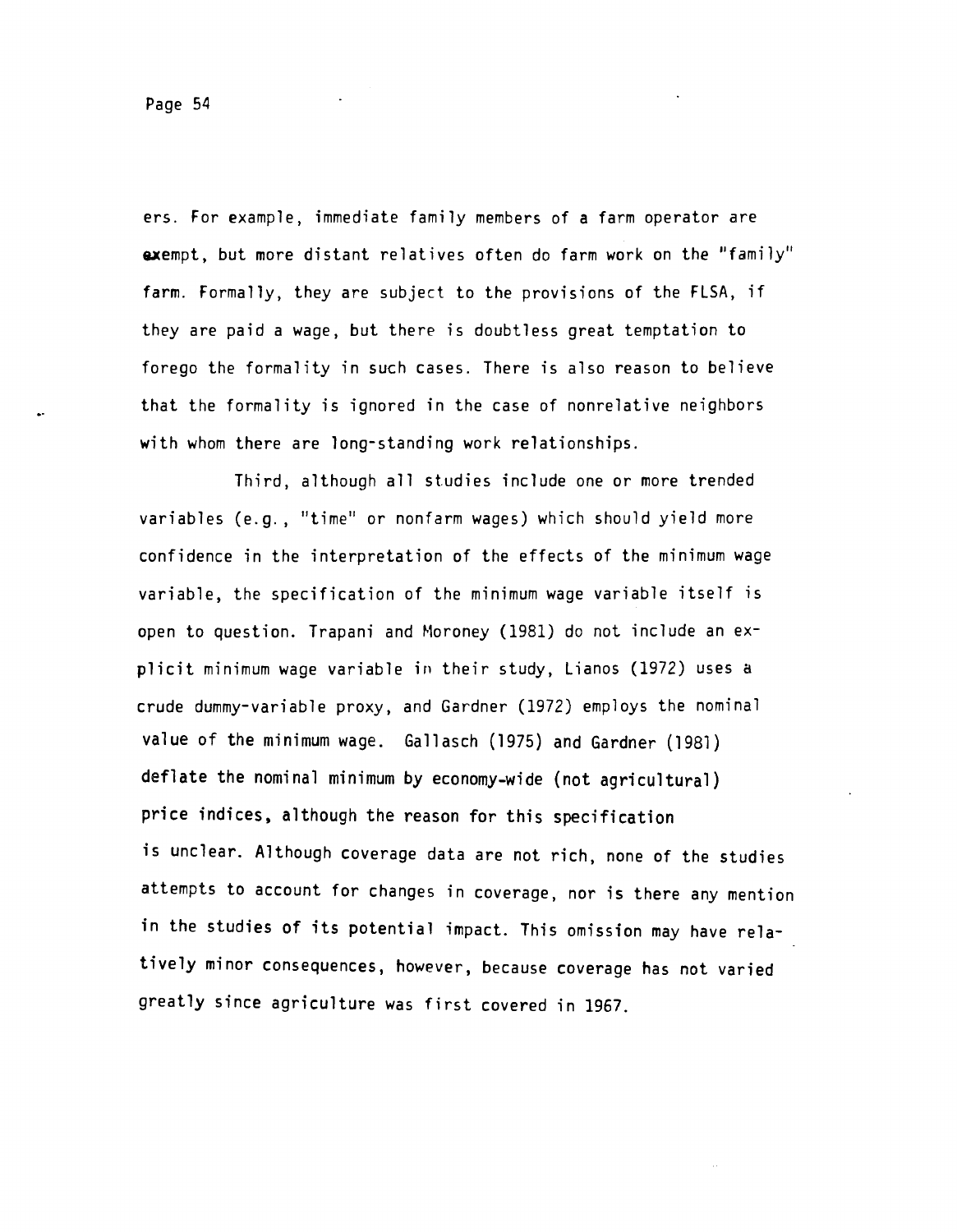ers. For example, immediate family members of a farm operator are exempt, but more distant relatives often do farm work on the "family" farm. Formally, they are subject to the provisions of the FLSA, if they are paid a wage, but there is doubtless great temptation to forego the formality in such cases. There is also reason to believe that the formality is ignored in the case of nonrelative neighbors with whom there are long-standing work relationships.

Third, although all studies include one or more trended variables (e.g., "time" or nonfarm wages) which should yield more confidence in the interpretation of the effects of the minimum wage variable, the specification of the minimum wage variable itself is open to question. Trapani and Moroney (1981) do not include an explicit minimum wage variable in their study, Lianos (1972) uses a crude dummy-variable proxy, and Gardner (1972) employs the nominal value of the minimum wage. Gallasch (1975) and Gardner (1981) deflate the nominal minimum by economy-wide (not agricultural) price indices, although the reason for this specification is unclear. Although coverage data are not rich, none of the studies attempts to account for changes in coverage, nor is there any mention in the studies of its potential impact. This omission may have relatively minor consequences, however, because coverage has not varied greatly since agriculture was first covered in 1967.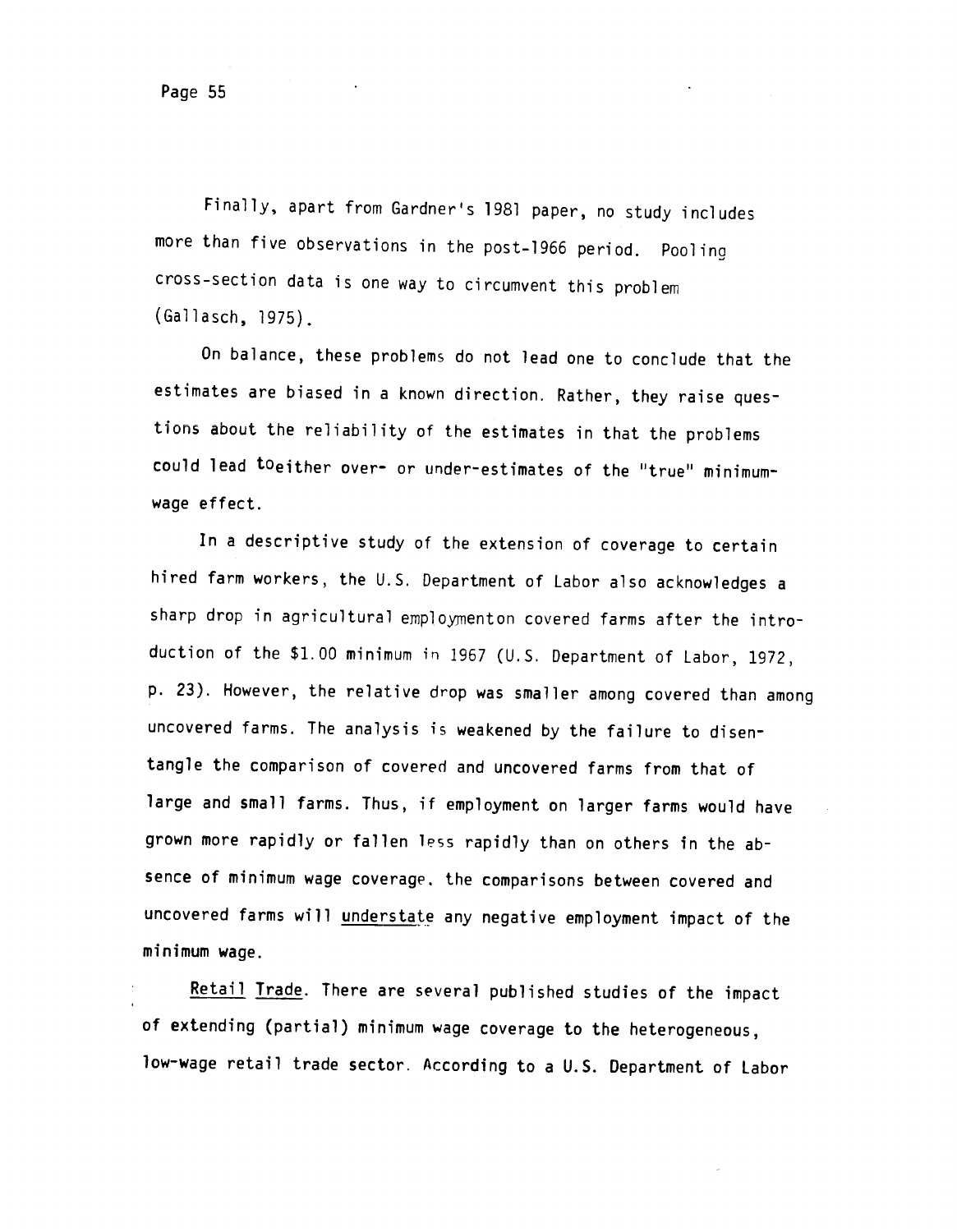Finally, apart from Gardner's 1981 paper, no study includes more than five observations in the post-1966 period. Pooling cross-section data is one way to circumvent this problem (Gallasch, 1975).

On balance, these problems do not lead one to conclude that the estimates are biased in a known direction. Rather, they raise questions about the reliability of the estimates in that the problems could lead to either over- or under-estimates of the "true" minimum-wage effect.

In a descriptive study of the extension of coverage to certain hired farm workers, the U.S. Department of Labor also acknowledges a sharp drop in agricultural employment on covered farms after the introduction of the $1.00 minimum in 1967 (U.S. Department of Labor, 1972, p. 23). However, the relative drop was smaller among covered than among uncovered farms. The analysis is weakened by the failure to disentangle the comparison of covered and uncovered farms from that of large and small farms. Thus, if employment on larger farms would have grown more rapidly or fallen less rapidly than on others in the absence of minimum wage coverage, the comparisons between covered and uncovered farms will <u>understate</u> any negative employment impact of the minimum wage.

<u>Retail Trade</u>. There are several published studies of the impact of extending (partial) minimum wage coverage to the heterogeneous, low-wage retail trade sector. According to a U.S. Department of Labor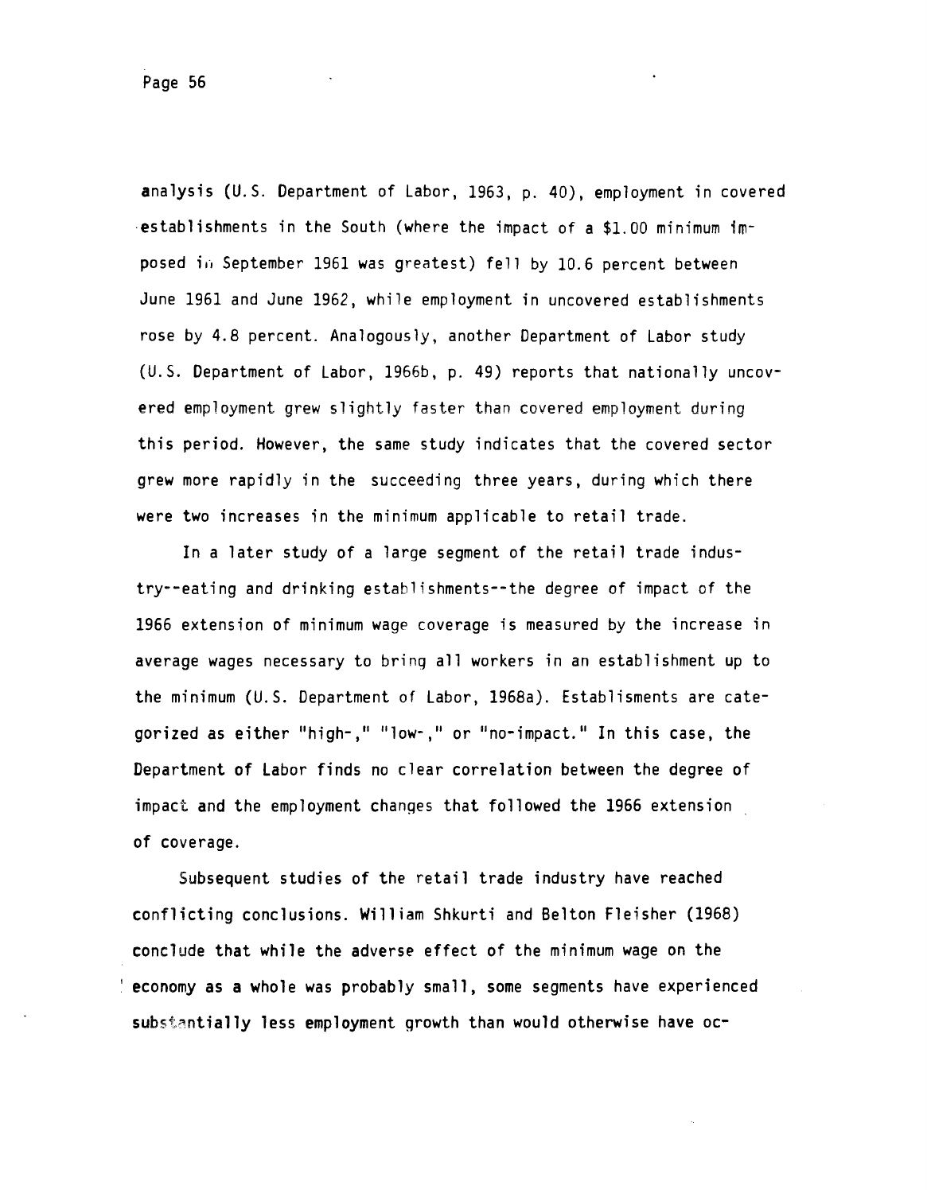analysis (U.S. Department of Labor, 1963, p. 40), employment in covered establishments in the South (where the impact of a $1.00 minimum imposed in September 1961 was greatest) fell by 10.6 percent between June 1961 and June 1962, while employment in uncovered establishments rose by 4.8 percent. Analogously, another Department of Labor study (U.S. Department of Labor, 1966b, p. 49) reports that nationally uncovered employment grew slightly faster than covered employment during this period. However, the same study indicates that the covered sector grew more rapidly in the succeeding three years, during which there were two increases in the minimum applicable to retail trade.

In a later study of a large segment of the retail trade industry--eating and drinking establishments--the degree of impact of the 1966 extension of minimum wage coverage is measured by the increase in average wages necessary to bring all workers in an establishment up to the minimum (U.S. Department of Labor, 1968a). Establisments are categorized as either "high-," "low-," or "no-impact." In this case, the Department of Labor finds no clear correlation between the degree of impact and the employment changes that followed the 1966 extension of coverage.

Subsequent studies of the retail trade industry have reached conflicting conclusions. William Shkurti and Belton Fleisher (1968) conclude that while the adverse effect of the minimum wage on the economy as a whole was probably small, some segments have experienced substantially less employment growth than would otherwise have oc-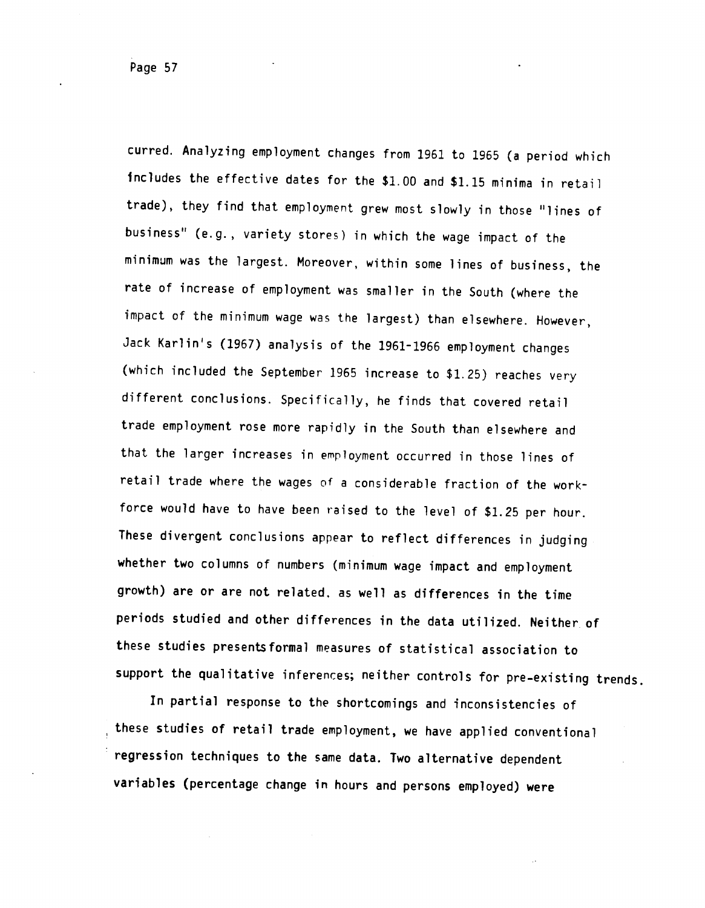curred. Analyzing employment changes from 1961 to 1965 (a period which includes the effective dates for the $1.00 and $1.15 minima in retail trade), they find that employment grew most slowly in those "lines of business" (e.g., variety stores) in which the wage impact of the minimum was the largest. Moreover, within some lines of business, the rate of increase of employment was smaller in the South (where the impact of the minimum wage was the largest) than elsewhere. However, Jack Karlin's (1967) analysis of the 1961-1966 employment changes (which included the September 1965 increase to $1.25) reaches very different conclusions. Specifically, he finds that covered retail trade employment rose more rapidly in the South than elsewhere and that the larger increases in employment occurred in those lines of retail trade where the wages of a considerable fraction of the workforce would have to have been raised to the level of $1.25 per hour. These divergent conclusions appear to reflect differences in judging whether two columns of numbers (minimum wage impact and employment growth) are or are not related, as well as differences in the time periods studied and other differences in the data utilized. Neither of these studies presents formal measures of statistical association to support the qualitative inferences; neither controls for pre-existing trends.

In partial response to the shortcomings and inconsistencies of these studies of retail trade employment, we have applied conventional regression techniques to the same data. Two alternative dependent variables (percentage change in hours and persons employed) were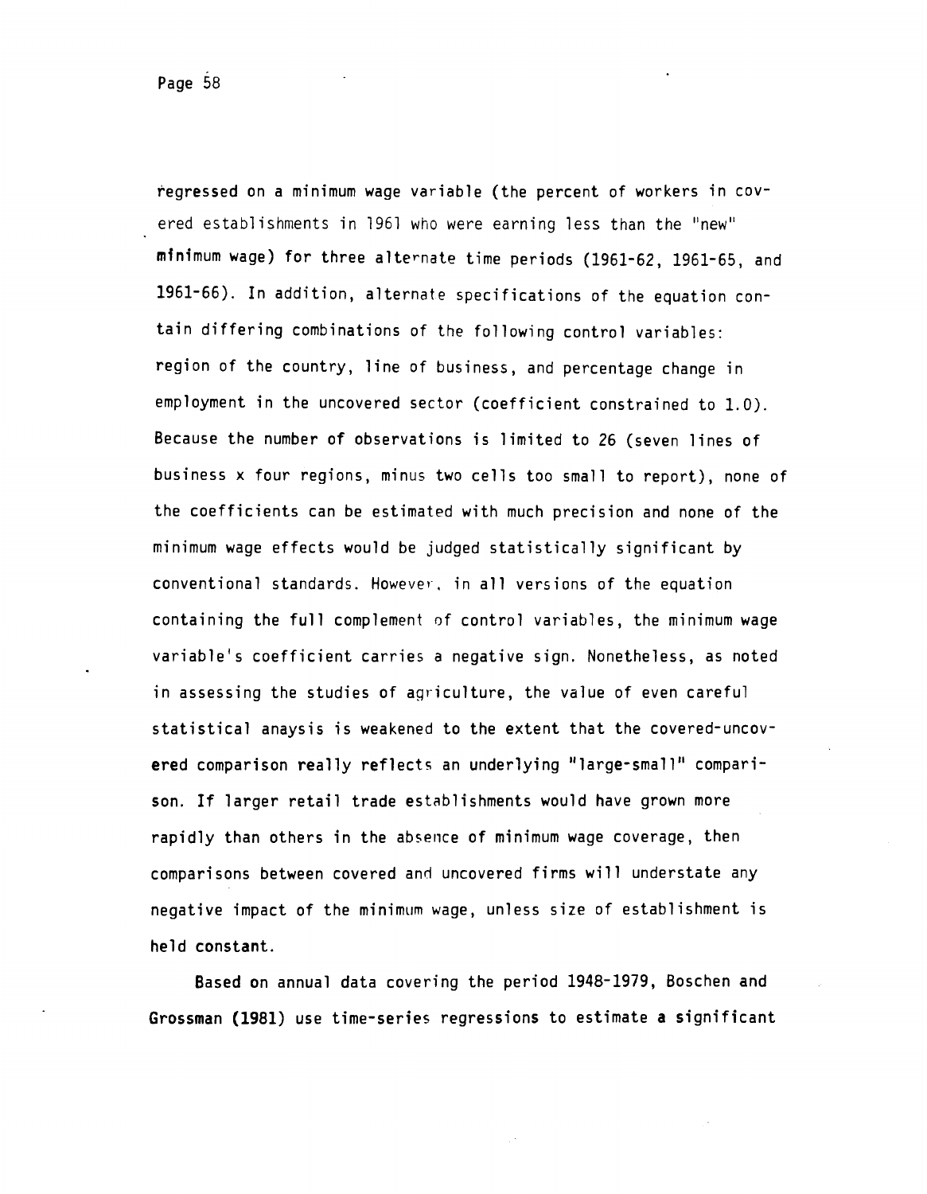regressed on a minimum wage variable (the percent of workers in covered establishments in 1961 who were earning less than the "new" minimum wage) for three alternate time periods (1961-62, 1961-65, and 1961-66). In addition, alternate specifications of the equation contain differing combinations of the following control variables: region of the country, line of business, and percentage change in employment in the uncovered sector (coefficient constrained to 1.0). Because the number of observations is limited to 26 (seven lines of business x four regions, minus two cells too small to report), none of the coefficients can be estimated with much precision and none of the minimum wage effects would be judged statistically significant by conventional standards. However, in all versions of the equation containing the full complement of control variables, the minimum wage variable's coefficient carries a negative sign. Nonetheless, as noted in assessing the studies of agriculture, the value of even careful statistical anaysis is weakened to the extent that the covered-uncovered comparison really reflects an underlying "large-small" comparison. If larger retail trade establishments would have grown more rapidly than others in the absence of minimum wage coverage, then comparisons between covered and uncovered firms will understate any negative impact of the minimum wage, unless size of establishment is held constant.

Based on annual data covering the period 1948-1979, Boschen and Grossman (1981) use time-series regressions to estimate a significant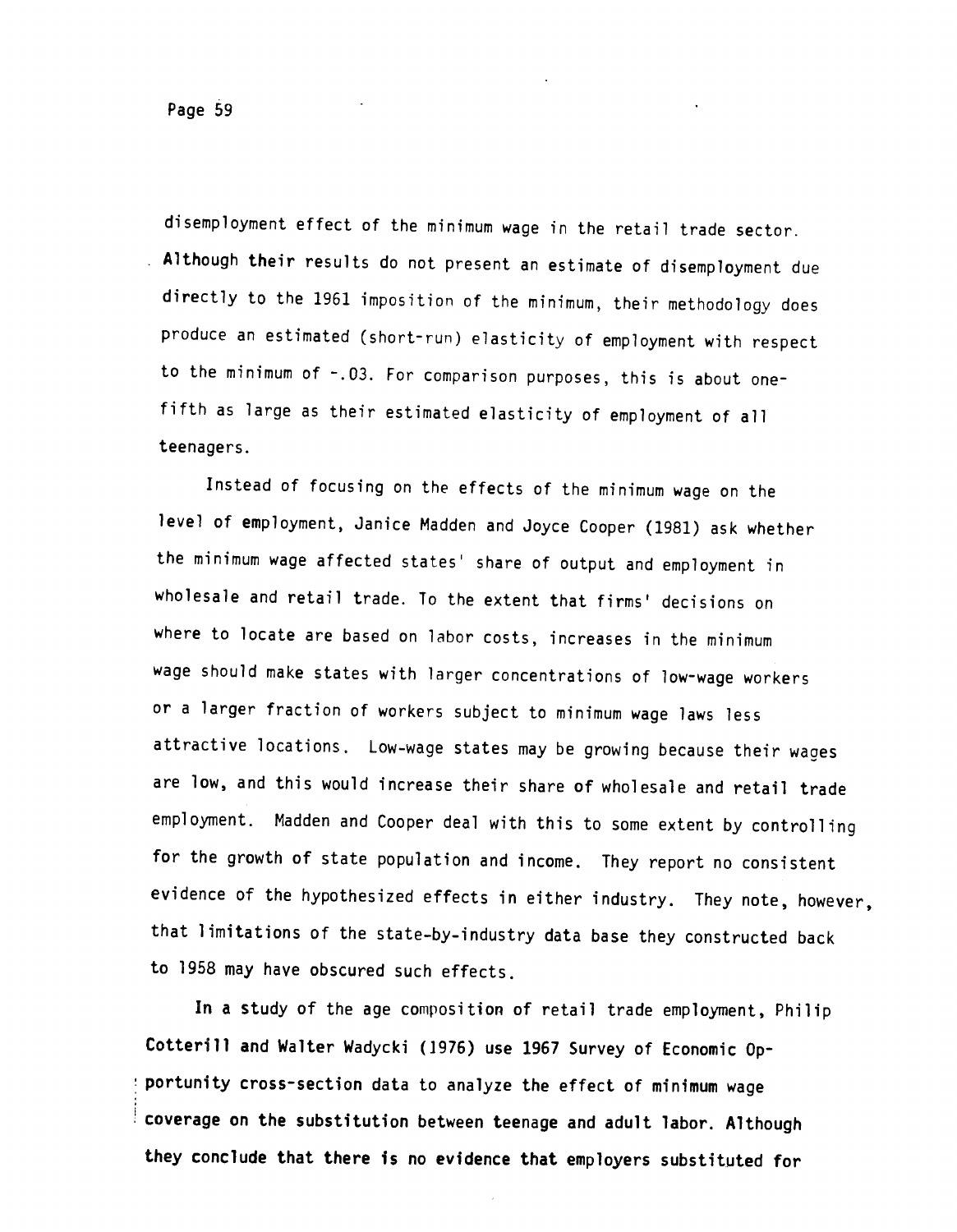disemployment effect of the minimum wage in the retail trade sector. Although their results do not present an estimate of disemployment due directly to the 1961 imposition of the minimum, their methodology does produce an estimated (short-run) elasticity of employment with respect to the minimum of -.03. For comparison purposes, this is about one-fifth as large as their estimated elasticity of employment of all teenagers.

Instead of focusing on the effects of the minimum wage on the level of employment, Janice Madden and Joyce Cooper (1981) ask whether the minimum wage affected states' share of output and employment in wholesale and retail trade. To the extent that firms' decisions on where to locate are based on labor costs, increases in the minimum wage should make states with larger concentrations of low-wage workers or a larger fraction of workers subject to minimum wage laws less attractive locations. Low-wage states may be growing because their wages are low, and this would increase their share of wholesale and retail trade employment. Madden and Cooper deal with this to some extent by controlling for the growth of state population and income. They report no consistent evidence of the hypothesized effects in either industry. They note, however, that limitations of the state-by-industry data base they constructed back to 1958 may have obscured such effects.

In a study of the age composition of retail trade employment, Philip Cotterill and Walter Wadycki (1976) use 1967 Survey of Economic Opportunity cross-section data to analyze the effect of minimum wage coverage on the substitution between teenage and adult labor. Although they conclude that there is no evidence that employers substituted for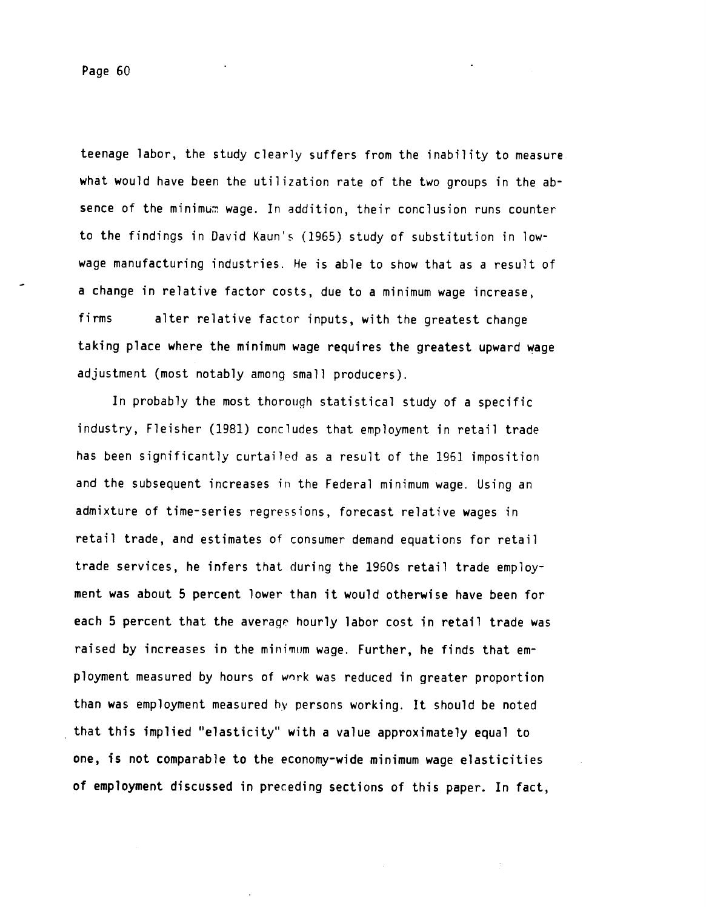teenage labor, the study clearly suffers from the inability to measure what would have been the utilization rate of the two groups in the absence of the minimum wage. In addition, their conclusion runs counter to the findings in David Kaun's (1965) study of substitution in low-wage manufacturing industries. He is able to show that as a result of a change in relative factor costs, due to a minimum wage increase, firms alter relative factor inputs, with the greatest change taking place where the minimum wage requires the greatest upward wage adjustment (most notably among small producers).

In probably the most thorough statistical study of a specific industry, Fleisher (1981) concludes that employment in retail trade has been significantly curtailed as a result of the 1961 imposition and the subsequent increases in the Federal minimum wage. Using an admixture of time-series regressions, forecast relative wages in retail trade, and estimates of consumer demand equations for retail trade services, he infers that during the 1960s retail trade employment was about 5 percent lower than it would otherwise have been for each 5 percent that the average hourly labor cost in retail trade was raised by increases in the minimum wage. Further, he finds that employment measured by hours of work was reduced in greater proportion than was employment measured by persons working. It should be noted that this implied "elasticity" with a value approximately equal to one, is not comparable to the economy-wide minimum wage elasticities of employment discussed in preceding sections of this paper. In fact,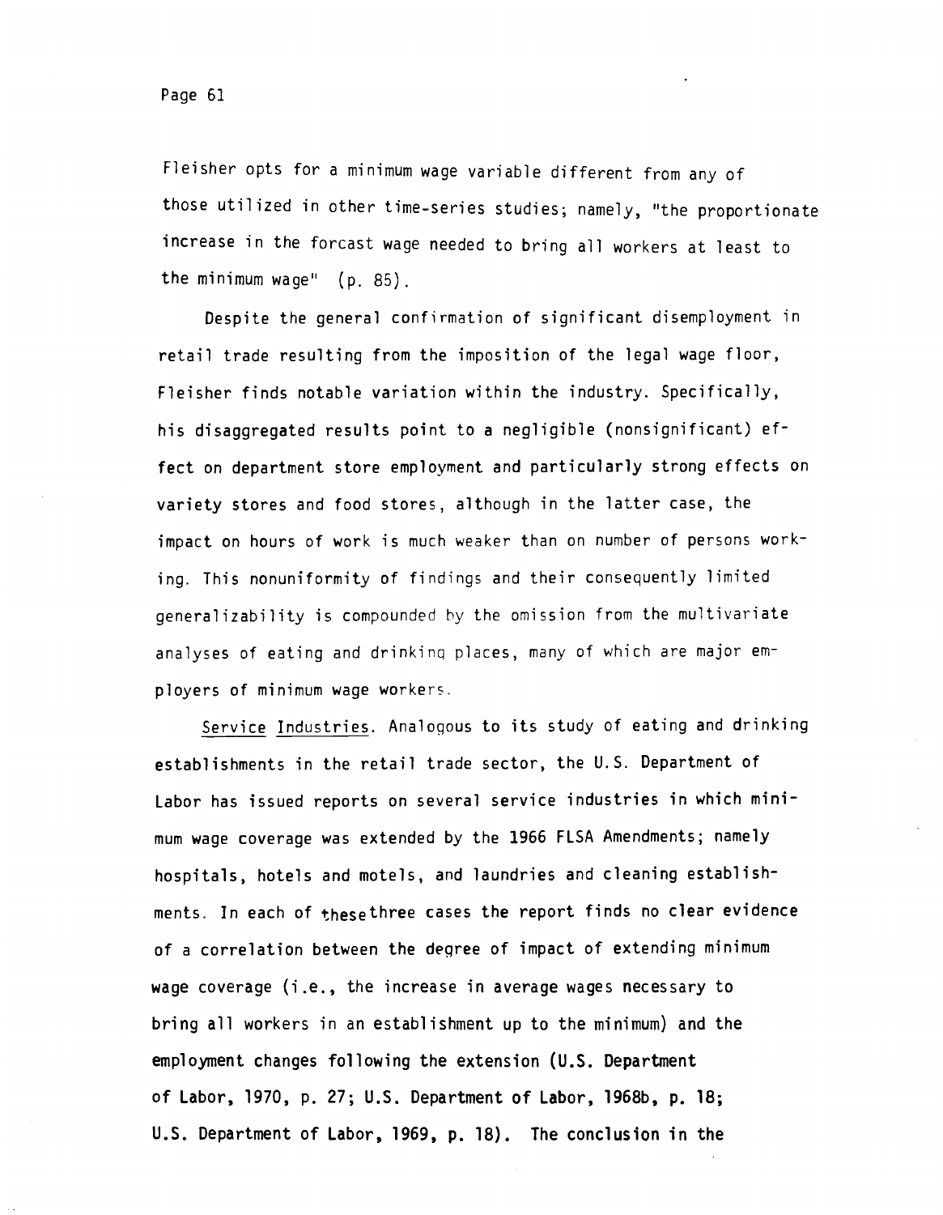Fleisher opts for a minimum wage variable different from any of those utilized in other time-series studies; namely, "the proportionate increase in the forcast wage needed to bring all workers at least to the minimum wage" (p. 85).

Despite the general confirmation of significant disemployment in retail trade resulting from the imposition of the legal wage floor, Fleisher finds notable variation within the industry. Specifically, his disaggregated results point to a negligible (nonsignificant) effect on department store employment and particularly strong effects on variety stores and food stores, although in the latter case, the impact on hours of work is much weaker than on number of persons working. This nonuniformity of findings and their consequently limited generalizability is compounded by the omission from the multivariate analyses of eating and drinking places, many of which are major employers of minimum wage workers.

Service Industries. Analogous to its study of eating and drinking establishments in the retail trade sector, the U.S. Department of Labor has issued reports on several service industries in which minimum wage coverage was extended by the 1966 FLSA Amendments; namely hospitals, hotels and motels, and laundries and cleaning establishments. In each of these three cases the report finds no clear evidence of a correlation between the degree of impact of extending minimum wage coverage (i.e., the increase in average wages necessary to bring all workers in an establishment up to the minimum) and the employment changes following the extension (U.S. Department of Labor, 1970, p. 27; U.S. Department of Labor, 1968b, p. 18; U.S. Department of Labor, 1969, p. 18). The conclusion in the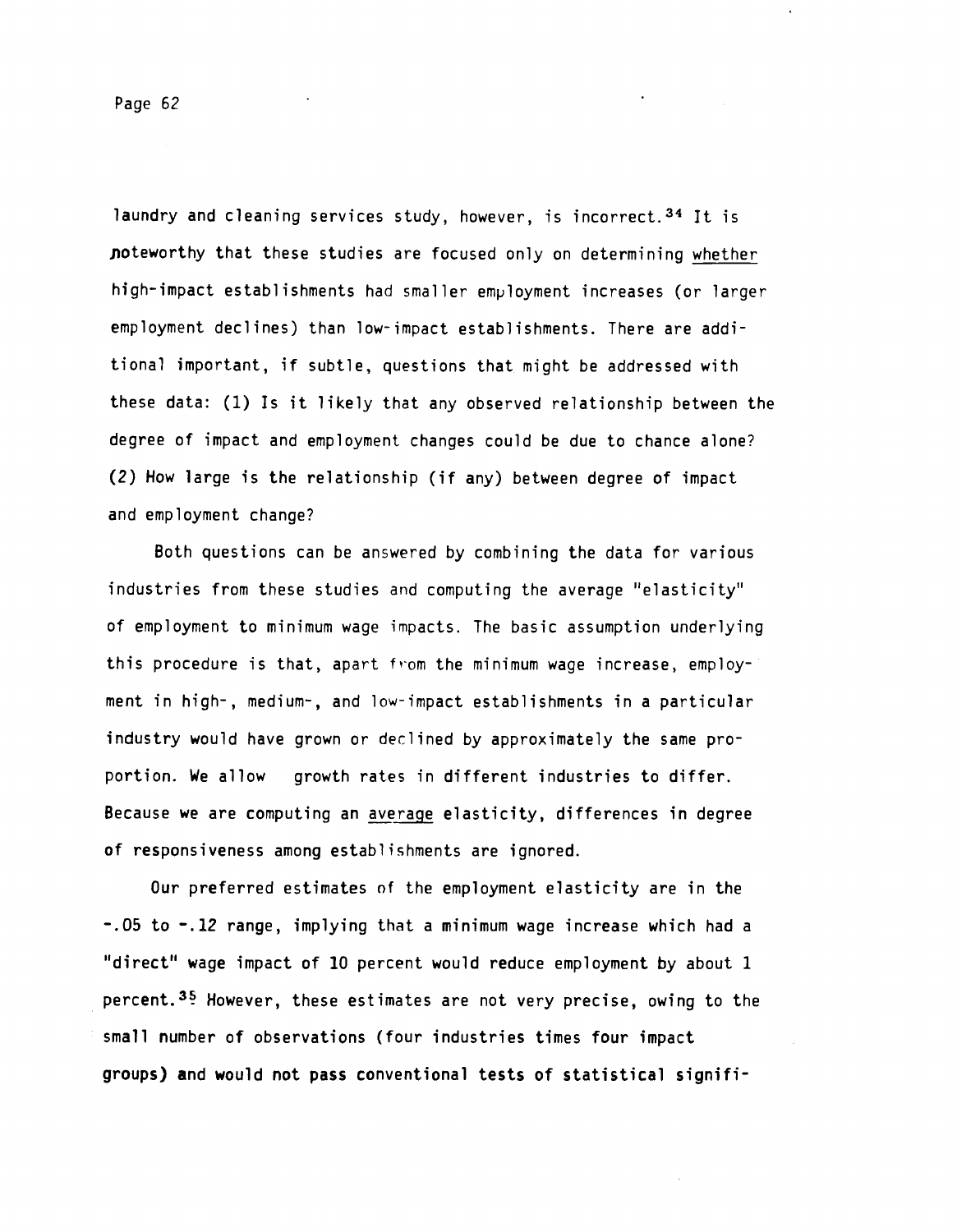laundry and cleaning services study, however, is incorrect.[34] It is noteworthy that these studies are focused only on determining _whether_ high-impact establishments had smaller employment increases (or larger employment declines) than low-impact establishments. There are additional important, if subtle, questions that might be addressed with these data: (1) Is it likely that any observed relationship between the degree of impact and employment changes could be due to chance alone? (2) How large is the relationship (if any) between degree of impact and employment change?

Both questions can be answered by combining the data for various industries from these studies and computing the average "elasticity" of employment to minimum wage impacts. The basic assumption underlying this procedure is that, apart from the minimum wage increase, employment in high-, medium-, and low-impact establishments in a particular industry would have grown or declined by approximately the same proportion. We allow growth rates in different industries to differ. Because we are computing an _average_ elasticity, differences in degree of responsiveness among establishments are ignored.

Our preferred estimates of the employment elasticity are in the -.05 to -.12 range, implying that a minimum wage increase which had a "direct" wage impact of 10 percent would reduce employment by about 1 percent.[35] However, these estimates are not very precise, owing to the small number of observations (four industries times four impact groups) and would not pass conventional tests of statistical signifi-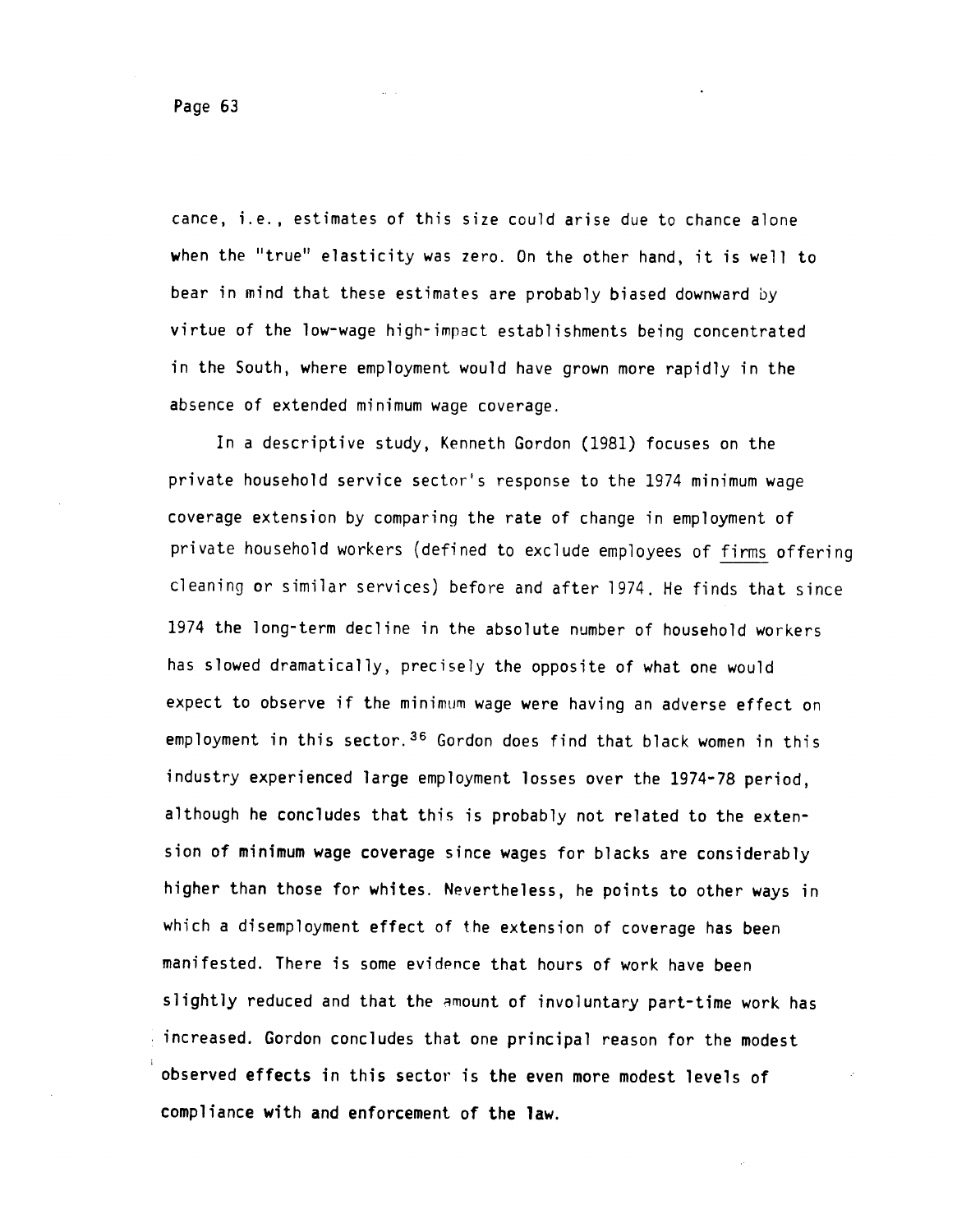cance, i.e., estimates of this size could arise due to chance alone when the "true" elasticity was zero. On the other hand, it is well to bear in mind that these estimates are probably biased downward by virtue of the low-wage high-impact establishments being concentrated in the South, where employment would have grown more rapidly in the absence of extended minimum wage coverage.

In a descriptive study, Kenneth Gordon (1981) focuses on the private household service sector's response to the 1974 minimum wage coverage extension by comparing the rate of change in employment of private household workers (defined to exclude employees of firms offering cleaning or similar services) before and after 1974. He finds that since 1974 the long-term decline in the absolute number of household workers has slowed dramatically, precisely the opposite of what one would expect to observe if the minimum wage were having an adverse effect on employment in this sector.[36] Gordon does find that black women in this industry experienced large employment losses over the 1974-78 period, although he concludes that this is probably not related to the extension of minimum wage coverage since wages for blacks are considerably higher than those for whites. Nevertheless, he points to other ways in which a disemployment effect of the extension of coverage has been manifested. There is some evidence that hours of work have been slightly reduced and that the amount of involuntary part-time work has increased. Gordon concludes that one principal reason for the modest observed effects in this sector is the even more modest levels of compliance with and enforcement of the law.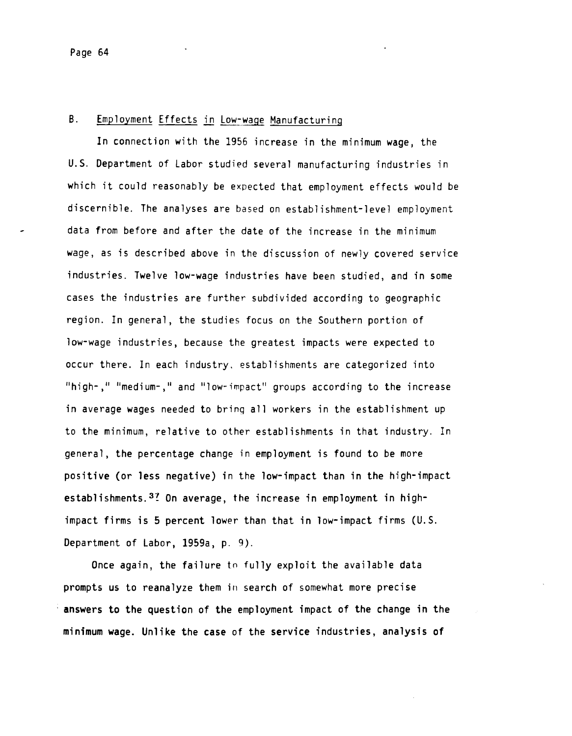## B. Employment Effects in Low-wage Manufacturing

In connection with the 1956 increase in the minimum wage, the U.S. Department of Labor studied several manufacturing industries in which it could reasonably be expected that employment effects would be discernible. The analyses are based on establishment-level employment data from before and after the date of the increase in the minimum wage, as is described above in the discussion of newly covered service industries. Twelve low-wage industries have been studied, and in some cases the industries are further subdivided according to geographic region. In general, the studies focus on the Southern portion of low-wage industries, because the greatest impacts were expected to occur there. In each industry, establishments are categorized into "high-," "medium-," and "low-impact" groups according to the increase in average wages needed to bring all workers in the establishment up to the minimum, relative to other establishments in that industry. In general, the percentage change in employment is found to be more positive (or less negative) in the low-impact than in the high-impact establishments.[37] On average, the increase in employment in high-impact firms is 5 percent lower than that in low-impact firms (U.S. Department of Labor, 1959a, p. 9).

Once again, the failure to fully exploit the available data prompts us to reanalyze them in search of somewhat more precise answers to the question of the employment impact of the change in the minimum wage. Unlike the case of the service industries, analysis of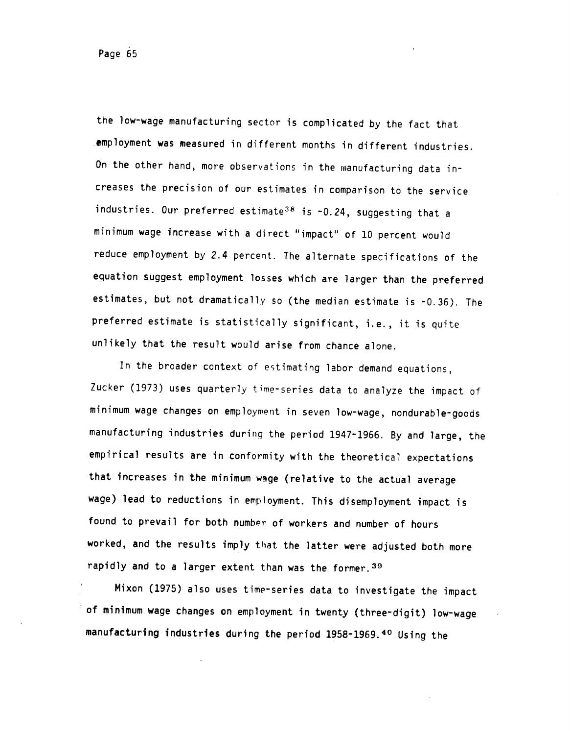the low-wage manufacturing sector is complicated by the fact that employment was measured in different months in different industries. On the other hand, more observations in the manufacturing data increases the precision of our estimates in comparison to the service industries. Our preferred estimate[38] is -0.24, suggesting that a minimum wage increase with a direct "impact" of 10 percent would reduce employment by 2.4 percent. The alternate specifications of the equation suggest employment losses which are larger than the preferred estimates, but not dramatically so (the median estimate is -0.36). The preferred estimate is statistically significant, i.e., it is quite unlikely that the result would arise from chance alone.

In the broader context of estimating labor demand equations, Zucker (1973) uses quarterly time-series data to analyze the impact of minimum wage changes on employment in seven low-wage, nondurable-goods manufacturing industries during the period 1947-1966. By and large, the empirical results are in conformity with the theoretical expectations that increases in the minimum wage (relative to the actual average wage) lead to reductions in employment. This disemployment impact is found to prevail for both number of workers and number of hours worked, and the results imply that the latter were adjusted both more rapidly and to a larger extent than was the former.[39]

Mixon (1975) also uses time-series data to investigate the impact of minimum wage changes on employment in twenty (three-digit) low-wage manufacturing industries during the period 1958-1969.[40] Using the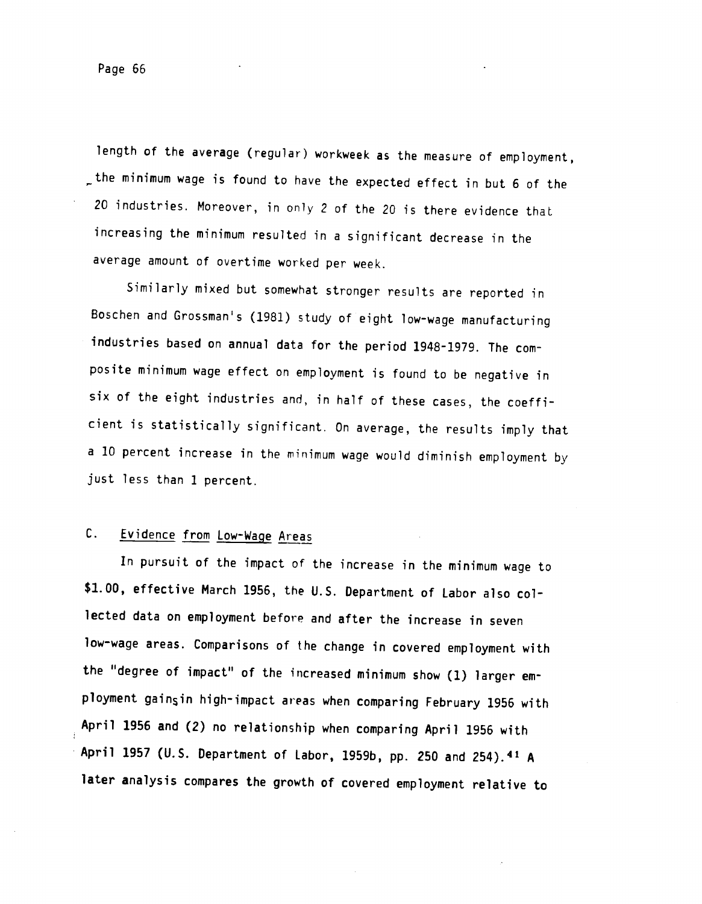length of the average (regular) workweek as the measure of employment, the minimum wage is found to have the expected effect in but 6 of the 20 industries. Moreover, in only 2 of the 20 is there evidence that increasing the minimum resulted in a significant decrease in the average amount of overtime worked per week.

Similarly mixed but somewhat stronger results are reported in Boschen and Grossman's (1981) study of eight low-wage manufacturing industries based on annual data for the period 1948-1979. The composite minimum wage effect on employment is found to be negative in six of the eight industries and, in half of these cases, the coefficient is statistically significant. On average, the results imply that a 10 percent increase in the minimum wage would diminish employment by just less than 1 percent.

## C. Evidence from Low-Wage Areas

In pursuit of the impact of the increase in the minimum wage to $1.00, effective March 1956, the U.S. Department of Labor also collected data on employment before and after the increase in seven low-wage areas. Comparisons of the change in covered employment with the "degree of impact" of the increased minimum show (1) larger employment gains in high-impact areas when comparing February 1956 with April 1956 and (2) no relationship when comparing April 1956 with April 1957 (U.S. Department of Labor, 1959b, pp. 250 and 254).[41] A later analysis compares the growth of covered employment relative to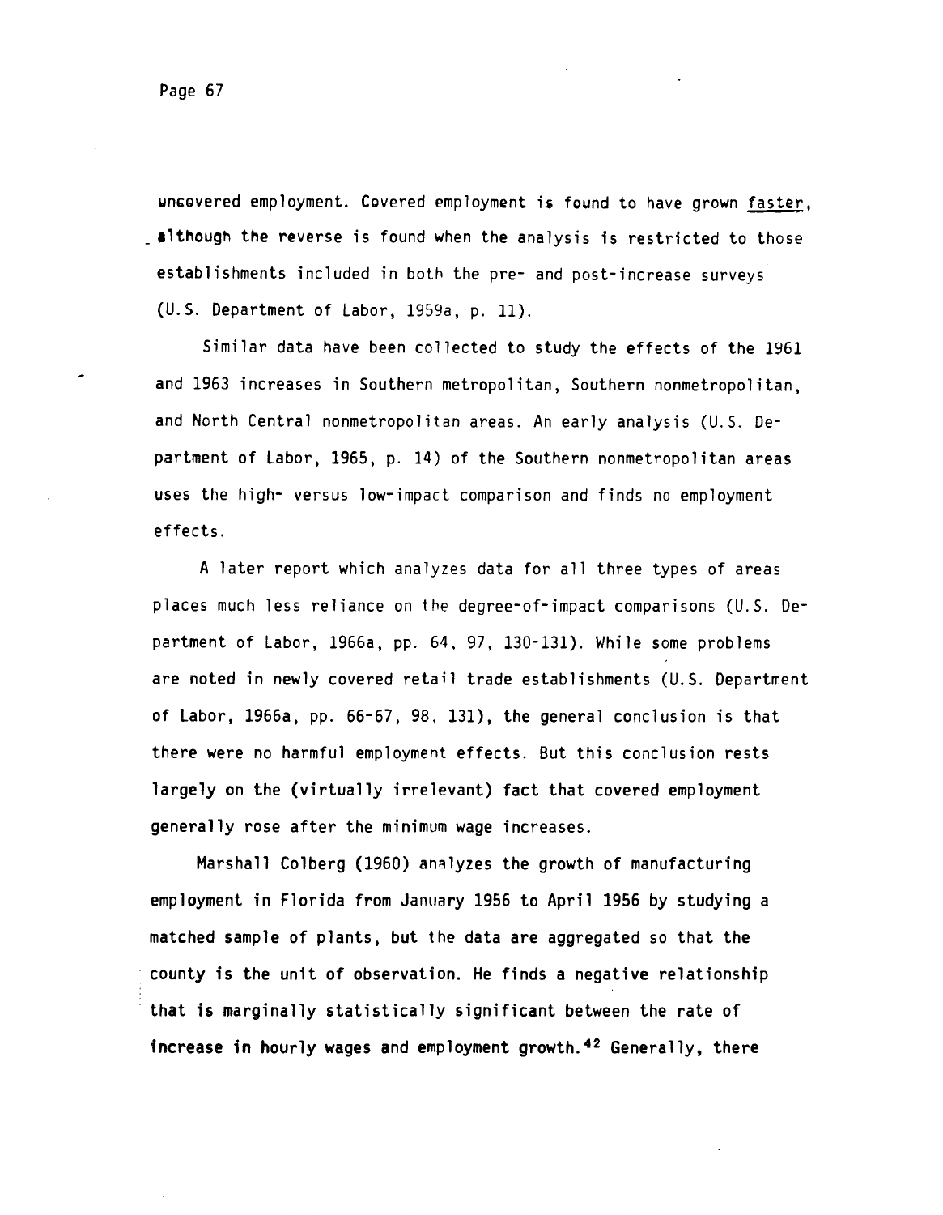uncovered employment. Covered employment is found to have grown <u>faster</u>, although the reverse is found when the analysis is restricted to those establishments included in both the pre- and post-increase surveys (U.S. Department of Labor, 1959a, p. 11).

Similar data have been collected to study the effects of the 1961 and 1963 increases in Southern metropolitan, Southern nonmetropolitan, and North Central nonmetropolitan areas. An early analysis (U.S. Department of Labor, 1965, p. 14) of the Southern nonmetropolitan areas uses the high- versus low-impact comparison and finds no employment effects.

A later report which analyzes data for all three types of areas places much less reliance on the degree-of-impact comparisons (U.S. Department of Labor, 1966a, pp. 64, 97, 130-131). While some problems are noted in newly covered retail trade establishments (U.S. Department of Labor, 1966a, pp. 66-67, 98, 131), the general conclusion is that there were no harmful employment effects. But this conclusion rests largely on the (virtually irrelevant) fact that covered employment generally rose after the minimum wage increases.

Marshall Colberg (1960) analyzes the growth of manufacturing employment in Florida from January 1956 to April 1956 by studying a matched sample of plants, but the data are aggregated so that the county is the unit of observation. He finds a negative relationship that is marginally statistically significant between the rate of increase in hourly wages and employment growth.[42] Generally, there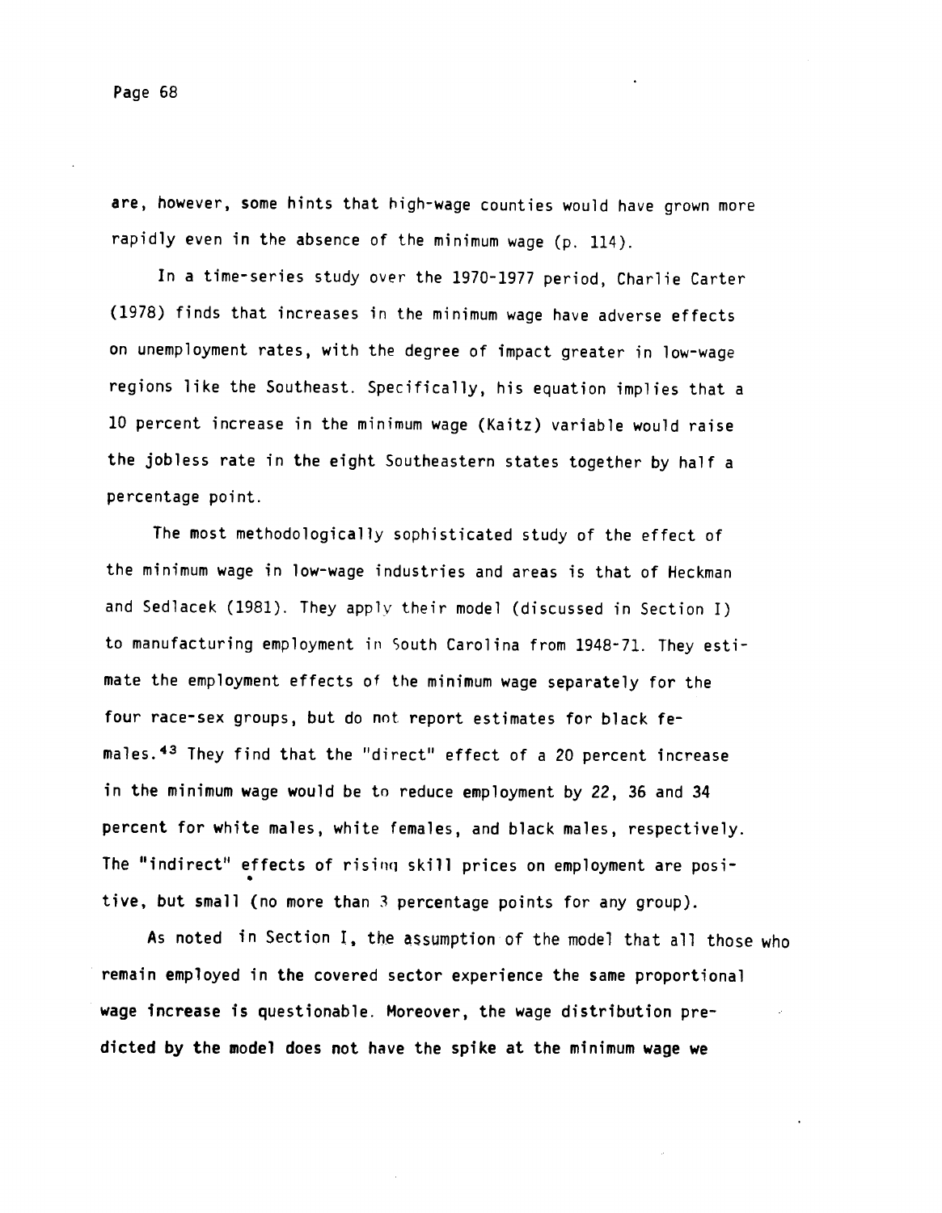are, however, some hints that high-wage counties would have grown more rapidly even in the absence of the minimum wage (p. 114).

In a time-series study over the 1970-1977 period, Charlie Carter (1978) finds that increases in the minimum wage have adverse effects on unemployment rates, with the degree of impact greater in low-wage regions like the Southeast. Specifically, his equation implies that a 10 percent increase in the minimum wage (Kaitz) variable would raise the jobless rate in the eight Southeastern states together by half a percentage point.

The most methodologically sophisticated study of the effect of the minimum wage in low-wage industries and areas is that of Heckman and Sedlacek (1981). They apply their model (discussed in Section I) to manufacturing employment in South Carolina from 1948-71. They estimate the employment effects of the minimum wage separately for the four race-sex groups, but do not report estimates for black females.[43] They find that the "direct" effect of a 20 percent increase in the minimum wage would be to reduce employment by 22, 36 and 34 percent for white males, white females, and black males, respectively. The "indirect" effects of rising skill prices on employment are positive, but small (no more than 3 percentage points for any group).

As noted in Section I, the assumption of the model that all those who remain employed in the covered sector experience the same proportional wage increase is questionable. Moreover, the wage distribution predicted by the model does not have the spike at the minimum wage we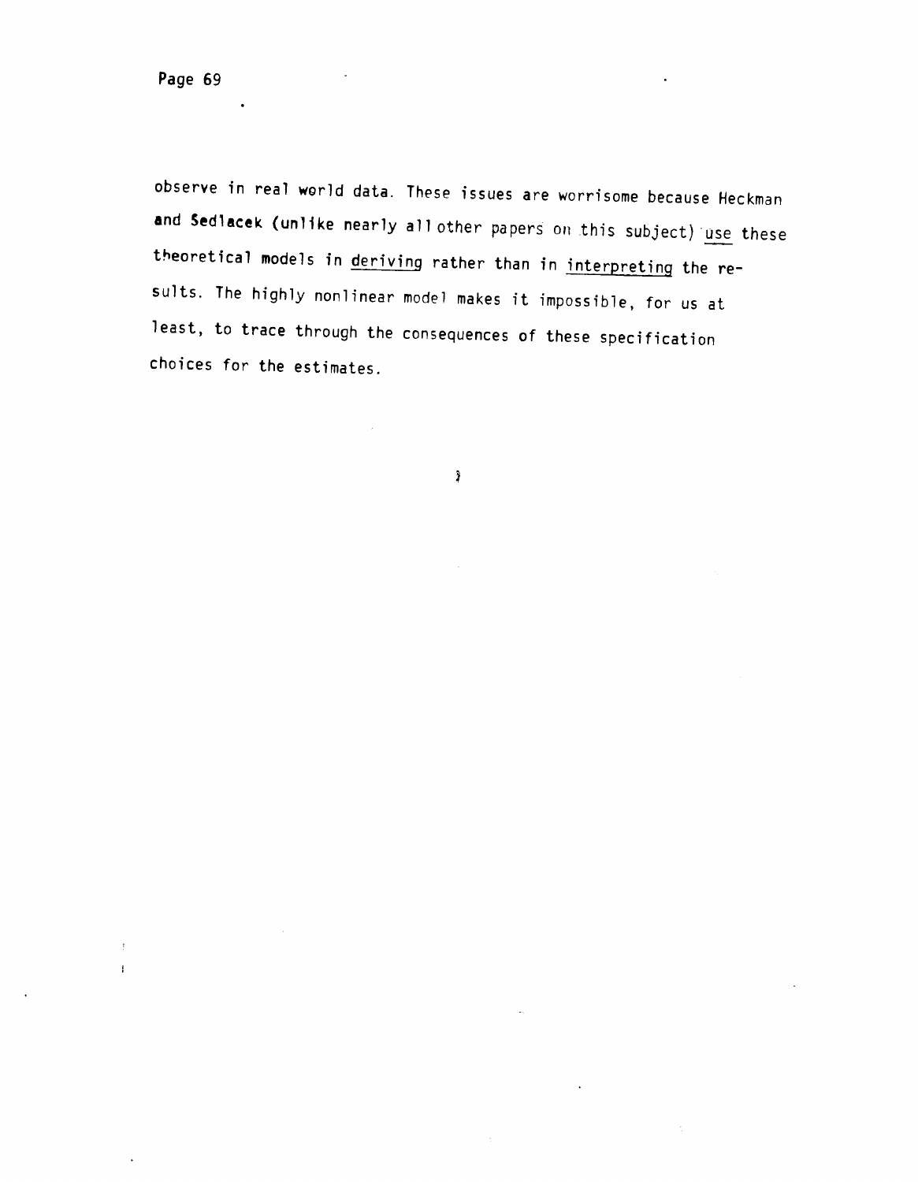observe in real world data. These issues are worrisome because Heckman and Sedlacek (unlike nearly all other papers on this subject) use these theoretical models in deriving rather than in interpreting the results. The highly nonlinear model makes it impossible, for us at least, to trace through the consequences of these specification choices for the estimates.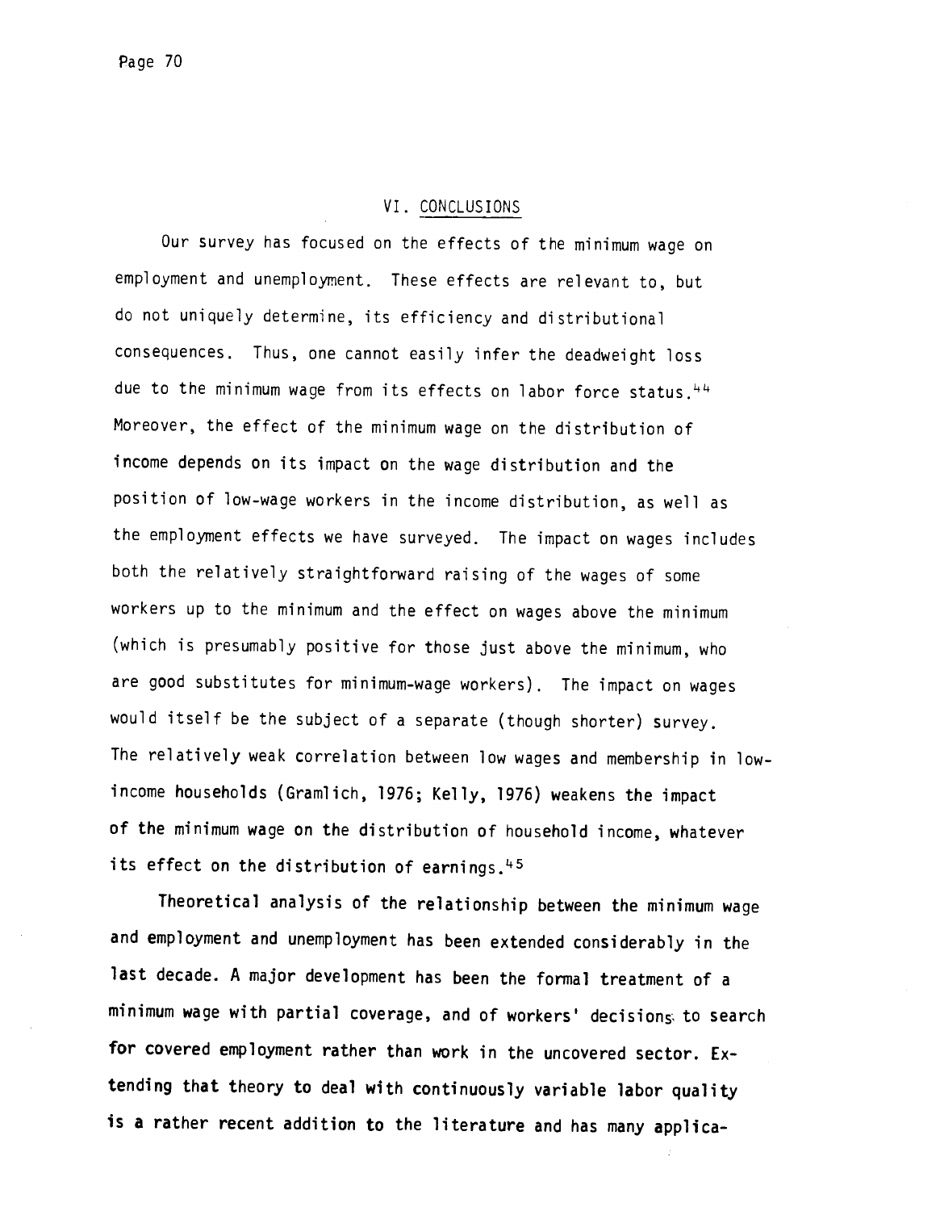## VI. CONCLUSIONS

Our survey has focused on the effects of the minimum wage on employment and unemployment. These effects are relevant to, but do not uniquely determine, its efficiency and distributional consequences. Thus, one cannot easily infer the deadweight loss due to the minimum wage from its effects on labor force status.[44] Moreover, the effect of the minimum wage on the distribution of income depends on its impact on the wage distribution and the position of low-wage workers in the income distribution, as well as the employment effects we have surveyed. The impact on wages includes both the relatively straightforward raising of the wages of some workers up to the minimum and the effect on wages above the minimum (which is presumably positive for those just above the minimum, who are good substitutes for minimum-wage workers). The impact on wages would itself be the subject of a separate (though shorter) survey. The relatively weak correlation between low wages and membership in low-income households (Gramlich, 1976; Kelly, 1976) weakens the impact of the minimum wage on the distribution of household income, whatever its effect on the distribution of earnings.[45]

Theoretical analysis of the relationship between the minimum wage and employment and unemployment has been extended considerably in the last decade. A major development has been the formal treatment of a minimum wage with partial coverage, and of workers' decisions to search for covered employment rather than work in the uncovered sector. Extending that theory to deal with continuously variable labor quality is a rather recent addition to the literature and has many applica-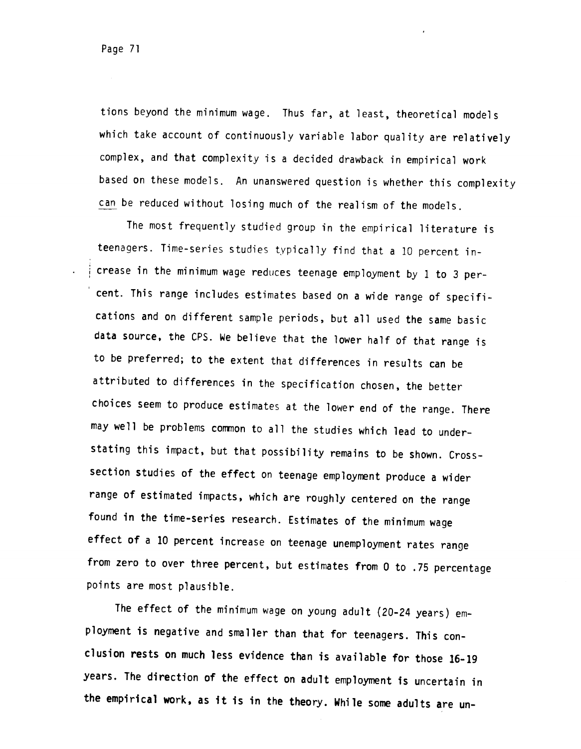tions beyond the minimum wage. Thus far, at least, theoretical models which take account of continuously variable labor quality are relatively complex, and that complexity is a decided drawback in empirical work based on these models. An unanswered question is whether this complexity *can* be reduced without losing much of the realism of the models.

The most frequently studied group in the empirical literature is teenagers. Time-series studies typically find that a 10 percent increase in the minimum wage reduces teenage employment by 1 to 3 percent. This range includes estimates based on a wide range of specifications and on different sample periods, but all used the same basic data source, the CPS. We believe that the lower half of that range is to be preferred; to the extent that differences in results can be attributed to differences in the specification chosen, the better choices seem to produce estimates at the lower end of the range. There may well be problems common to all the studies which lead to understating this impact, but that possibility remains to be shown. Cross-section studies of the effect on teenage employment produce a wider range of estimated impacts, which are roughly centered on the range found in the time-series research. Estimates of the minimum wage effect of a 10 percent increase on teenage unemployment rates range from zero to over three percent, but estimates from 0 to .75 percentage points are most plausible.

The effect of the minimum wage on young adult (20-24 years) employment is negative and smaller than that for teenagers. This conclusion rests on much less evidence than is available for those 16-19 years. The direction of the effect on adult employment is uncertain in the empirical work, as it is in the theory. While some adults are un-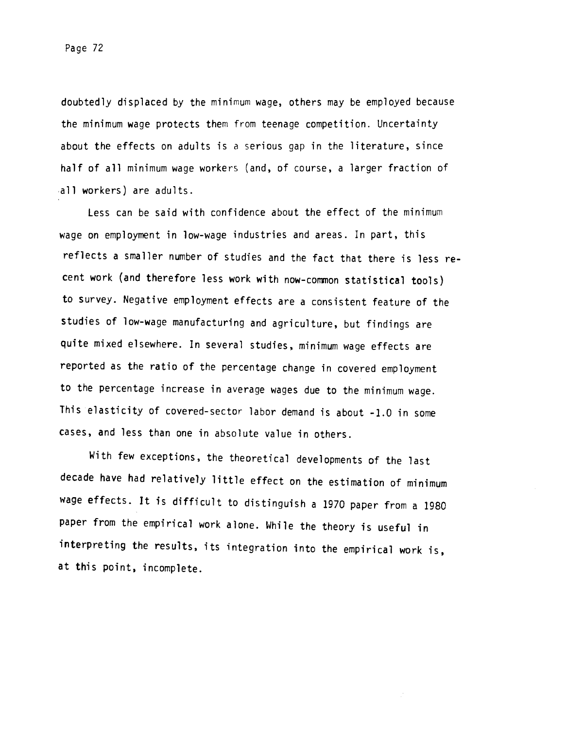doubtedly displaced by the minimum wage, others may be employed because the minimum wage protects them from teenage competition. Uncertainty about the effects on adults is a serious gap in the literature, since half of all minimum wage workers (and, of course, a larger fraction of all workers) are adults.

Less can be said with confidence about the effect of the minimum wage on employment in low-wage industries and areas. In part, this reflects a smaller number of studies and the fact that there is less recent work (and therefore less work with now-common statistical tools) to survey. Negative employment effects are a consistent feature of the studies of low-wage manufacturing and agriculture, but findings are quite mixed elsewhere. In several studies, minimum wage effects are reported as the ratio of the percentage change in covered employment to the percentage increase in average wages due to the minimum wage. This elasticity of covered-sector labor demand is about -1.0 in some cases, and less than one in absolute value in others.

With few exceptions, the theoretical developments of the last decade have had relatively little effect on the estimation of minimum wage effects. It is difficult to distinguish a 1970 paper from a 1980 paper from the empirical work alone. While the theory is useful in interpreting the results, its integration into the empirical work is, at this point, incomplete.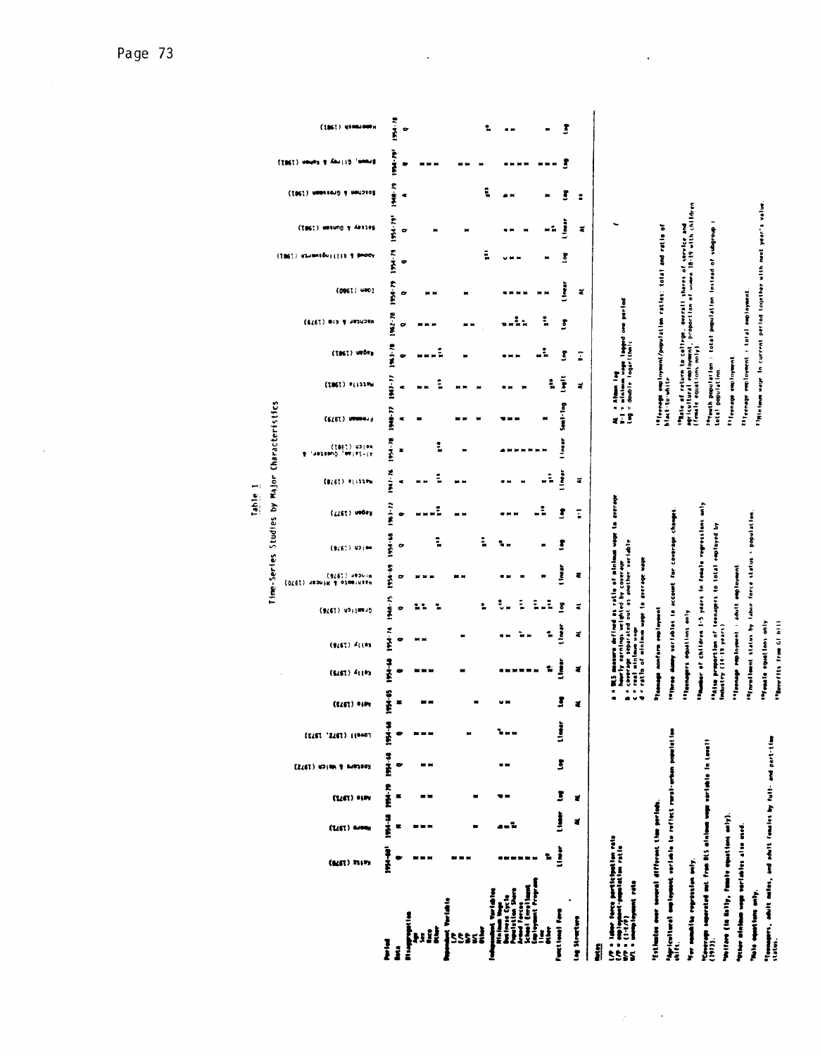# Table 1

## Time-Series Studies by Major Characteristics

| | Kaitz (1970) | Moore (1971) | Adie (1971) | Kosters & Welch (1972) | Lovell (1972, 1973) | Adie (1973) | Kelly (1975) | Kelly (1976) | Gramlich (1976) | Hashimoto & Mincer (1970) Mincer (1976) | Welch (1976) | Ragan (1977) | Mattila (1978) | Al-Salam, Quester, & Welch (1981) | Freeman (1979) | Mattila (1981) | Ragan (1981) | Wachter & Kim (1979) | Iden (1980) | Abowd & Killingsworth (1981) | Betsey & Dunson (1981) | Boschen & Grossman (1981) | Brown, Gilroy & Kohen (1981) | Hamermesh (1981) |
|---|---|---|---|---|---|---|---|---|---|---|---|---|---|---|---|---|---|---|---|---|---|---|---|---|
| **Period** | 1954-68[1] | 1954-68 | 1954-70 | 1954-68 | 1954-68 | 1954-65 | 1954-68 | 1954-74 | 1948-75 | 1954-69 | 1954-68 | 1963-72 | 1947-76 | 1954-78 | 1948-77 | 1947-77 | 1963-78 | 1962-78 | 1954-79 | 1954-79 | 1954-79[1] | 1948-79 | 1954-79[1] | 1954-78 |
| **Data** | Q | M | M | Q | Q | M | Q | Q | Q | Q | Q | Q | A | M | A | A | Q | Q | Q | Q | Q | A | Q | Q |
| **Disaggregation** | | | | | | | | | | | | | | | | | | | | | | | | |
| Age | | | | | | | | | | | | | | | | | | | | | | | | |
| Sex | | | | | | | | | | | | | | | | | | | | | | | | |
| Race | | | | | | | | | | | | | | | | | | | | | | | | |
| Other | | | | | | | | | | | | | | | | | | | | | | | | |
| **Dependent Variable** | | | | | | | | | | | | | | | | | | | | | | | | |
| LFP | | | | | | | | | | | | | | | | | | | | | | | | |
| E/P | | | | | | | | | | | | | | | | | | | | | | | | |
| U/P | | | | | | | | | | | | | | | | | | | | | | | | |
| U/L | | | | | | | | | | | | | | | | | | | | | | | | |
| Other | | | | | | | | | | | | | | | | | | | | | | | | |
| **Independent Variables** | | | | | | | | | | | | | | | | | | | | | | | | |
| Minimum Wage | | | | | | | | | | | | | | | | | | | | | | | | |
| Business Cycle | | | | | | | | | | | | | | | | | | | | | | | | |
| Population Share | | | | | | | | | | | | | | | | | | | | | | | | |
| Armed Forces | | | | | | | | | | | | | | | | | | | | | | | | |
| School Enrollment | | | | | | | | | | | | | | | | | | | | | | | | |
| Employment Programs | | | | | | | | | | | | | | | | | | | | | | | | |
| Time | | | | | | | | | | | | | | | | | | | | | | | | |
| Other | | | | | | | | | | | | | | | | | | | | | | | | |
| **Functional Form** | Linear | Linear | Log | Log | Linear | Log | Linear | Linear | Log | Linear | Log | Log | Linear | Linear | Semi-log | Logit | Log | Log | Linear | Log | Linear | Log | Log | Log |
| **Lag Structure** | | AL | AL | | | AL | AL | AL | AL | AL | | T-1 | AL | | | AL | T-1 | | AL | | AL | | | |

**Notes**

LFP = labor force participation rate
E/P = employment-population ratio
U/P = (1-E/P)
U/L = unemployment rate

AL = Almon lag
T-1 = minimum wage lagged one period
Log = double logarithmic

a = BLS measure defined as ratio of minimum wage to average hourly earnings weighted by coverage
b = coverage separated out as another variable
c = real minimum wage
d = ratio of minimum wage to average wage

[1]Estimates over several different time periods.

[2]Agricultural employment variable to reflect rural-urban population shift.

[3]For nonwhite regression only.

[4]Coverage separated out from BLS minimum wage variable in Lovell (1973).

[5]Welfare (in Kelly, female equations only).

[6]Other minimum wage variables also used.

[7]Male equations only.

[8]Teenagers, adult males, and adult females by full- and part-time status.

[9]Teenage nonfarm employment

[10]Three dummy variables to account for coverage changes.

[11]Teenagers equations only

[12]Number of children 1-5 years in female regressions only

[13]Also proportion of teenagers to total employed by industry (14-19 years)

[14]Teenage employment ÷ adult employment

[15]Enrollment status by labor force status ÷ population.

[16]Female equations only

[17]Benefits from GI bill

[18]Teenage employment/population ratios: total and ratio of black-to-white

[19]Rate of return to college, overall shares of service and agricultural employment, proportion of women 18-19 with children (female equations only).

[20]Youth population ÷ total population instead of subgroup ÷ total population.

[21]Teenage employment

[22]Teenage employment ÷ total employment

[23]Minimum wage in current period together with next year's value.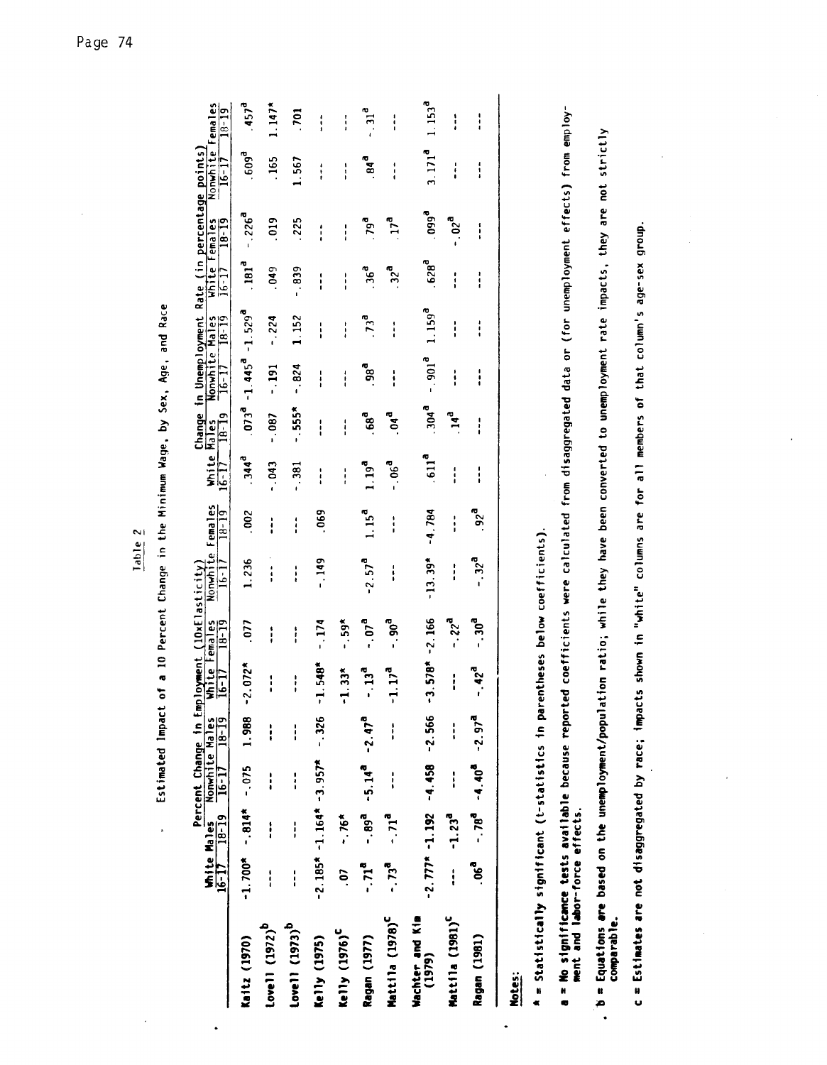Table 2

Estimated Impact of a 10 Percent Change in the Minimum Wage, by Sex, Age, and Race

| | Percent Change in Employment (10xElasticity) | | | | | | | | Change in Unemployment Rate (in percentage points) | | | | | | | |
|---|---|---|---|---|---|---|---|---|---|---|---|---|---|---|---|---|
| | White Males | | Nonwhite Males | | White Females | | Nonwhite Females | | White Males | | Nonwhite Males | | White Females | | Nonwhite Females | |
| | 16-17 | 18-19 | 16-17 | 18-19 | 16-17 | 18-19 | 16-17 | 18-19 | 16-17 | 18-19 | 16-17 | 18-19 | 16-17 | 18-19 | 16-17 | 18-19 |
| Kaitz (1970) | -1.700* | -.814* | -.075 | 1.988 | -2.072* | .077 | 1.236 | .002 | .344[a] | .073[a] | -1.445[a] | -1.529[a] | .181[a] | -.226[a] | .609[a] | .457[a] |
| Lovell (1972)[b] | --- | --- | --- | --- | --- | --- | --- | --- | -.043 | -.087 | -.191 | -.224 | .049 | .019 | .165 | 1.147* |
| Lovell (1973)[b] | --- | --- | --- | --- | --- | --- | --- | --- | -.381 | -.555* | -.824 | 1.152 | -.839 | .225 | 1.567 | .701 |
| Kelly (1975) | -2.185* | -1.164* | -3.957* | -.326 | -1.548* | -.174 | -.149 | .069 | --- | --- | --- | --- | --- | --- | --- | --- |
| Kelly (1976)[c] | .07 | -.76* | | | -1.33* | -.59* | | | --- | --- | --- | --- | --- | --- | --- | --- |
| Ragan (1977) | -.71[a] | -.89[a] | -5.14[a] | -2.47[a] | -.13[a] | -.07[a] | -2.57[a] | 1.15[a] | 1.19[a] | .68[a] | .98[a] | .73[a] | .36[a] | .79[a] | .84[a] | -.31[a] |
| Mattila (1978)[c] | -.73[a] | -.71[a] | --- | --- | -1.17[a] | -.90[a] | --- | --- | -.06[a] | .04[a] | --- | --- | .32[a] | .17[a] | --- | --- |
| Wachter and Kim (1979) | -2.777* | -1.192 | -4.458 | -2.566 | -3.578* | -2.166 | -13.39* | -4.784 | .611[a] | .304[a] | -.901[a] | 1.159[a] | .628[a] | .099[a] | 3.171[a] | 1.153[a] |
| Mattila (1981)[c] | --- | -1.23[a] | --- | --- | --- | -.22[a] | --- | --- | --- | .14[a] | --- | --- | --- | -.02[a] | --- | --- |
| Ragan (1981) | .06[a] | -.78[a] | -4.40[a] | -2.97[a] | -.42[a] | -.30[a] | -.32[a] | .92[a] | --- | --- | --- | --- | --- | --- | --- | --- |

Notes:

* = Statistically significant (t-statistics in parentheses below coefficients).

a = No significance tests available because reported coefficients were calculated from disaggregated data or (for unemployment effects) from employment and labor-force effects.

b = Equations are based on the unemployment/population ratio; while they have been converted to unemployment rate impacts, they are not strictly comparable.

c = Estimates are not disaggregated by race; impacts shown in "white" columns are for all members of that column's age-sex group.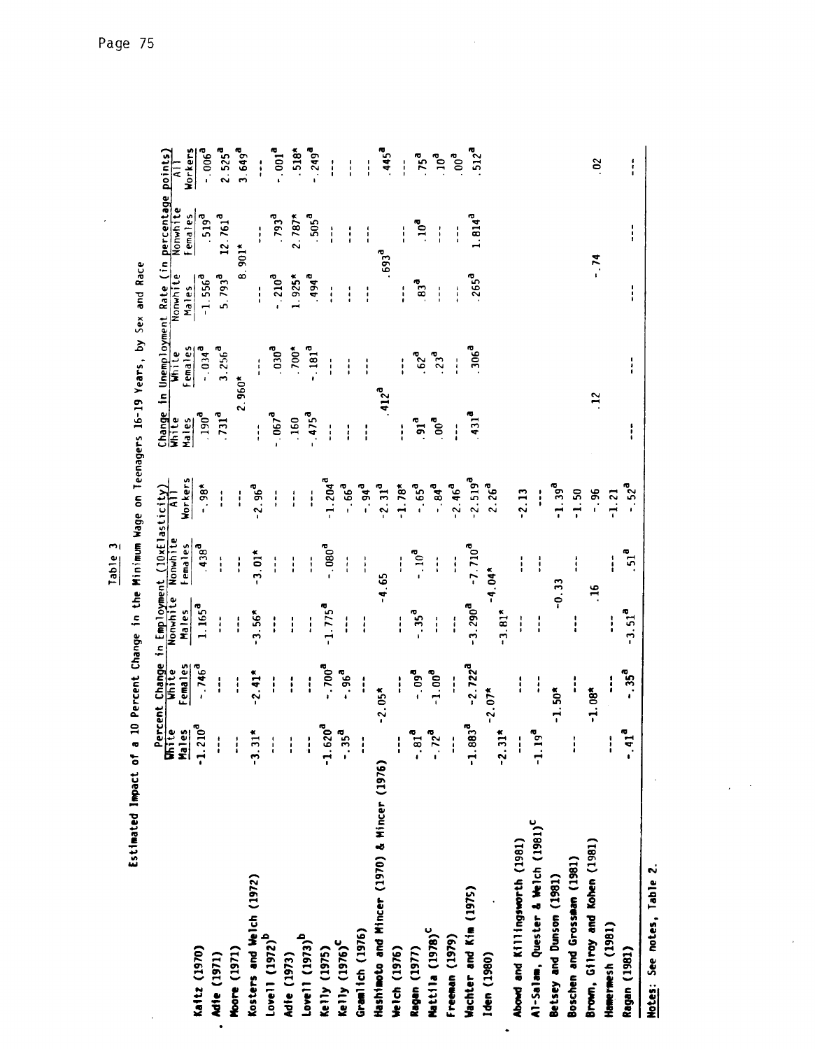Table 3

Estimated Impact of a 10 Percent Change in the Minimum Wage on Teenagers 16-19 Years, by Sex and Race

| | Percent Change in Employment (10xElasticity) | | | | | Change in Unemployment Rate (in percentage points) | | | | |
|---|---|---|---|---|---|---|---|---|---|---|
| | White Males | White Females | Nonwhite Males | Nonwhite Females | All Workers | White Males | White Females | Nonwhite Males | Nonwhite Females | All Workers |
| Kaitz (1970) | -1.210[a] | -.746[a] | 1.165[a] | .438[a] | -.98* | .190[a] | -.034[a] | -1.556[a] | .519[a] | -.006[a] |
| Adie (1971) | --- | --- | --- | --- | --- | .731[a] | 3.256[a] | 5.793[a] | 12.761[a] | 2.525[a] |
| Moore (1971) | --- | --- | --- | --- | --- | 2.960* | | 8.901* | | 3.649[a] |
| Kosters and Welch (1972) | -3.31* | -2.41* | -3.56* | -3.01* | -2.96[a] | --- | --- | --- | --- | --- |
| Lovell (1972)[b] | --- | --- | --- | --- | --- | --- | --- | --- | --- | --- |
| Adie (1973) | --- | --- | --- | --- | --- | -.067[a] | .030[a] | -.210[a] | .793[a] | -.001[a] |
| Lovell (1973)[b] | --- | --- | --- | --- | --- | .160 | .700* | 1.925* | 2.787* | .518* |
| Kelly (1975) | -1.620[a] | -.700[a] | -1.775[a] | -.080[a] | -1.204[a] | -.475[a] | -.181[a] | .494[a] | .505[a] | -.249[a] |
| Kelly (1976)[c] | -.35[a] | -.96[a] | --- | --- | -.66[a] | --- | --- | --- | --- | --- |
| Gramlich (1976) | --- | --- | --- | --- | -.94[a] | --- | --- | --- | --- | --- |
| Hashimoto and Mincer (1970) & Mincer (1976) | -2.05* | | -4.65 | | -2.31[a] | .412[a] | | .693[a] | | .445[a] |
| Welch (1976) | --- | --- | --- | --- | -1.78* | --- | --- | --- | --- | --- |
| Ragan (1977) | -.81[a] | -.09[a] | -.35[a] | -.10[a] | -.65[a] | .91[a] | .62[a] | .83[a] | .10[a] | .75[a] |
| Mattila (1978)[c] | -.72[a] | -1.00[a] | --- | --- | -.84[a] | .00[a] | .23[a] | --- | --- | .10[a] |
| Freeman (1979) | --- | --- | --- | --- | -2.46[a] | --- | --- | --- | --- | .00[a] |
| Wachter and Kim (1975) | -1.883[a] | -2.722[a] | -3.290[a] | -7.710[a] | -2.519[a] | .431[a] | .306[a] | .265[a] | 1.814[a] | .512[a] |
| Iden (1980) | -2.07* | | -4.04* | | 2.26[a] | | | | | |
| | -2.31* | | -3.81* | | | | | | | |
| Abowd and Killingsworth (1981) | --- | --- | --- | --- | -2.13 | | | | | |
| Al-Salam, Quester & Welch (1981)[c] | -1.19[a] | --- | --- | --- | --- | | | | | |
| Betsey and Dunson (1981) | -1.50* | | -0.33 | | -1.39[a] | | | | | |
| Boschen and Grossman (1981) | --- | --- | --- | --- | -1.50 | | | | | |
| Brown, Gilroy and Kohen (1981) | -1.08* | | .16 | | -.96 | .12 | | -.74 | | .02 |
| Hamermesh (1981) | --- | --- | --- | --- | -1.21 | | | | | |
| Ragan (1981) | -.41[a] | -.35[a] | -3.51[a] | .51[a] | -.52[a] | --- | --- | --- | --- | --- |

Notes: See notes, Table 2.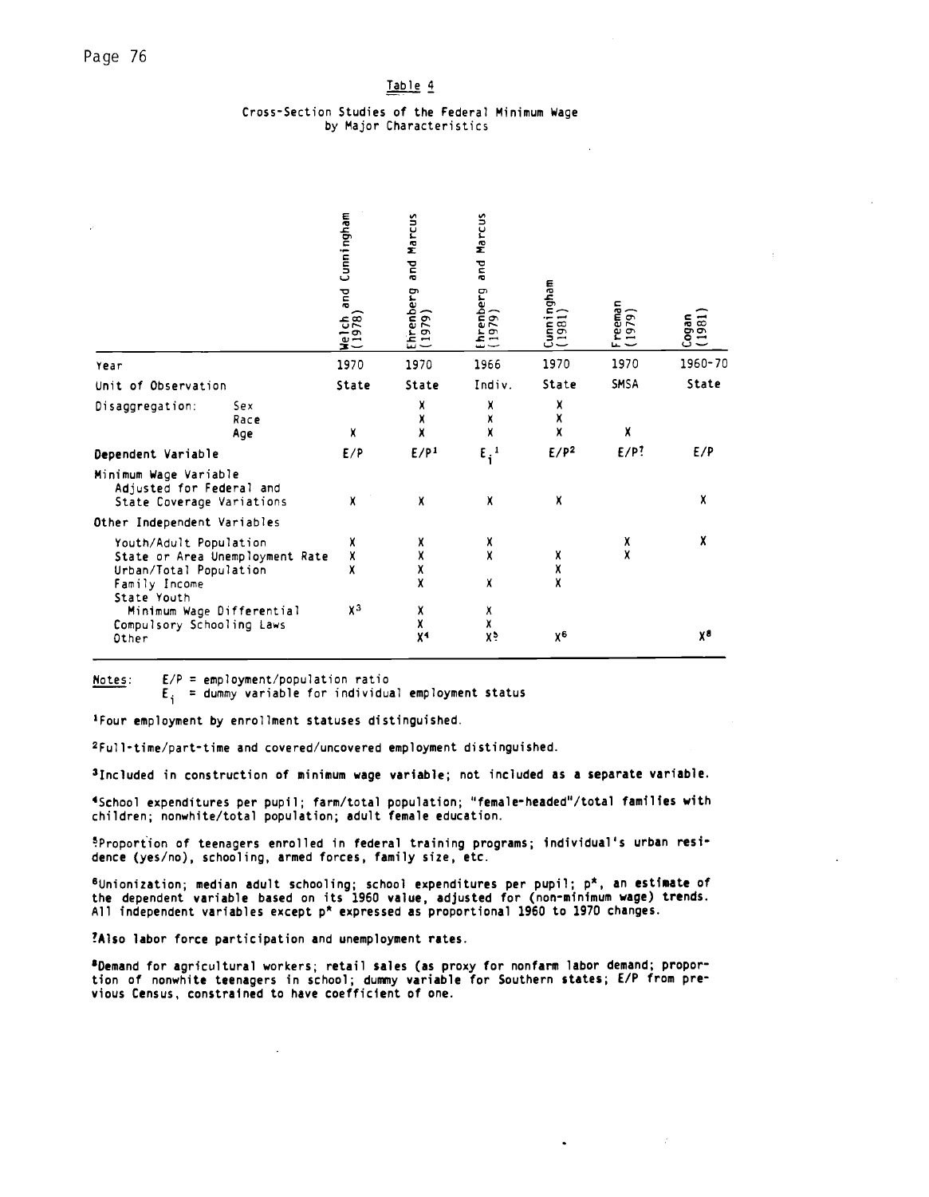Table 4

Cross-Section Studies of the Federal Minimum Wage by Major Characteristics

| | | Welch and Cunningham (1978) | Ehrenberg and Marcus (1979) | Ehrenberg and Marcus (1979) | Cunningham (1981) | Freeman (1979) | Cogan (1981) |
|---|---|---|---|---|---|---|---|
| Year | | 1970 | 1970 | 1966 | 1970 | 1970 | 1960-70 |
| Unit of Observation | | State | State | Indiv. | State | SMSA | State |
| Disaggregation: | Sex | | X | X | X | | |
| | Race | | X | X | X | | |
| | Age | X | X | X | X | X | |
| Dependent Variable | | E/P | E/P[1] | $E_i$[1] | E/P[2] | E/P[7] | E/P |
| Minimum Wage Variable Adjusted for Federal and State Coverage Variations | | X | X | X | X | | X |
| Other Independent Variables | | | | | | | |
| Youth/Adult Population | | X | X | X | | X | X |
| State or Area Unemployment Rate | | X | X | X | X | X | |
| Urban/Total Population | | X | X | | X | | |
| Family Income | | | X | X | X | | |
| State Youth Minimum Wage Differential | | X[3] | X | X | | | |
| Compulsory Schooling Laws | | | X | X | | | |
| Other | | | X[4] | X[5] | X[6] | | X[8] |

Notes: E/P = employment/population ratio
$E_i$ = dummy variable for individual employment status

[1]Four employment by enrollment statuses distinguished.

[2]Full-time/part-time and covered/uncovered employment distinguished.

[3]Included in construction of minimum wage variable; not included as a separate variable.

[4]School expenditures per pupil; farm/total population; "female-headed"/total families with children; nonwhite/total population; adult female education.

[5]Proportion of teenagers enrolled in federal training programs; individual's urban residence (yes/no), schooling, armed forces, family size, etc.

[6]Unionization; median adult schooling; school expenditures per pupil; p*, an estimate of the dependent variable based on its 1960 value, adjusted for (non-minimum wage) trends. All independent variables except p* expressed as proportional 1960 to 1970 changes.

[7]Also labor force participation and unemployment rates.

[8]Demand for agricultural workers; retail sales (as proxy for nonfarm labor demand; proportion of nonwhite teenagers in school; dummy variable for Southern states; E/P from previous Census, constrained to have coefficient of one.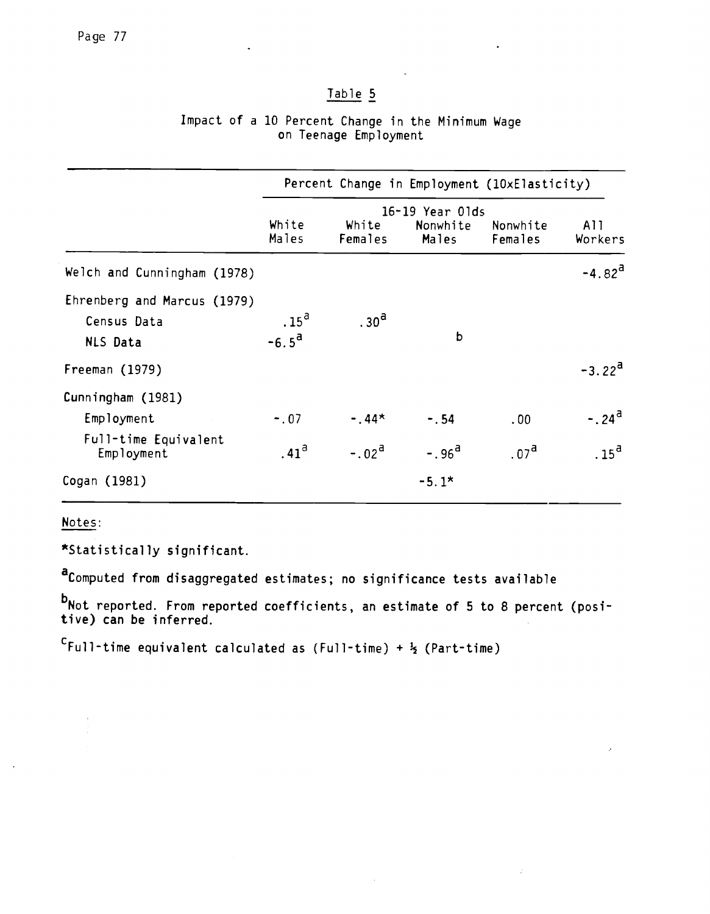## Table 5

Impact of a 10 Percent Change in the Minimum Wage on Teenage Employment

| | Percent Change in Employment (10xElasticity) | | | | |
|---|---|---|---|---|---|
| | 16-19 Year Olds | | | | |
| | White Males | White Females | Nonwhite Males | Nonwhite Females | All Workers |
| Welch and Cunningham (1978) | | | | | -4.82[a] |
| Ehrenberg and Marcus (1979) | | | | | |
| Census Data | .15[a] | .30[a] | | | |
| NLS Data | -6.5[a] | | b | | |
| Freeman (1979) | | | | | -3.22[a] |
| Cunningham (1981) | | | | | |
| Employment | -.07 | -.44* | -.54 | .00 | -.24[a] |
| Full-time Equivalent Employment | .41[a] | -.02[a] | -.96[a] | .07[a] | .15[a] |
| Cogan (1981) | | | -5.1* | | |

Notes:

*Statistically significant.

[a]Computed from disaggregated estimates; no significance tests available

[b]Not reported. From reported coefficients, an estimate of 5 to 8 percent (positive) can be inferred.

[c]Full-time equivalent calculated as (Full-time) + ½ (Part-time)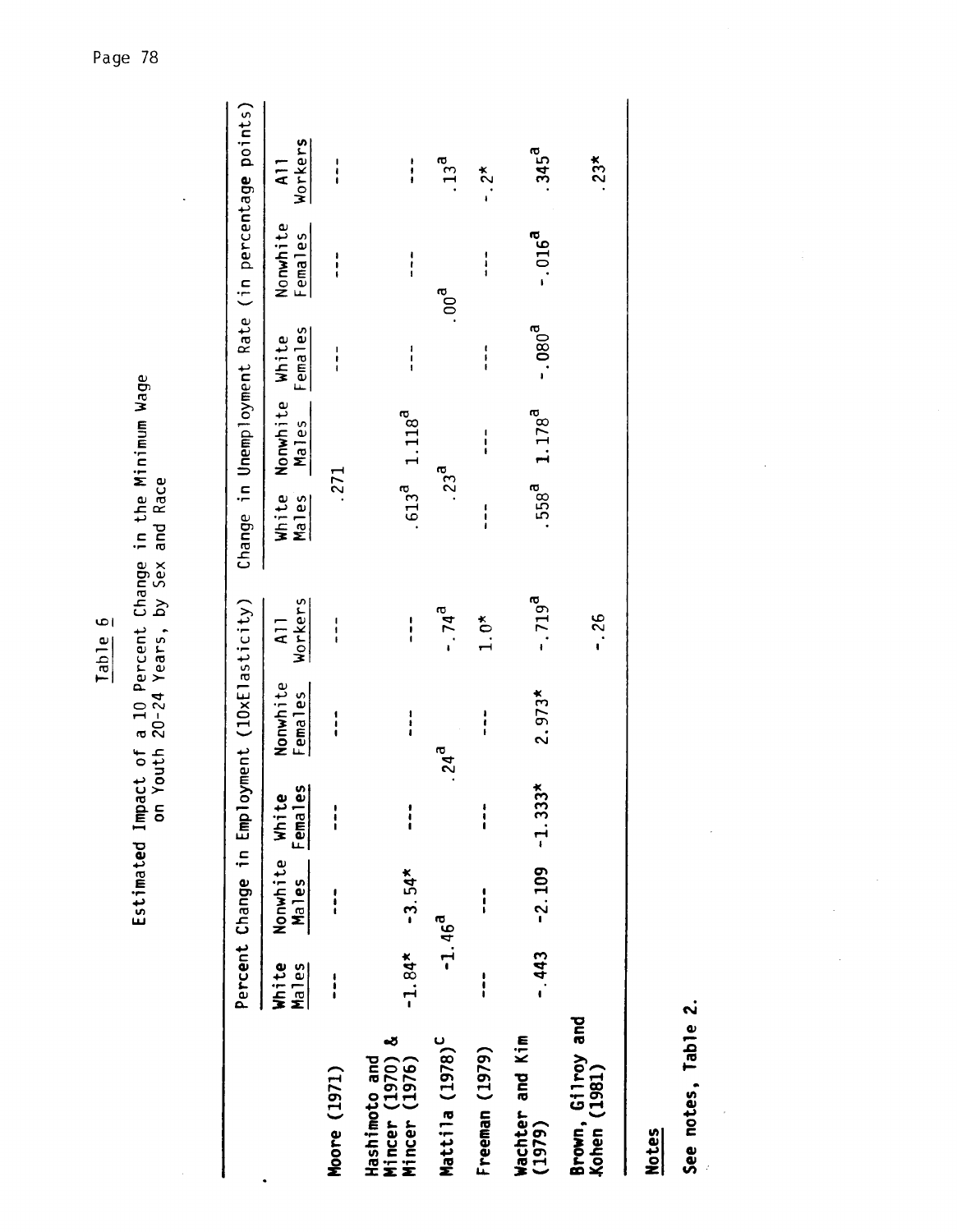Table 6

**Estimated Impact of a 10 Percent Change in the Minimum Wage on Youth 20-24 Years, by Sex and Race**

| | Percent Change in Employment (10xElasticity) | | | | | Change in Unemployment Rate (in percentage points) | | | | |
|---|---|---|---|---|---|---|---|---|---|---|
| | White Males | Nonwhite Males | White Females | Nonwhite Females | All Workers | White Males | Nonwhite Males | White Females | Nonwhite Females | All Workers |
| **Moore (1971)** | --- | --- | --- | --- | --- | .271 | | --- | --- | --- |
| **Hashimoto and Mincer (1970) & Mincer (1976)** | -1.84* | -3.54* | --- | --- | --- | .613[a] | 1.118[a] | --- | --- | --- |
| **Mattila (1978)[c]** | -1.46[a] | | .24[a] | | -.74[a] | .23[a] | | .00[a] | | .13[a] |
| **Freeman (1979)** | --- | --- | --- | --- | 1.0* | --- | --- | --- | --- | -.2* |
| **Wachter and Kim (1979)** | -.443 | -2.109 | -1.333* | 2.973* | -.719[a] | .558[a] | 1.178[a] | -.080[a] | -.016[a] | .345[a] |
| **Brown, Gilroy and Kohen (1981)** | | | | | -.26 | | | | | .23* |

**Notes**

**See notes, Table 2.**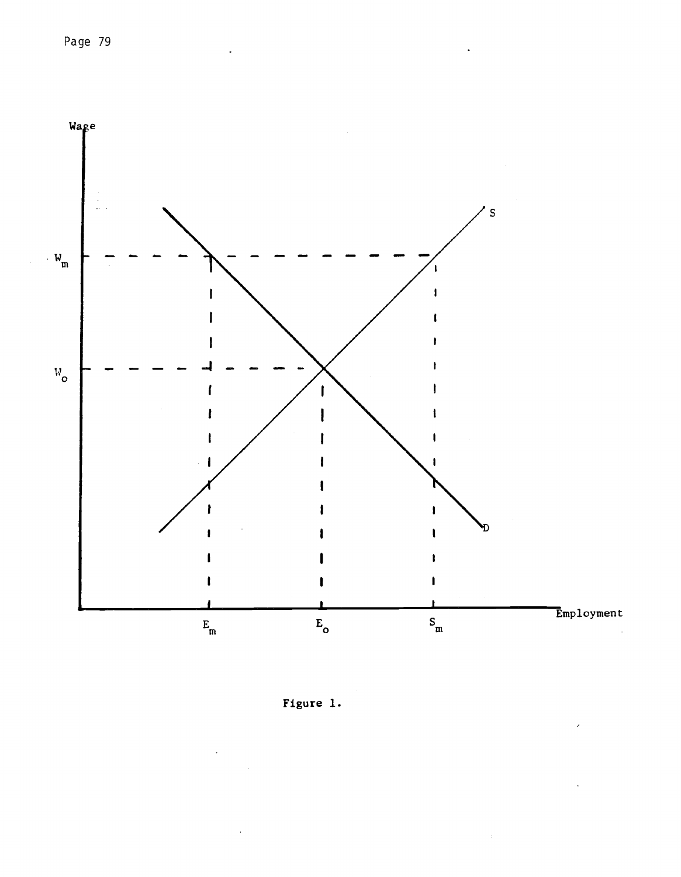Figure 1.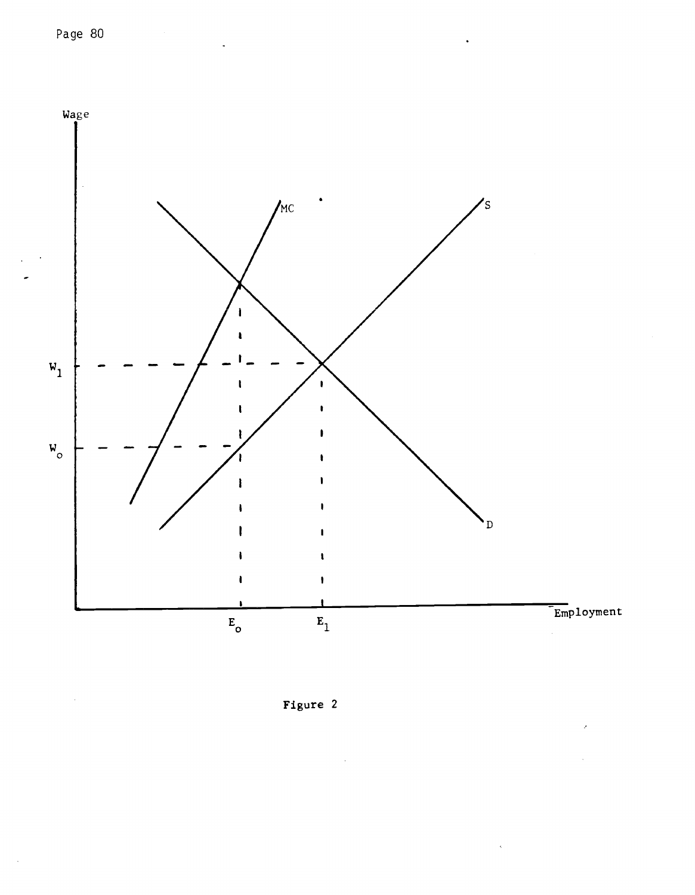Figure 2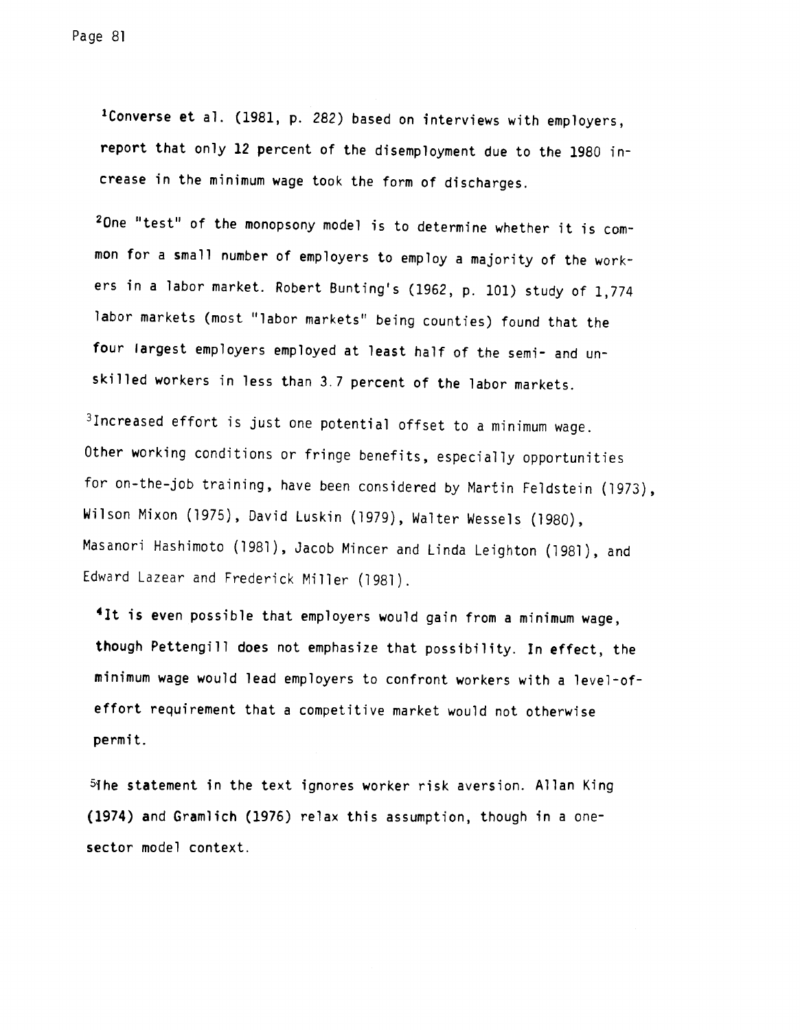[1]Converse et al. (1981, p. 282) based on interviews with employers, report that only 12 percent of the disemployment due to the 1980 increase in the minimum wage took the form of discharges.

[2]One "test" of the monopsony model is to determine whether it is common for a small number of employers to employ a majority of the workers in a labor market. Robert Bunting's (1962, p. 101) study of 1,774 labor markets (most "labor markets" being counties) found that the four largest employers employed at least half of the semi- and unskilled workers in less than 3.7 percent of the labor markets.

[3]Increased effort is just one potential offset to a minimum wage. Other working conditions or fringe benefits, especially opportunities for on-the-job training, have been considered by Martin Feldstein (1973), Wilson Mixon (1975), David Luskin (1979), Walter Wessels (1980), Masanori Hashimoto (1981), Jacob Mincer and Linda Leighton (1981), and Edward Lazear and Frederick Miller (1981).

[4]It is even possible that employers would gain from a minimum wage, though Pettengill does not emphasize that possibility. In effect, the minimum wage would lead employers to confront workers with a level-of-effort requirement that a competitive market would not otherwise permit.

[5]The statement in the text ignores worker risk aversion. Allan King (1974) and Gramlich (1976) relax this assumption, though in a one-sector model context.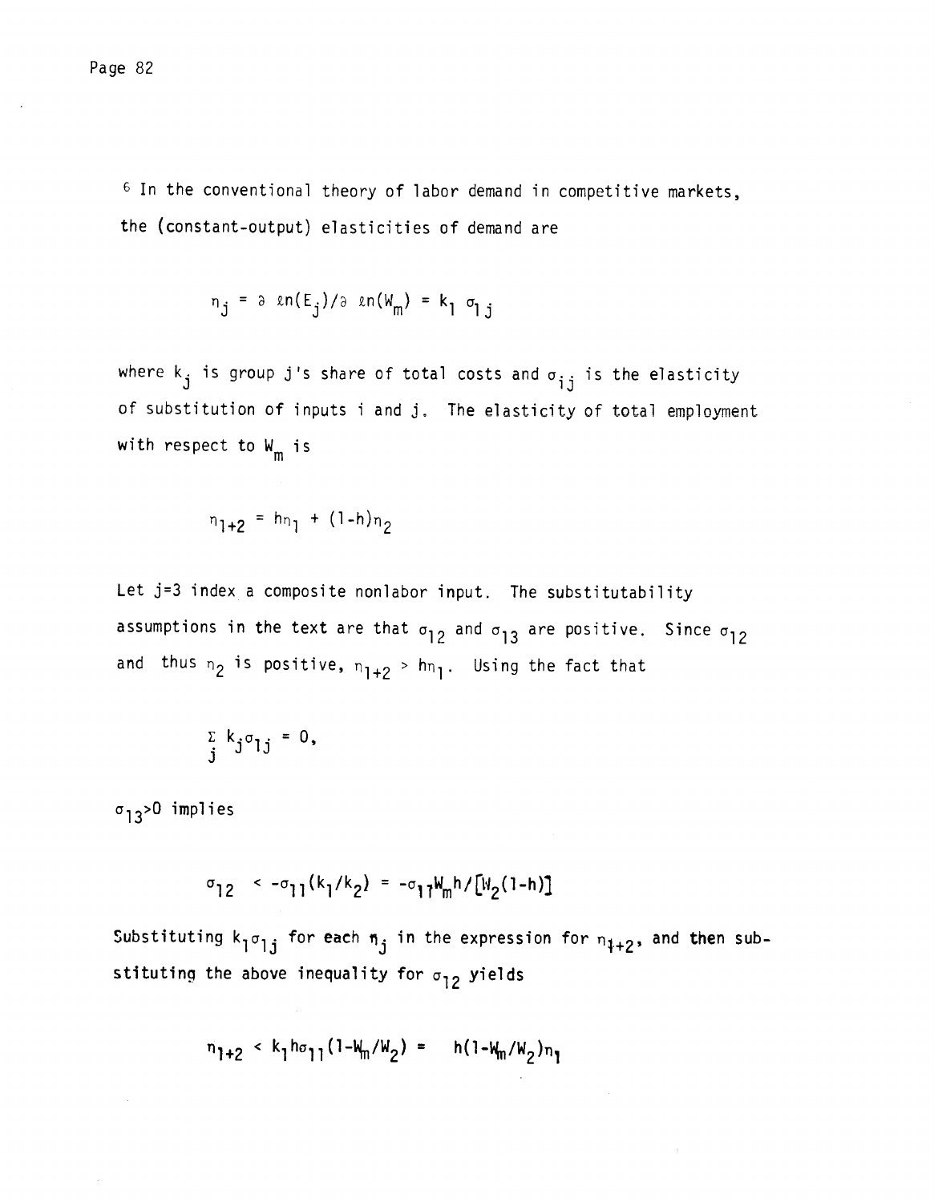[6] In the conventional theory of labor demand in competitive markets, the (constant-output) elasticities of demand are

$$\eta_j = \partial\ \ell n(E_j)/\partial\ \ell n(W_m) = k_1\ \sigma_{1j}$$

where $k_j$ is group j's share of total costs and $\sigma_{ij}$ is the elasticity of substitution of inputs i and j. The elasticity of total employment with respect to $W_m$ is

$$\eta_{1+2} = h\eta_1 + (1-h)\eta_2$$

Let j=3 index a composite nonlabor input. The substitutability assumptions in the text are that $\sigma_{12}$ and $\sigma_{13}$ are positive. Since $\sigma_{12}$ and thus $\eta_2$ is positive, $\eta_{1+2} > h\eta_1$. Using the fact that

$$\sum_j k_j \sigma_{1j} = 0,$$

$\sigma_{13}>0$ implies

$$\sigma_{12} < -\sigma_{11}(k_1/k_2) = -\sigma_{11}W_m h/[W_2(1-h)]$$

Substituting $k_1\sigma_{1j}$ for each $\eta_j$ in the expression for $\eta_{1+2}$, and then substituting the above inequality for $\sigma_{12}$ yields

$$\eta_{1+2} < k_1 h\sigma_{11}(1-W_m/W_2) = h(1-W_m/W_2)\eta_1$$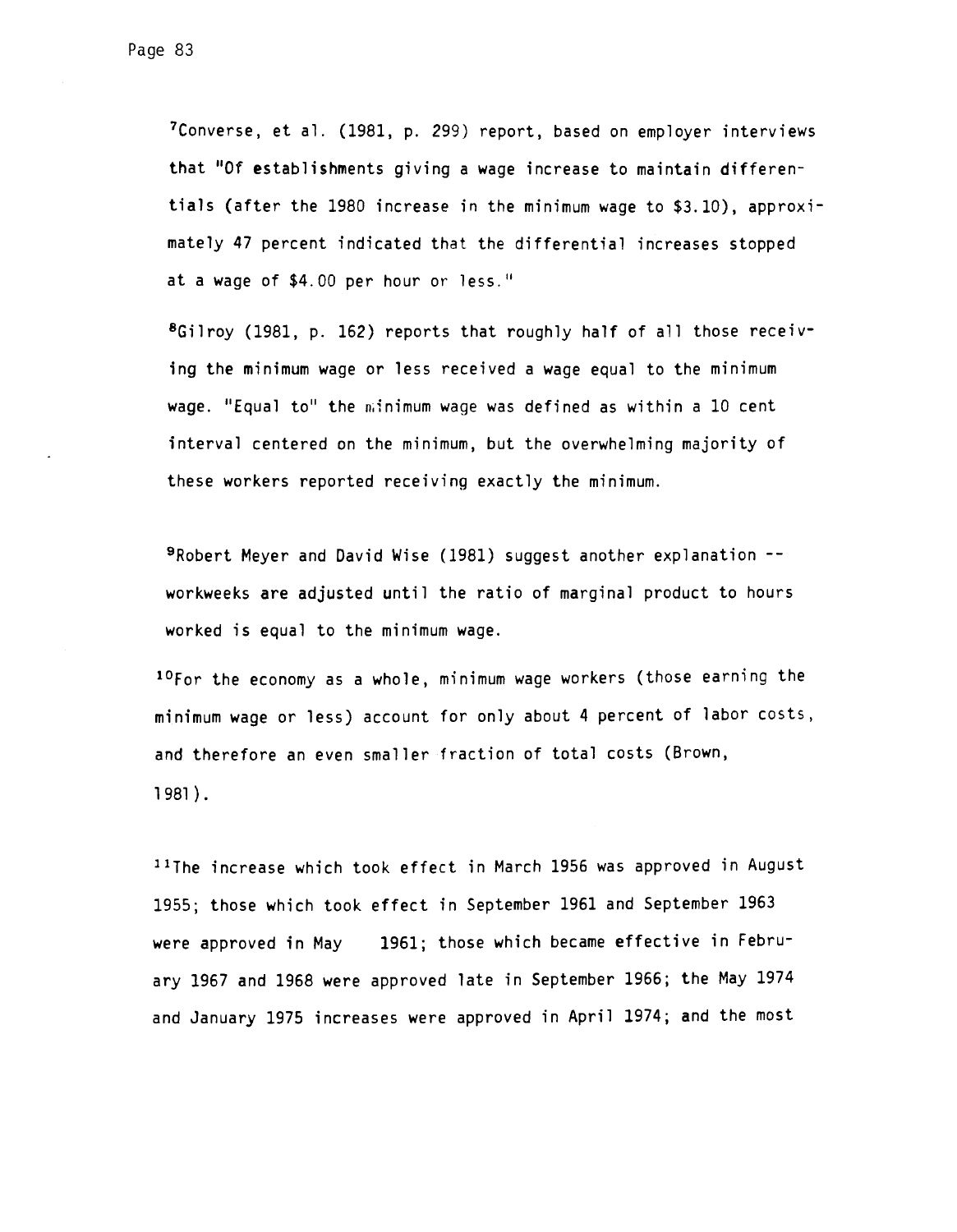[7]Converse, et al. (1981, p. 299) report, based on employer interviews that "Of establishments giving a wage increase to maintain differentials (after the 1980 increase in the minimum wage to $3.10), approximately 47 percent indicated that the differential increases stopped at a wage of $4.00 per hour or less."

[8]Gilroy (1981, p. 162) reports that roughly half of all those receiving the minimum wage or less received a wage equal to the minimum wage. "Equal to" the minimum wage was defined as within a 10 cent interval centered on the minimum, but the overwhelming majority of these workers reported receiving exactly the minimum.

[9]Robert Meyer and David Wise (1981) suggest another explanation -- workweeks are adjusted until the ratio of marginal product to hours worked is equal to the minimum wage.

[10]For the economy as a whole, minimum wage workers (those earning the minimum wage or less) account for only about 4 percent of labor costs, and therefore an even smaller fraction of total costs (Brown, 1981).

[11]The increase which took effect in March 1956 was approved in August 1955; those which took effect in September 1961 and September 1963 were approved in May 1961; those which became effective in February 1967 and 1968 were approved late in September 1966; the May 1974 and January 1975 increases were approved in April 1974; and the most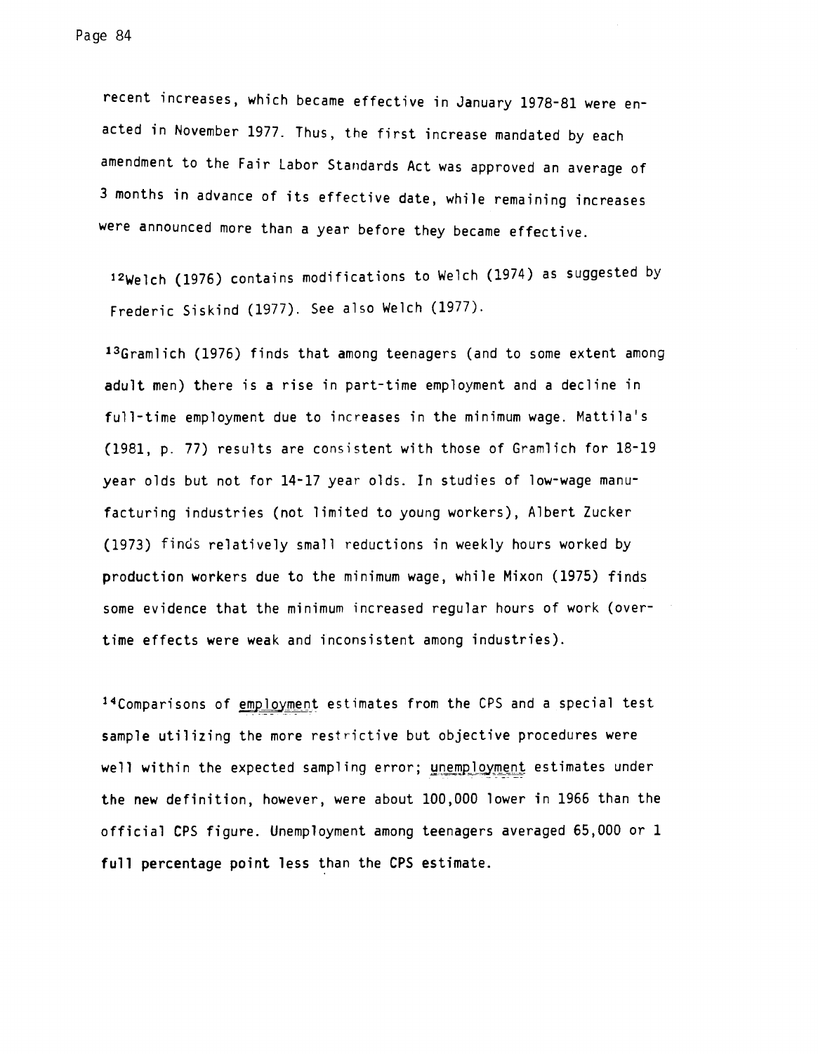recent increases, which became effective in January 1978-81 were enacted in November 1977. Thus, the first increase mandated by each amendment to the Fair Labor Standards Act was approved an average of 3 months in advance of its effective date, while remaining increases were announced more than a year before they became effective.

[12]Welch (1976) contains modifications to Welch (1974) as suggested by Frederic Siskind (1977). See also Welch (1977).

[13]Gramlich (1976) finds that among teenagers (and to some extent among adult men) there is a rise in part-time employment and a decline in full-time employment due to increases in the minimum wage. Mattila's (1981, p. 77) results are consistent with those of Gramlich for 18-19 year olds but not for 14-17 year olds. In studies of low-wage manufacturing industries (not limited to young workers), Albert Zucker (1973) finds relatively small reductions in weekly hours worked by production workers due to the minimum wage, while Mixon (1975) finds some evidence that the minimum increased regular hours of work (overtime effects were weak and inconsistent among industries).

[14]Comparisons of <u>employment</u> estimates from the CPS and a special test sample utilizing the more restrictive but objective procedures were well within the expected sampling error; <u>unemployment</u> estimates under the new definition, however, were about 100,000 lower in 1966 than the official CPS figure. Unemployment among teenagers averaged 65,000 or 1 full percentage point less than the CPS estimate.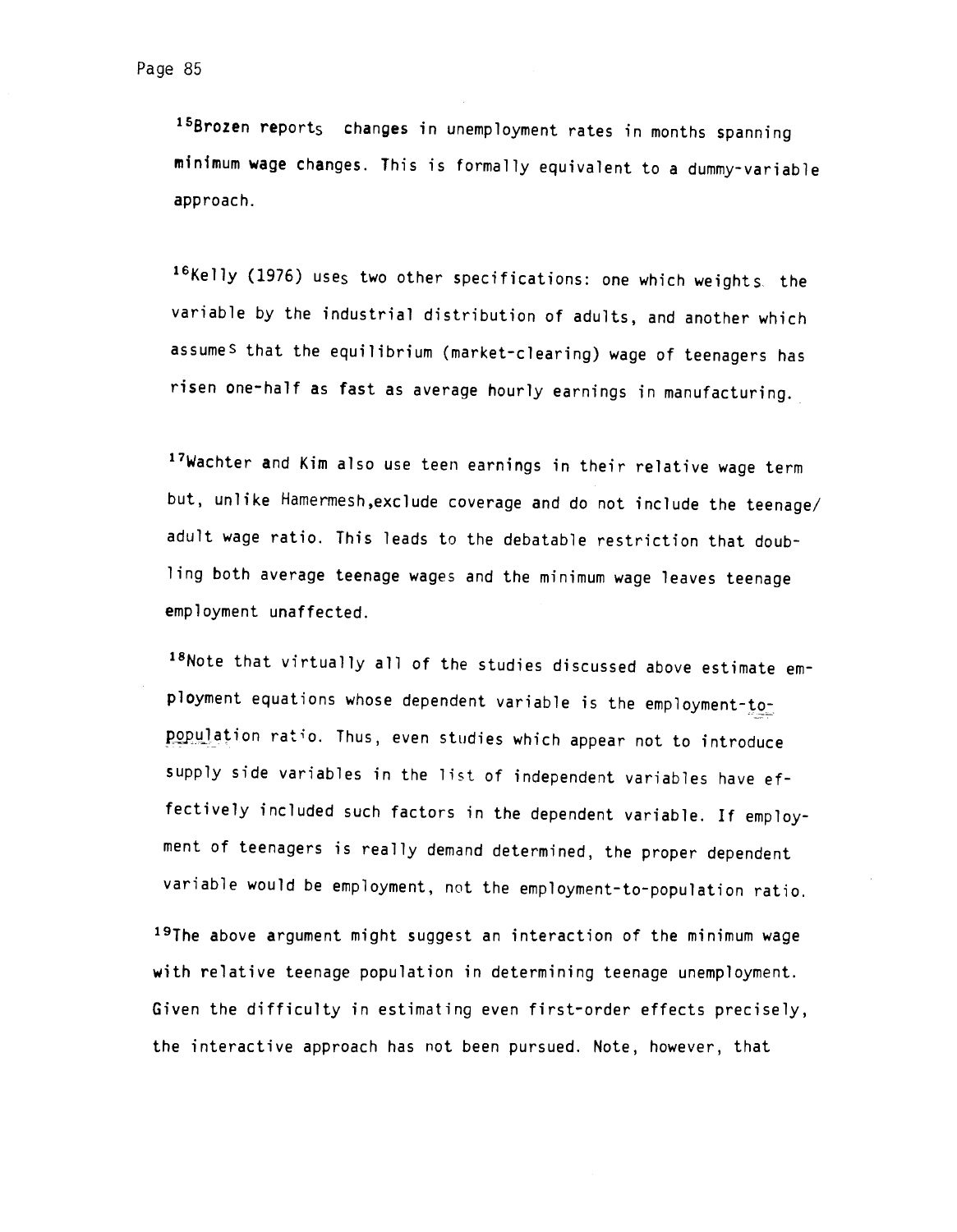[15]Brozen reports changes in unemployment rates in months spanning minimum wage changes. This is formally equivalent to a dummy-variable approach.

[16]Kelly (1976) uses two other specifications: one which weights the variable by the industrial distribution of adults, and another which assumes that the equilibrium (market-clearing) wage of teenagers has risen one-half as fast as average hourly earnings in manufacturing.

[17]Wachter and Kim also use teen earnings in their relative wage term but, unlike Hamermesh, exclude coverage and do not include the teenage/adult wage ratio. This leads to the debatable restriction that doubling both average teenage wages and the minimum wage leaves teenage employment unaffected.

[18]Note that virtually all of the studies discussed above estimate employment equations whose dependent variable is the employment-to-population ratio. Thus, even studies which appear not to introduce supply side variables in the list of independent variables have effectively included such factors in the dependent variable. If employment of teenagers is really demand determined, the proper dependent variable would be employment, not the employment-to-population ratio.

[19]The above argument might suggest an interaction of the minimum wage with relative teenage population in determining teenage unemployment. Given the difficulty in estimating even first-order effects precisely, the interactive approach has not been pursued. Note, however, that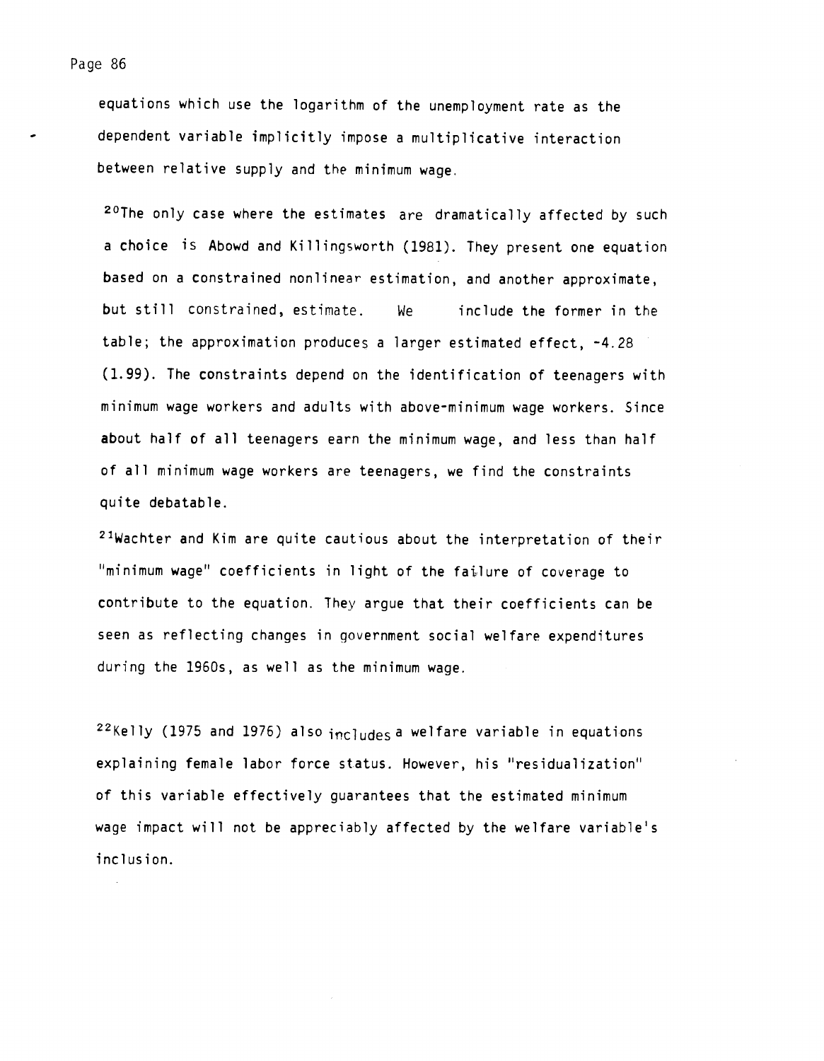equations which use the logarithm of the unemployment rate as the dependent variable implicitly impose a multiplicative interaction between relative supply and the minimum wage.

[20]The only case where the estimates are dramatically affected by such a choice is Abowd and Killingsworth (1981). They present one equation based on a constrained nonlinear estimation, and another approximate, but still constrained, estimate. We include the former in the table; the approximation produces a larger estimated effect, -4.28 (1.99). The constraints depend on the identification of teenagers with minimum wage workers and adults with above-minimum wage workers. Since about half of all teenagers earn the minimum wage, and less than half of all minimum wage workers are teenagers, we find the constraints quite debatable.

[21]Wachter and Kim are quite cautious about the interpretation of their "minimum wage" coefficients in light of the failure of coverage to contribute to the equation. They argue that their coefficients can be seen as reflecting changes in government social welfare expenditures during the 1960s, as well as the minimum wage.

[22]Kelly (1975 and 1976) also includes a welfare variable in equations explaining female labor force status. However, his "residualization" of this variable effectively guarantees that the estimated minimum wage impact will not be appreciably affected by the welfare variable's inclusion.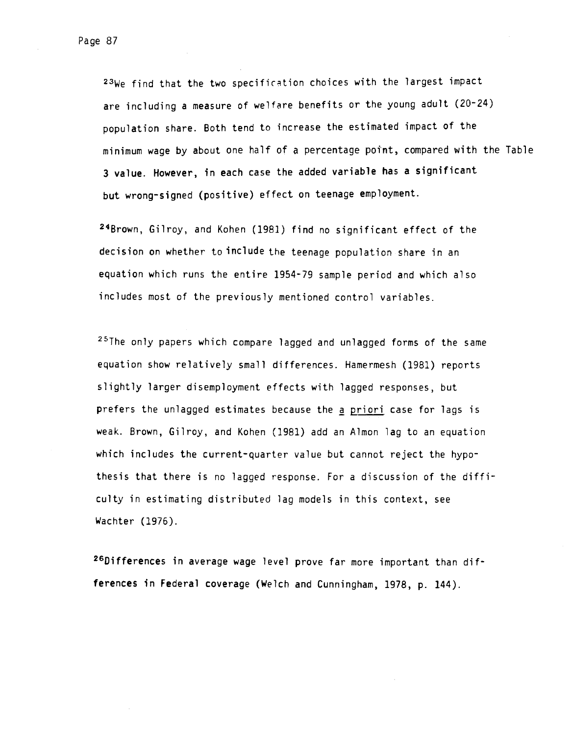[23]We find that the two specification choices with the largest impact are including a measure of welfare benefits or the young adult (20-24) population share. Both tend to increase the estimated impact of the minimum wage by about one half of a percentage point, compared with the Table 3 value. However, in each case the added variable has a significant but wrong-signed (positive) effect on teenage employment.

[24]Brown, Gilroy, and Kohen (1981) find no significant effect of the decision on whether to include the teenage population share in an equation which runs the entire 1954-79 sample period and which also includes most of the previously mentioned control variables.

[25]The only papers which compare lagged and unlagged forms of the same equation show relatively small differences. Hamermesh (1981) reports slightly larger disemployment effects with lagged responses, but prefers the unlagged estimates because the *a priori* case for lags is weak. Brown, Gilroy, and Kohen (1981) add an Almon lag to an equation which includes the current-quarter value but cannot reject the hypothesis that there is no lagged response. For a discussion of the difficulty in estimating distributed lag models in this context, see Wachter (1976).

[26]Differences in average wage level prove far more important than differences in Federal coverage (Welch and Cunningham, 1978, p. 144).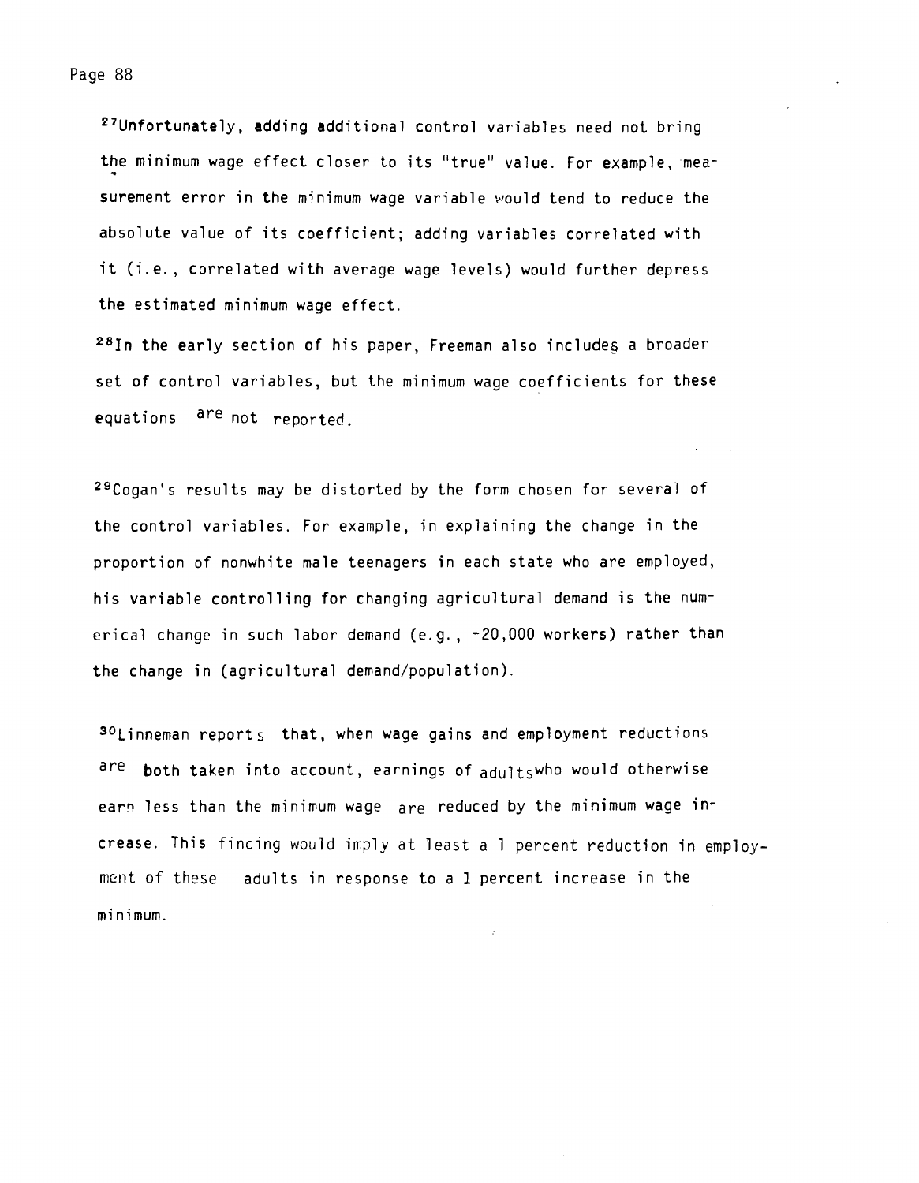[27]Unfortunately, adding additional control variables need not bring the minimum wage effect closer to its "true" value. For example, measurement error in the minimum wage variable would tend to reduce the absolute value of its coefficient; adding variables correlated with it (i.e., correlated with average wage levels) would further depress the estimated minimum wage effect.

[28]In the early section of his paper, Freeman also includes a broader set of control variables, but the minimum wage coefficients for these equations are not reported.

[29]Cogan's results may be distorted by the form chosen for several of the control variables. For example, in explaining the change in the proportion of nonwhite male teenagers in each state who are employed, his variable controlling for changing agricultural demand is the numerical change in such labor demand (e.g., -20,000 workers) rather than the change in (agricultural demand/population).

[30]Linneman reports that, when wage gains and employment reductions are both taken into account, earnings of adults who would otherwise earn less than the minimum wage are reduced by the minimum wage increase. This finding would imply at least a 1 percent reduction in employment of these adults in response to a 1 percent increase in the minimum.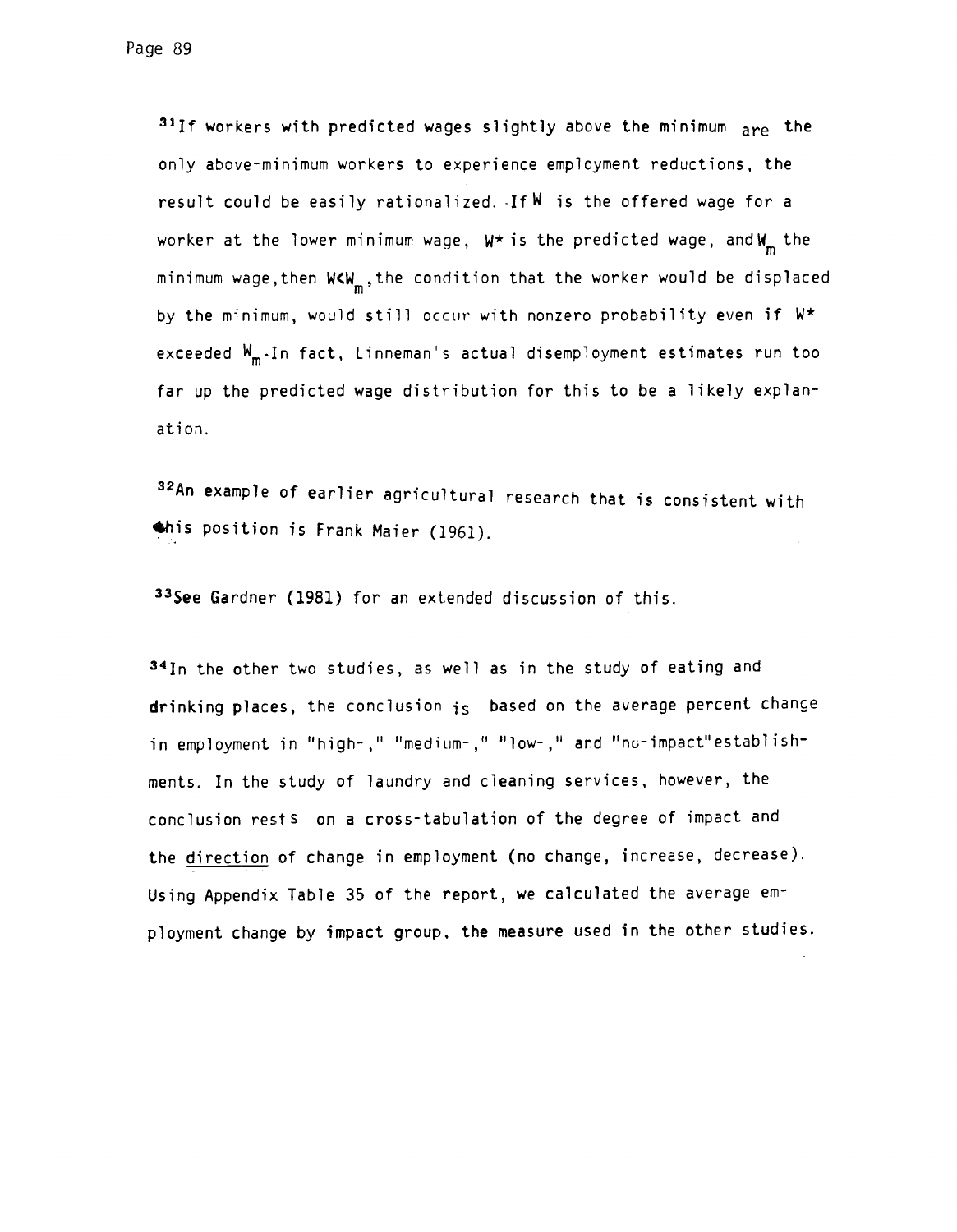[31]If workers with predicted wages slightly above the minimum are the only above-minimum workers to experience employment reductions, the result could be easily rationalized. If $W$ is the offered wage for a worker at the lower minimum wage, $W^*$ is the predicted wage, and $W_m$ the minimum wage, then $W<W_m$, the condition that the worker would be displaced by the minimum, would still occur with nonzero probability even if $W^*$ exceeded $W_m$. In fact, Linneman's actual disemployment estimates run too far up the predicted wage distribution for this to be a likely explanation.

[32]An example of earlier agricultural research that is consistent with this position is Frank Maier (1961).

[33]See Gardner (1981) for an extended discussion of this.

[34]In the other two studies, as well as in the study of eating and drinking places, the conclusion is based on the average percent change in employment in "high-," "medium-," "low-," and "no-impact" establishments. In the study of laundry and cleaning services, however, the conclusion rests on a cross-tabulation of the degree of impact and the direction of change in employment (no change, increase, decrease). Using Appendix Table 35 of the report, we calculated the average employment change by impact group, the measure used in the other studies.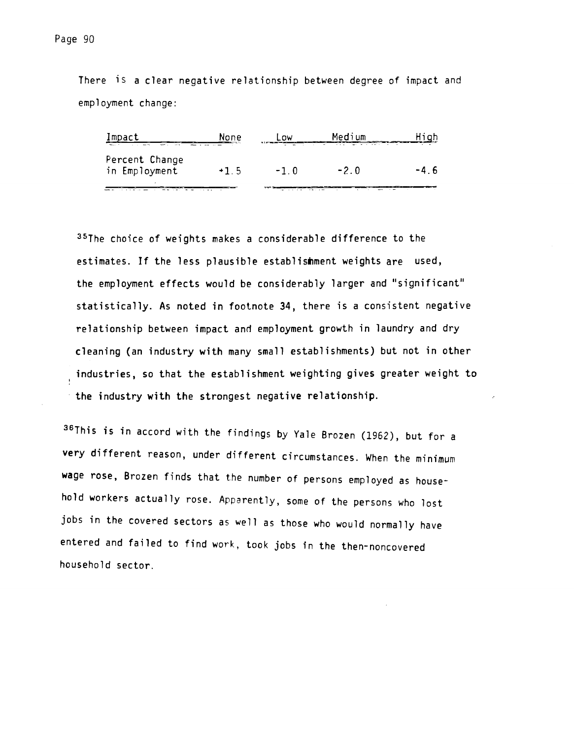There is a clear negative relationship between degree of impact and employment change:

| Impact | None | Low | Medium | High |
| --- | --- | --- | --- | --- |
| Percent Change in Employment | +1.5 | -1.0 | -2.0 | -4.6 |

[35]The choice of weights makes a considerable difference to the estimates. If the less plausible establishment weights are used, the employment effects would be considerably larger and "significant" statistically. As noted in footnote 34, there is a consistent negative relationship between impact and employment growth in laundry and dry cleaning (an industry with many small establishments) but not in other industries, so that the establishment weighting gives greater weight to the industry with the strongest negative relationship.

[36]This is in accord with the findings by Yale Brozen (1962), but for a very different reason, under different circumstances. When the minimum wage rose, Brozen finds that the number of persons employed as household workers actually rose. Apparently, some of the persons who lost jobs in the covered sectors as well as those who would normally have entered and failed to find work, took jobs in the then-noncovered household sector.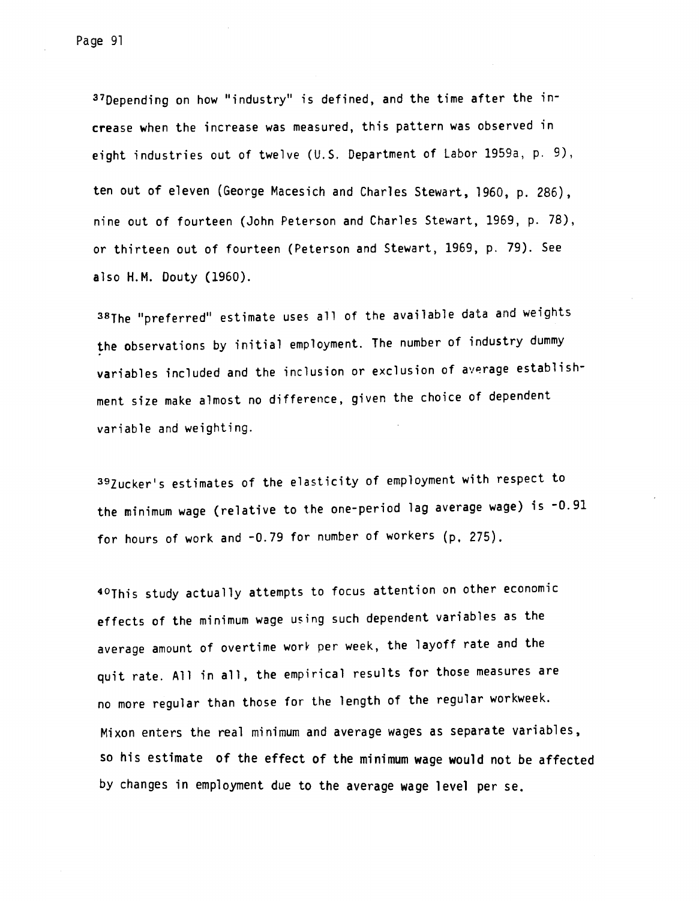[37]Depending on how "industry" is defined, and the time after the increase when the increase was measured, this pattern was observed in eight industries out of twelve (U.S. Department of Labor 1959a, p. 9), ten out of eleven (George Macesich and Charles Stewart, 1960, p. 286), nine out of fourteen (John Peterson and Charles Stewart, 1969, p. 78), or thirteen out of fourteen (Peterson and Stewart, 1969, p. 79). See also H.M. Douty (1960).

[38]The "preferred" estimate uses all of the available data and weights the observations by initial employment. The number of industry dummy variables included and the inclusion or exclusion of average establishment size make almost no difference, given the choice of dependent variable and weighting.

[39]Zucker's estimates of the elasticity of employment with respect to the minimum wage (relative to the one-period lag average wage) is -0.91 for hours of work and -0.79 for number of workers (p. 275).

[40]This study actually attempts to focus attention on other economic effects of the minimum wage using such dependent variables as the average amount of overtime work per week, the layoff rate and the quit rate. All in all, the empirical results for those measures are no more regular than those for the length of the regular workweek. Mixon enters the real minimum and average wages as separate variables, so his estimate of the effect of the minimum wage would not be affected by changes in employment due to the average wage level per se.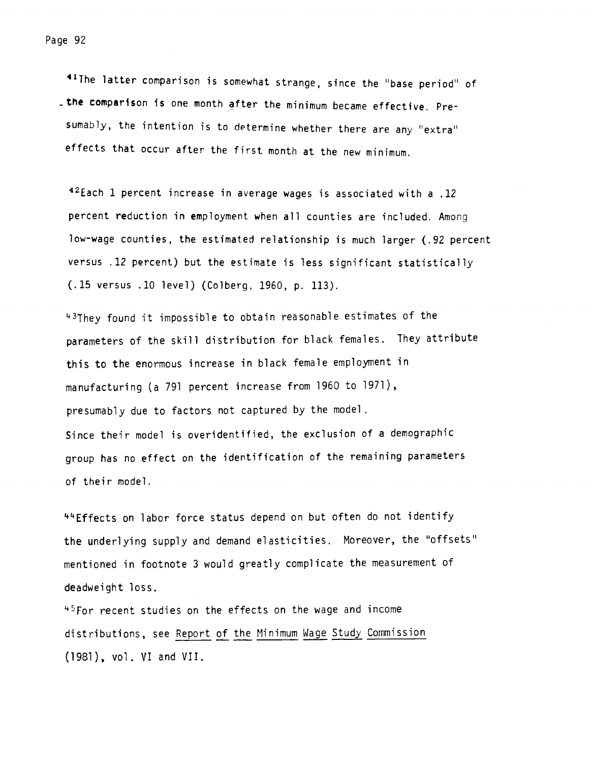[41]The latter comparison is somewhat strange, since the "base period" of the comparison is one month after the minimum became effective. Presumably, the intention is to determine whether there are any "extra" effects that occur after the first month at the new minimum.

[42]Each 1 percent increase in average wages is associated with a .12 percent reduction in employment when all counties are included. Among low-wage counties, the estimated relationship is much larger (.92 percent versus .12 percent) but the estimate is less significant statistically (.15 versus .10 level) (Colberg, 1960, p. 113).

[43]They found it impossible to obtain reasonable estimates of the parameters of the skill distribution for black females. They attribute this to the enormous increase in black female employment in manufacturing (a 791 percent increase from 1960 to 1971), presumably due to factors not captured by the model. Since their model is overidentified, the exclusion of a demographic group has no effect on the identification of the remaining parameters of their model.

[44]Effects on labor force status depend on but often do not identify the underlying supply and demand elasticities. Moreover, the "offsets" mentioned in footnote 3 would greatly complicate the measurement of deadweight loss.

[45]For recent studies on the effects on the wage and income distributions, see Report of the Minimum Wage Study Commission (1981), vol. VI and VII.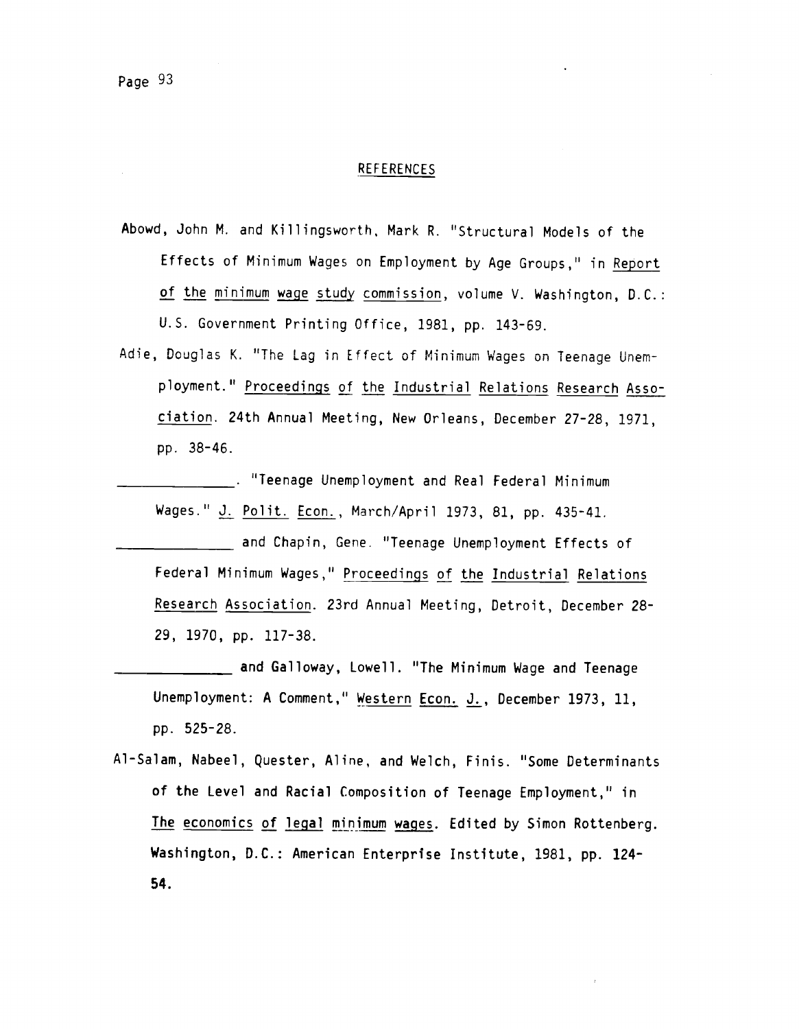## REFERENCES

Abowd, John M. and Killingsworth, Mark R. "Structural Models of the Effects of Minimum Wages on Employment by Age Groups," in Report of the minimum wage study commission, volume V. Washington, D.C.: U.S. Government Printing Office, 1981, pp. 143-69.

Adie, Douglas K. "The Lag in Effect of Minimum Wages on Teenage Unemployment." Proceedings of the Industrial Relations Research Association. 24th Annual Meeting, New Orleans, December 27-28, 1971, pp. 38-46.

______________. "Teenage Unemployment and Real Federal Minimum Wages." J. Polit. Econ., March/April 1973, 81, pp. 435-41.

______________ and Chapin, Gene. "Teenage Unemployment Effects of Federal Minimum Wages," Proceedings of the Industrial Relations Research Association. 23rd Annual Meeting, Detroit, December 28-29, 1970, pp. 117-38.

______________ and Galloway, Lowell. "The Minimum Wage and Teenage Unemployment: A Comment," Western Econ. J., December 1973, 11, pp. 525-28.

Al-Salam, Nabeel, Quester, Aline, and Welch, Finis. "Some Determinants of the Level and Racial Composition of Teenage Employment," in The economics of legal minimum wages. Edited by Simon Rottenberg. Washington, D.C.: American Enterprise Institute, 1981, pp. 124-54.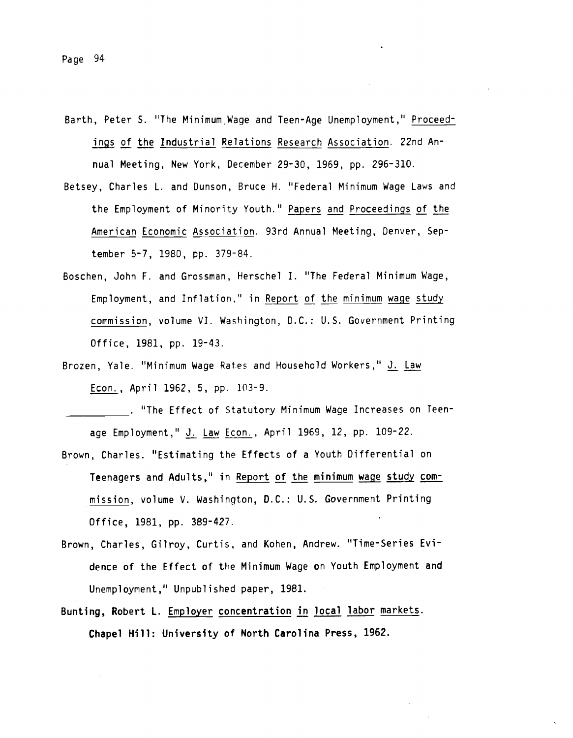Barth, Peter S. "The Minimum Wage and Teen-Age Unemployment," *Proceedings of the Industrial Relations Research Association*. 22nd Annual Meeting, New York, December 29-30, 1969, pp. 296-310.

Betsey, Charles L. and Dunson, Bruce H. "Federal Minimum Wage Laws and the Employment of Minority Youth." *Papers and Proceedings of the American Economic Association*. 93rd Annual Meeting, Denver, September 5-7, 1980, pp. 379-84.

Boschen, John F. and Grossman, Herschel I. "The Federal Minimum Wage, Employment, and Inflation," in *Report of the minimum wage study commission*, volume VI. Washington, D.C.: U.S. Government Printing Office, 1981, pp. 19-43.

Brozen, Yale. "Minimum Wage Rates and Household Workers," *J. Law Econ.*, April 1962, 5, pp. 103-9.

___________. "The Effect of Statutory Minimum Wage Increases on Teen-age Employment," *J. Law Econ.*, April 1969, 12, pp. 109-22.

Brown, Charles. "Estimating the Effects of a Youth Differential on Teenagers and Adults," in *Report of the minimum wage study commission*, volume V. Washington, D.C.: U.S. Government Printing Office, 1981, pp. 389-427.

Brown, Charles, Gilroy, Curtis, and Kohen, Andrew. "Time-Series Evidence of the Effect of the Minimum Wage on Youth Employment and Unemployment," Unpublished paper, 1981.

Bunting, Robert L. *Employer concentration in local labor markets*. Chapel Hill: University of North Carolina Press, 1962.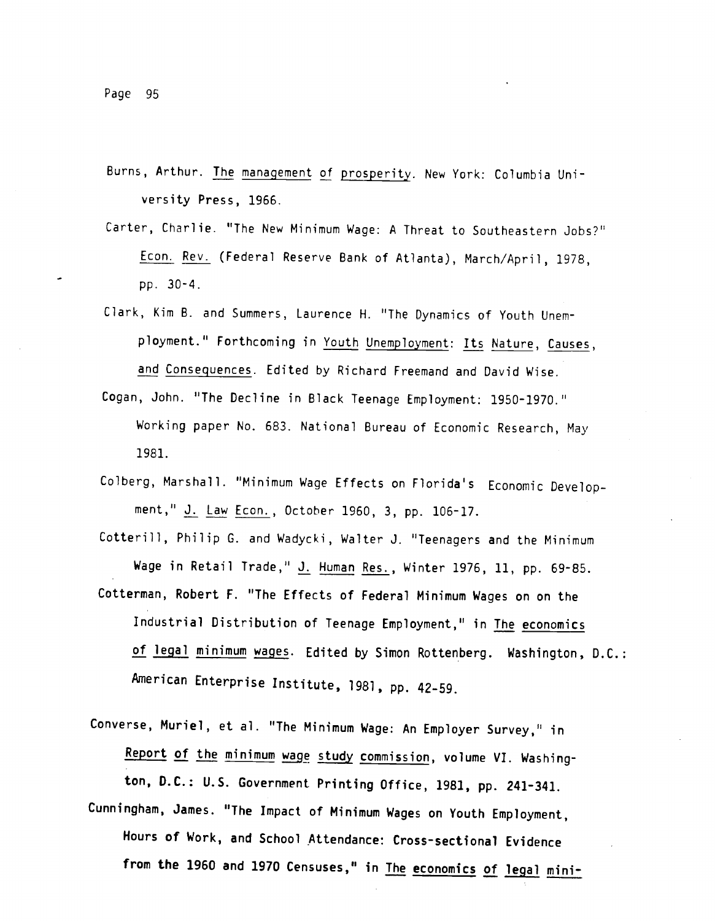Burns, Arthur. The management of prosperity. New York: Columbia University Press, 1966.

Carter, Charlie. "The New Minimum Wage: A Threat to Southeastern Jobs?" Econ. Rev. (Federal Reserve Bank of Atlanta), March/April, 1978, pp. 30-4.

Clark, Kim B. and Summers, Laurence H. "The Dynamics of Youth Unemployment." Forthcoming in Youth Unemployment: Its Nature, Causes, and Consequences. Edited by Richard Freemand and David Wise.

Cogan, John. "The Decline in Black Teenage Employment: 1950-1970." Working paper No. 683. National Bureau of Economic Research, May 1981.

Colberg, Marshall. "Minimum Wage Effects on Florida's Economic Development," J. Law Econ., October 1960, 3, pp. 106-17.

Cotterill, Philip G. and Wadycki, Walter J. "Teenagers and the Minimum Wage in Retail Trade," J. Human Res., Winter 1976, 11, pp. 69-85.

Cotterman, Robert F. "The Effects of Federal Minimum Wages on on the Industrial Distribution of Teenage Employment," in The economics of legal minimum wages. Edited by Simon Rottenberg. Washington, D.C.: American Enterprise Institute, 1981, pp. 42-59.

Converse, Muriel, et al. "The Minimum Wage: An Employer Survey," in Report of the minimum wage study commission, volume VI. Washington, D.C.: U.S. Government Printing Office, 1981, pp. 241-341.

Cunningham, James. "The Impact of Minimum Wages on Youth Employment, Hours of Work, and School Attendance: Cross-sectional Evidence from the 1960 and 1970 Censuses," in The economics of legal mini-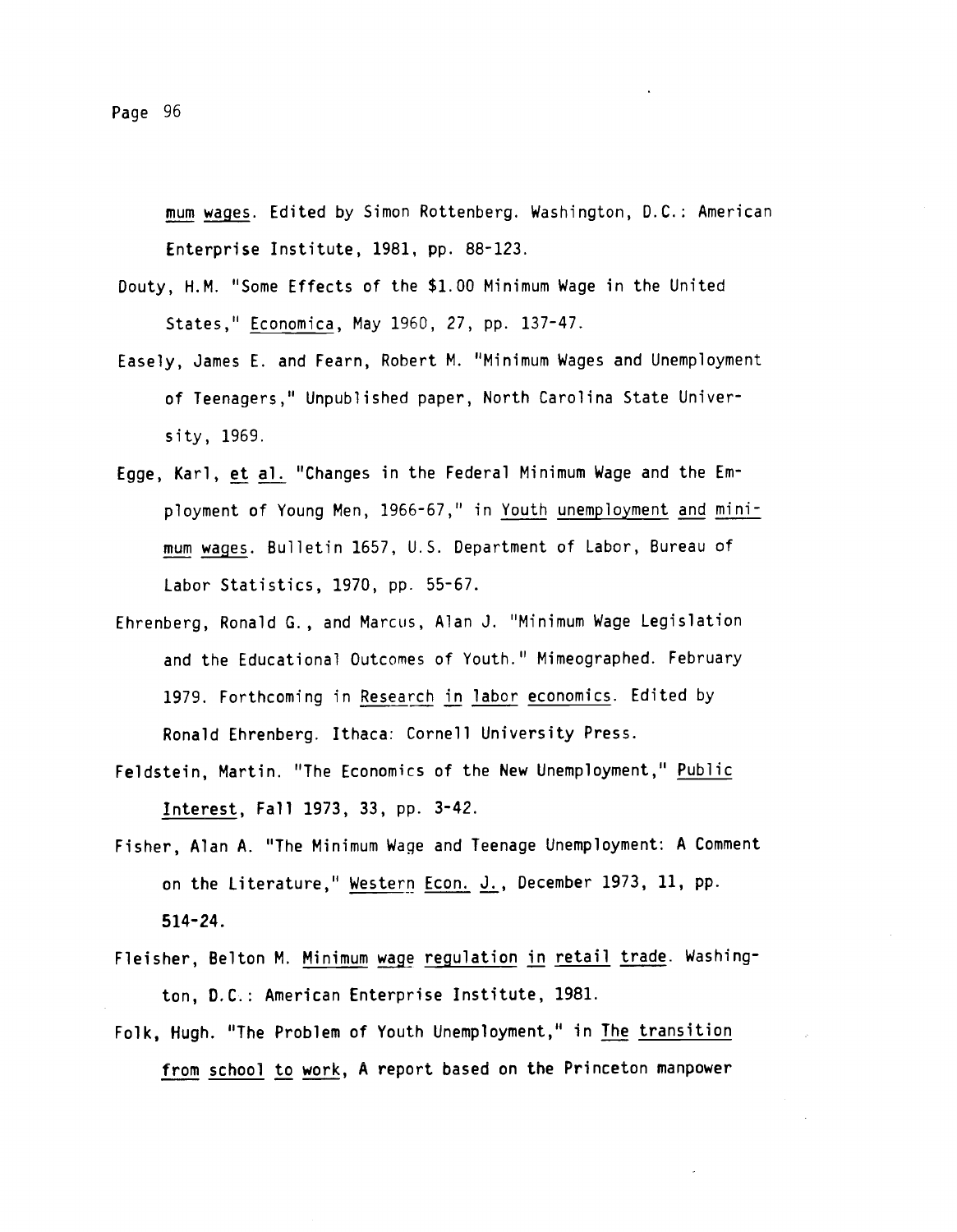*mum wages*. Edited by Simon Rottenberg. Washington, D.C.: American Enterprise Institute, 1981, pp. 88-123.

Douty, H.M. "Some Effects of the $1.00 Minimum Wage in the United States," *Economica*, May 1960, 27, pp. 137-47.

Easely, James E. and Fearn, Robert M. "Minimum Wages and Unemployment of Teenagers," Unpublished paper, North Carolina State University, 1969.

Egge, Karl, *et al.* "Changes in the Federal Minimum Wage and the Employment of Young Men, 1966-67," in *Youth unemployment and minimum wages*. Bulletin 1657, U.S. Department of Labor, Bureau of Labor Statistics, 1970, pp. 55-67.

Ehrenberg, Ronald G., and Marcus, Alan J. "Minimum Wage Legislation and the Educational Outcomes of Youth." Mimeographed. February 1979. Forthcoming in *Research in labor economics*. Edited by Ronald Ehrenberg. Ithaca: Cornell University Press.

Feldstein, Martin. "The Economics of the New Unemployment," *Public Interest*, Fall 1973, 33, pp. 3-42.

Fisher, Alan A. "The Minimum Wage and Teenage Unemployment: A Comment on the Literature," *Western Econ. J.*, December 1973, 11, pp. 514-24.

Fleisher, Belton M. *Minimum wage regulation in retail trade*. Washington, D.C.: American Enterprise Institute, 1981.

Folk, Hugh. "The Problem of Youth Unemployment," in *The transition from school to work*, A report based on the Princeton manpower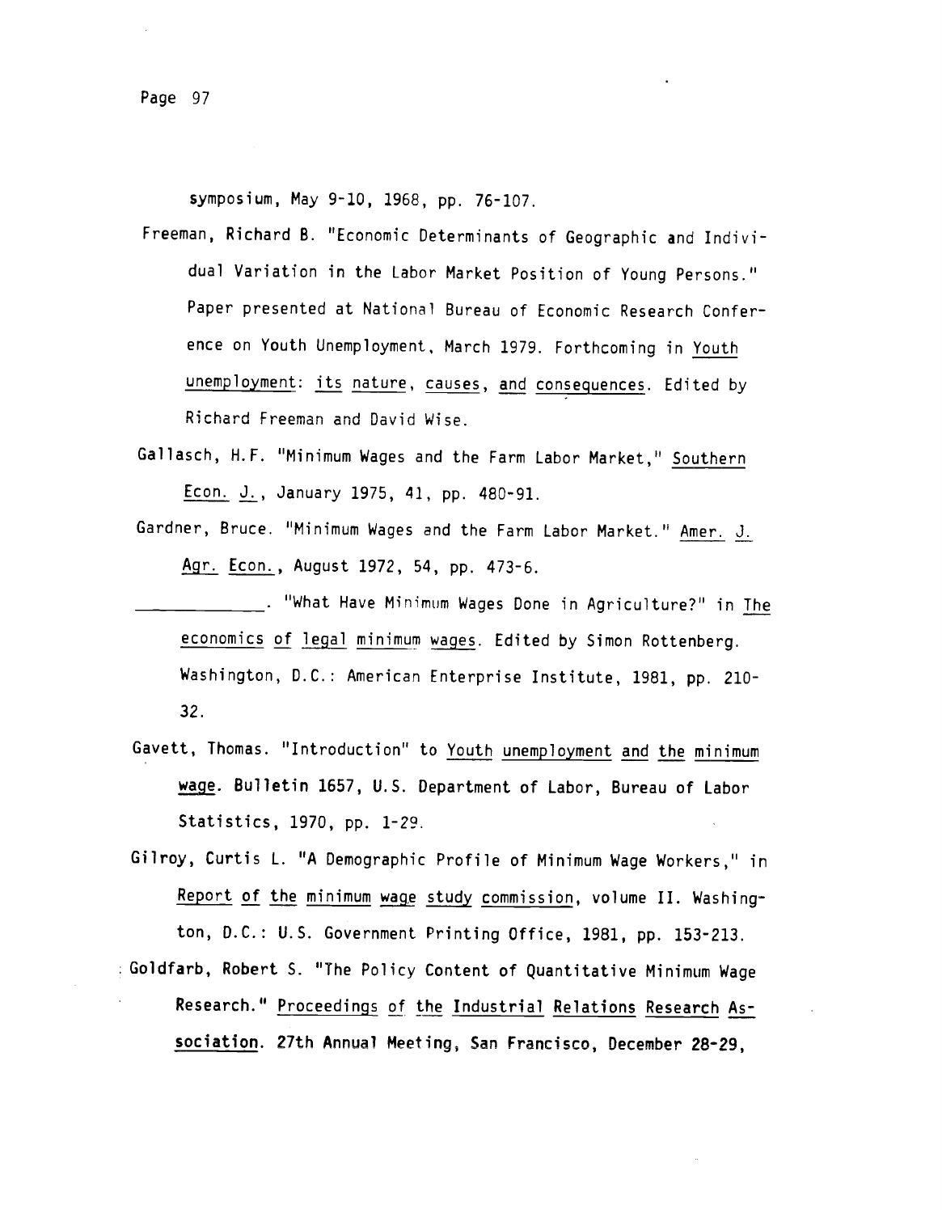symposium, May 9-10, 1968, pp. 76-107.

Freeman, Richard B. "Economic Determinants of Geographic and Individual Variation in the Labor Market Position of Young Persons." Paper presented at National Bureau of Economic Research Conference on Youth Unemployment, March 1979. Forthcoming in *Youth unemployment: its nature, causes, and consequences*. Edited by Richard Freeman and David Wise.

Gallasch, H.F. "Minimum Wages and the Farm Labor Market," *Southern Econ. J.*, January 1975, 41, pp. 480-91.

Gardner, Bruce. "Minimum Wages and the Farm Labor Market." *Amer. J. Agr. Econ.*, August 1972, 54, pp. 473-6.

\_\_\_\_\_\_\_\_\_\_\_\_. "What Have Minimum Wages Done in Agriculture?" in *The economics of legal minimum wages*. Edited by Simon Rottenberg. Washington, D.C.: American Enterprise Institute, 1981, pp. 210-32.

Gavett, Thomas. "Introduction" to *Youth unemployment and the minimum wage*. Bulletin 1657, U.S. Department of Labor, Bureau of Labor Statistics, 1970, pp. 1-29.

Gilroy, Curtis L. "A Demographic Profile of Minimum Wage Workers," in *Report of the minimum wage study commission*, volume II. Washington, D.C.: U.S. Government Printing Office, 1981, pp. 153-213.

Goldfarb, Robert S. "The Policy Content of Quantitative Minimum Wage Research." *Proceedings of the Industrial Relations Research Association*. 27th Annual Meeting, San Francisco, December 28-29,